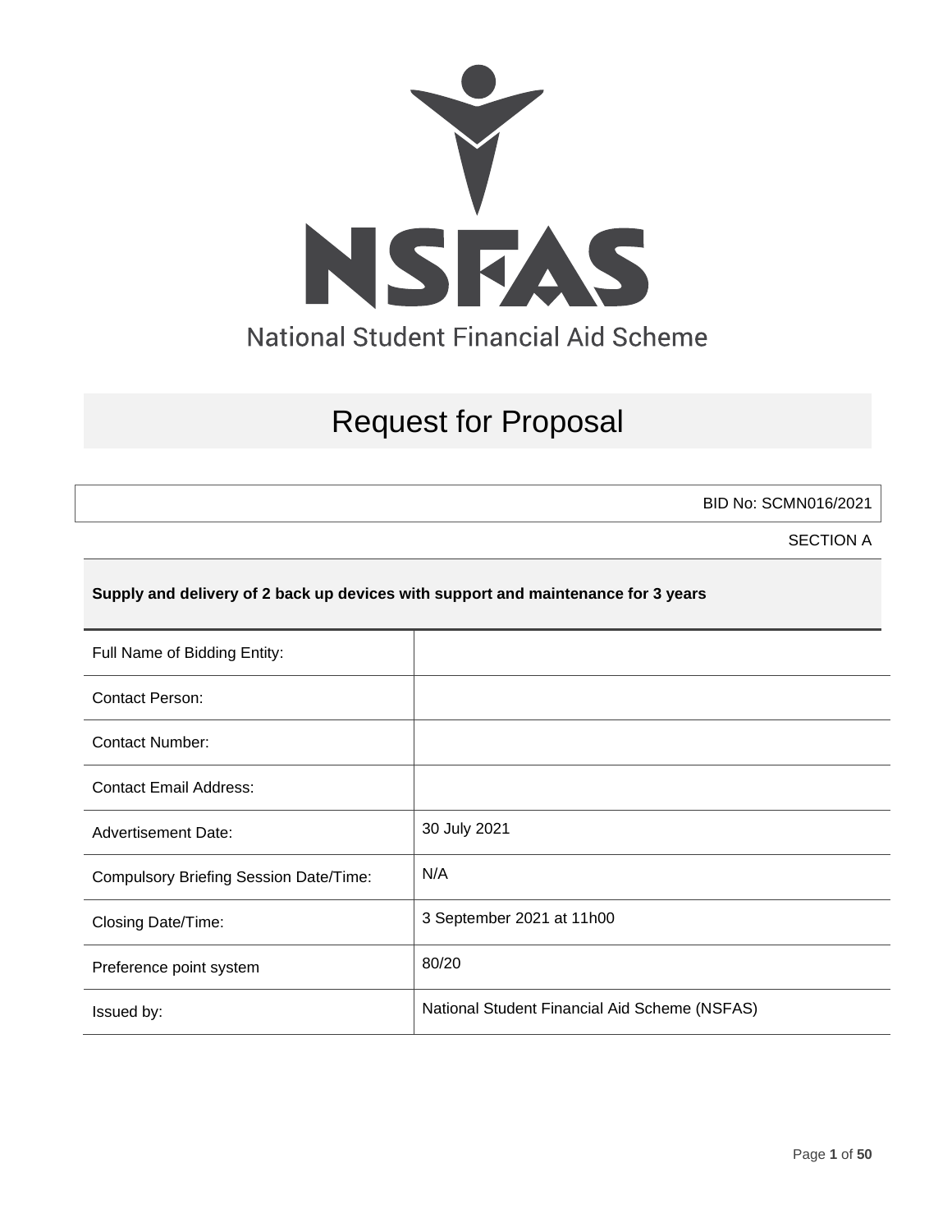NSFAS

National Student Financial Aid Scheme

# Request for Proposal

BID No: SCMN016/2021

SECTION A

**Supply and delivery of 2 back up devices with support and maintenance for 3 years**

| | |
|---|---|
| Full Name of Bidding Entity: | |
| Contact Person: | |
| Contact Number: | |
| Contact Email Address: | |
| Advertisement Date: | 30 July 2021 |
| Compulsory Briefing Session Date/Time: | N/A |
| Closing Date/Time: | 3 September 2021 at 11h00 |
| Preference point system | 80/20 |
| Issued by: | National Student Financial Aid Scheme (NSFAS) |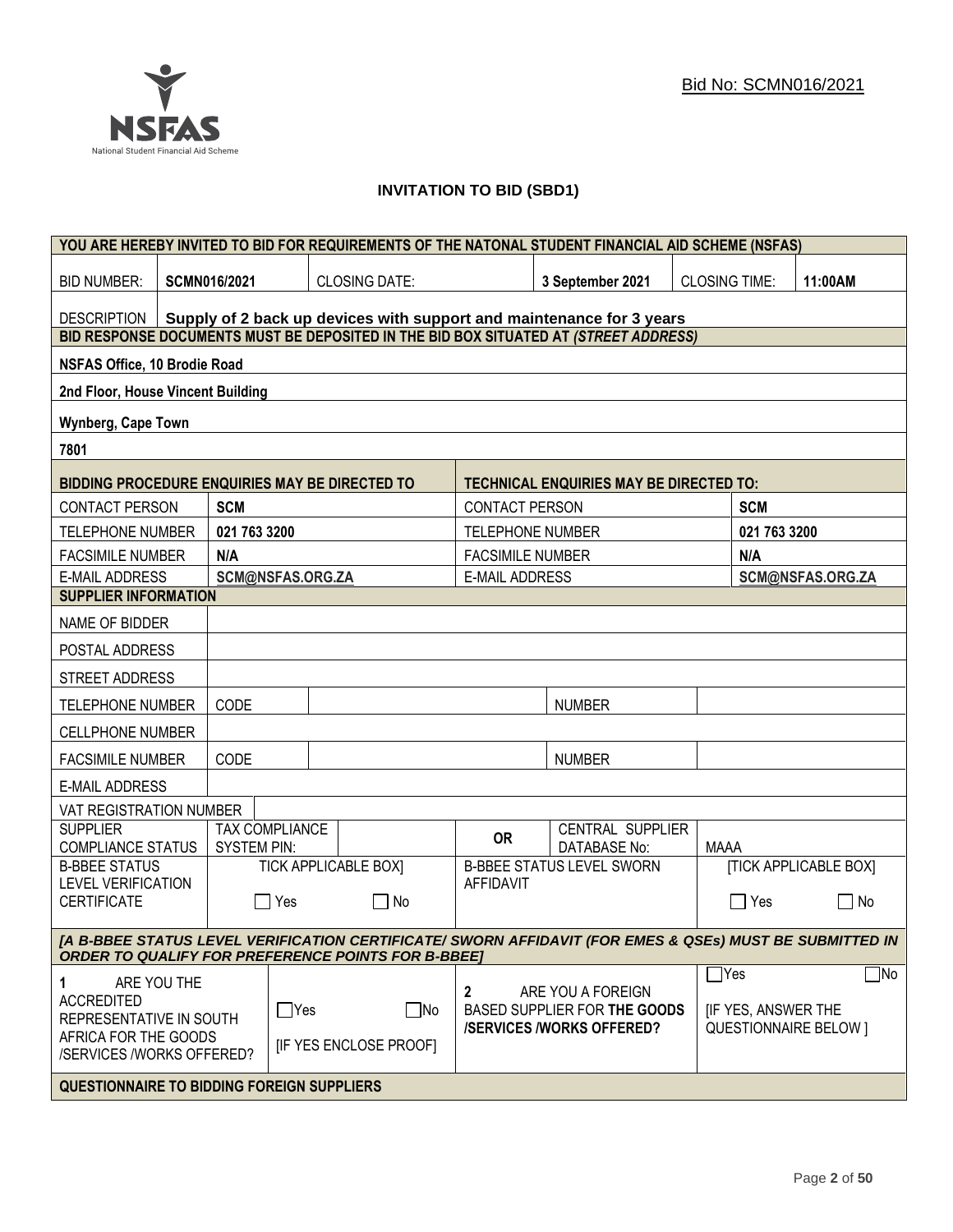Bid No: SCMN016/2021

# INVITATION TO BID (SBD1)

| YOU ARE HEREBY INVITED TO BID FOR REQUIREMENTS OF THE NATONAL STUDENT FINANCIAL AID SCHEME (NSFAS) | | | | | |
|---|---|---|---|---|---|
| BID NUMBER: | **SCMN016/2021** | CLOSING DATE: | **3 September 2021** | CLOSING TIME: | **11:00AM** |
| DESCRIPTION | **Supply of 2 back up devices with support and maintenance for 3 years** | | | | |

| BID RESPONSE DOCUMENTS MUST BE DEPOSITED IN THE BID BOX SITUATED AT *(STREET ADDRESS)* |
|---|
| **NSFAS Office, 10 Brodie Road** |
| **2nd Floor, House Vincent Building** |
| **Wynberg, Cape Town** |
| **7801** |

| BIDDING PROCEDURE ENQUIRIES MAY BE DIRECTED TO | | TECHNICAL ENQUIRIES MAY BE DIRECTED TO: | |
|---|---|---|---|
| CONTACT PERSON | **SCM** | CONTACT PERSON | **SCM** |
| TELEPHONE NUMBER | **021 763 3200** | TELEPHONE NUMBER | **021 763 3200** |
| FACSIMILE NUMBER | **N/A** | FACSIMILE NUMBER | **N/A** |
| E-MAIL ADDRESS | **SCM@NSFAS.ORG.ZA** | E-MAIL ADDRESS | **SCM@NSFAS.ORG.ZA** |

| SUPPLIER INFORMATION | | | | |
|---|---|---|---|---|
| NAME OF BIDDER | | | | |
| POSTAL ADDRESS | | | | |
| STREET ADDRESS | | | | |
| TELEPHONE NUMBER | CODE | | NUMBER | |
| CELLPHONE NUMBER | | | | |
| FACSIMILE NUMBER | CODE | | NUMBER | |
| E-MAIL ADDRESS | | | | |
| VAT REGISTRATION NUMBER | | | | |
| SUPPLIER COMPLIANCE STATUS | TAX COMPLIANCE SYSTEM PIN: | | **OR** CENTRAL SUPPLIER DATABASE No: | MAAA |
| B-BBEE STATUS LEVEL VERIFICATION CERTIFICATE | TICK APPLICABLE BOX] ☐ Yes ☐ No | | B-BBEE STATUS LEVEL SWORN AFFIDAVIT | [TICK APPLICABLE BOX] ☐ Yes ☐ No |

***[A B-BBEE STATUS LEVEL VERIFICATION CERTIFICATE/ SWORN AFFIDAVIT (FOR EMES & QSEs) MUST BE SUBMITTED IN ORDER TO QUALIFY FOR PREFERENCE POINTS FOR B-BBEE]***

| 1 ARE YOU THE ACCREDITED REPRESENTATIVE IN SOUTH AFRICA FOR THE GOODS /SERVICES /WORKS OFFERED? | ☐Yes ☐No [IF YES ENCLOSE PROOF] | 2 ARE YOU A FOREIGN BASED SUPPLIER FOR **THE GOODS /SERVICES /WORKS OFFERED?** | ☐Yes ☐No [IF YES, ANSWER THE QUESTIONNAIRE BELOW ] |
|---|---|---|---|

**QUESTIONNAIRE TO BIDDING FOREIGN SUPPLIERS**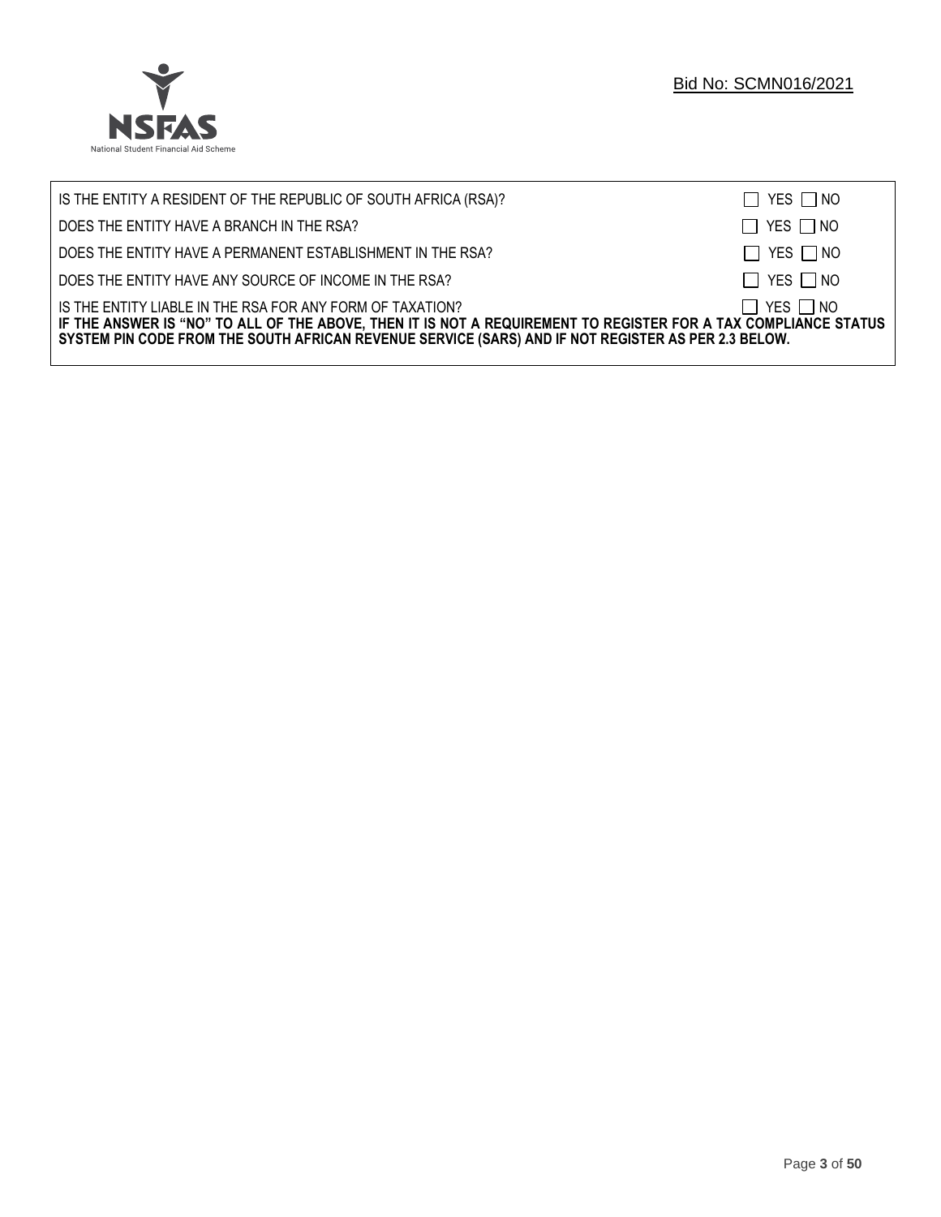| | |
|---|---|
| IS THE ENTITY A RESIDENT OF THE REPUBLIC OF SOUTH AFRICA (RSA)? | ☐ YES ☐ NO |
| DOES THE ENTITY HAVE A BRANCH IN THE RSA? | ☐ YES ☐ NO |
| DOES THE ENTITY HAVE A PERMANENT ESTABLISHMENT IN THE RSA? | ☐ YES ☐ NO |
| DOES THE ENTITY HAVE ANY SOURCE OF INCOME IN THE RSA? | ☐ YES ☐ NO |
| IS THE ENTITY LIABLE IN THE RSA FOR ANY FORM OF TAXATION? | ☐ YES ☐ NO |

**IF THE ANSWER IS "NO" TO ALL OF THE ABOVE, THEN IT IS NOT A REQUIREMENT TO REGISTER FOR A TAX COMPLIANCE STATUS SYSTEM PIN CODE FROM THE SOUTH AFRICAN REVENUE SERVICE (SARS) AND IF NOT REGISTER AS PER 2.3 BELOW.**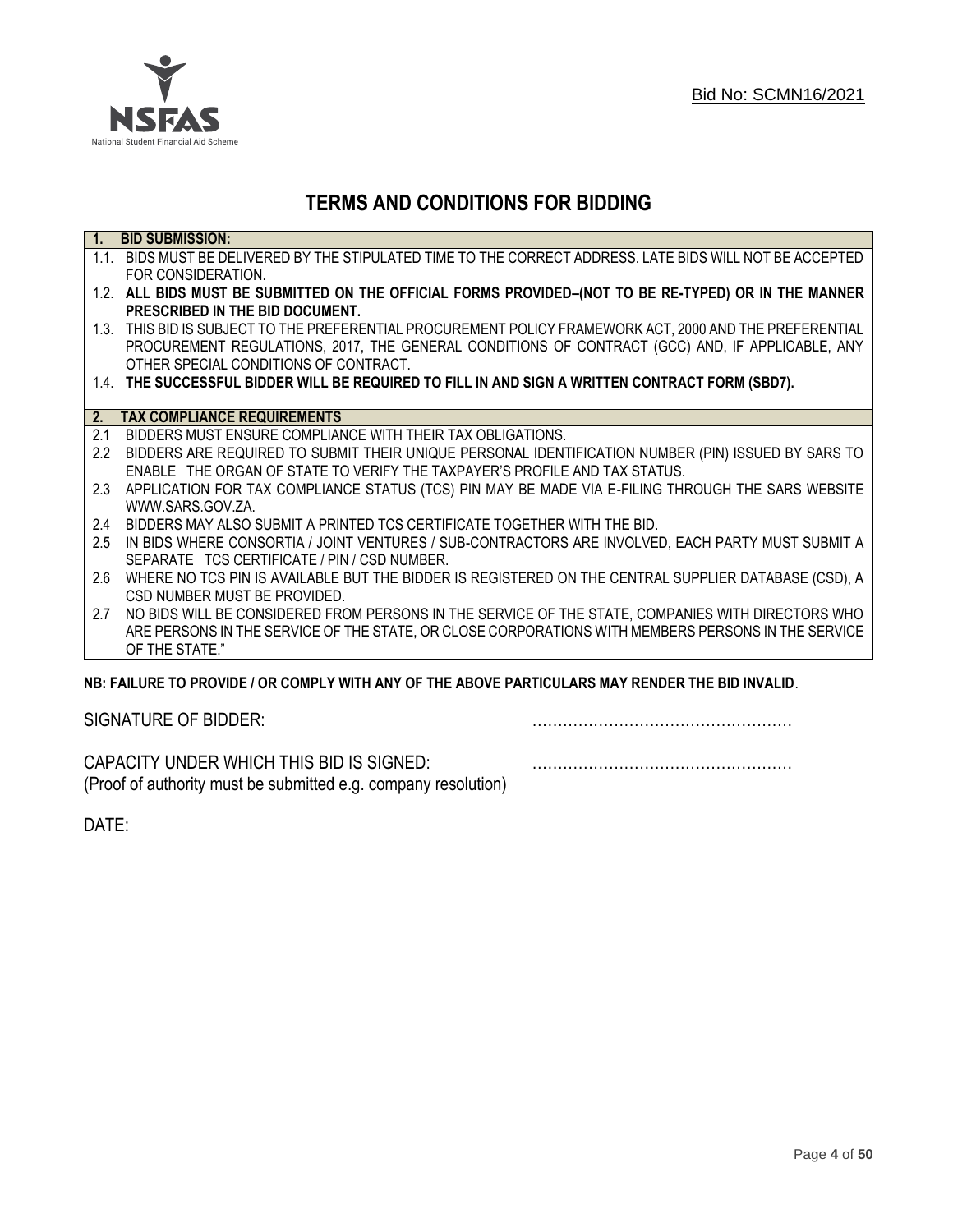Bid No: SCMN16/2021

# TERMS AND CONDITIONS FOR BIDDING

**1. BID SUBMISSION:**

1.1. BIDS MUST BE DELIVERED BY THE STIPULATED TIME TO THE CORRECT ADDRESS. LATE BIDS WILL NOT BE ACCEPTED FOR CONSIDERATION.

1.2. **ALL BIDS MUST BE SUBMITTED ON THE OFFICIAL FORMS PROVIDED–(NOT TO BE RE-TYPED) OR IN THE MANNER PRESCRIBED IN THE BID DOCUMENT.**

1.3. THIS BID IS SUBJECT TO THE PREFERENTIAL PROCUREMENT POLICY FRAMEWORK ACT, 2000 AND THE PREFERENTIAL PROCUREMENT REGULATIONS, 2017, THE GENERAL CONDITIONS OF CONTRACT (GCC) AND, IF APPLICABLE, ANY OTHER SPECIAL CONDITIONS OF CONTRACT.

1.4. **THE SUCCESSFUL BIDDER WILL BE REQUIRED TO FILL IN AND SIGN A WRITTEN CONTRACT FORM (SBD7).**

**2. TAX COMPLIANCE REQUIREMENTS**

2.1 BIDDERS MUST ENSURE COMPLIANCE WITH THEIR TAX OBLIGATIONS.

2.2 BIDDERS ARE REQUIRED TO SUBMIT THEIR UNIQUE PERSONAL IDENTIFICATION NUMBER (PIN) ISSUED BY SARS TO ENABLE THE ORGAN OF STATE TO VERIFY THE TAXPAYER'S PROFILE AND TAX STATUS.

2.3 APPLICATION FOR TAX COMPLIANCE STATUS (TCS) PIN MAY BE MADE VIA E-FILING THROUGH THE SARS WEBSITE WWW.SARS.GOV.ZA.

2.4 BIDDERS MAY ALSO SUBMIT A PRINTED TCS CERTIFICATE TOGETHER WITH THE BID.

2.5 IN BIDS WHERE CONSORTIA / JOINT VENTURES / SUB-CONTRACTORS ARE INVOLVED, EACH PARTY MUST SUBMIT A SEPARATE TCS CERTIFICATE / PIN / CSD NUMBER.

2.6 WHERE NO TCS PIN IS AVAILABLE BUT THE BIDDER IS REGISTERED ON THE CENTRAL SUPPLIER DATABASE (CSD), A CSD NUMBER MUST BE PROVIDED.

2.7 NO BIDS WILL BE CONSIDERED FROM PERSONS IN THE SERVICE OF THE STATE, COMPANIES WITH DIRECTORS WHO ARE PERSONS IN THE SERVICE OF THE STATE, OR CLOSE CORPORATIONS WITH MEMBERS PERSONS IN THE SERVICE OF THE STATE."

**NB: FAILURE TO PROVIDE / OR COMPLY WITH ANY OF THE ABOVE PARTICULARS MAY RENDER THE BID INVALID**.

SIGNATURE OF BIDDER: ……………………………………………

CAPACITY UNDER WHICH THIS BID IS SIGNED: ……………………………………………
(Proof of authority must be submitted e.g. company resolution)

DATE: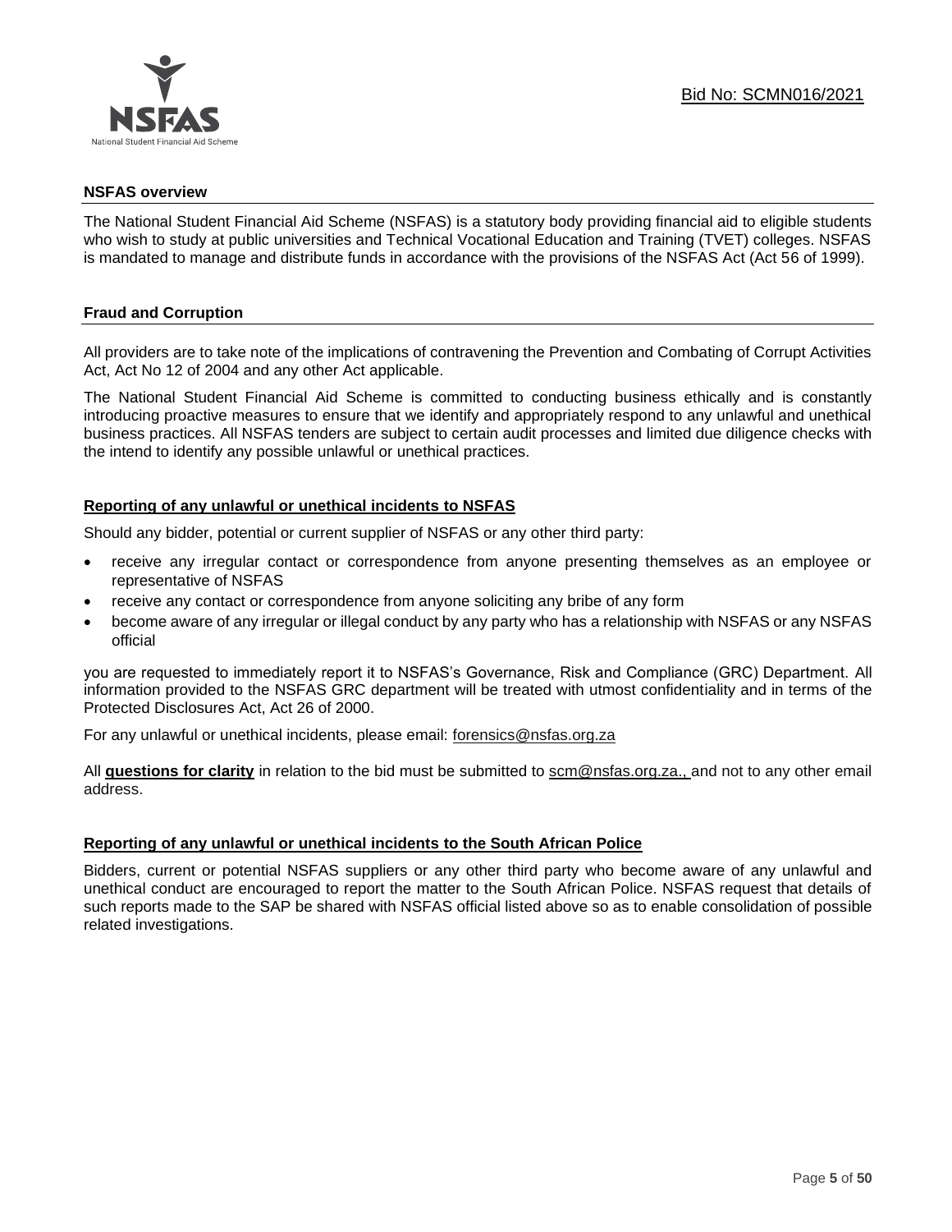## NSFAS overview

The National Student Financial Aid Scheme (NSFAS) is a statutory body providing financial aid to eligible students who wish to study at public universities and Technical Vocational Education and Training (TVET) colleges. NSFAS is mandated to manage and distribute funds in accordance with the provisions of the NSFAS Act (Act 56 of 1999).

## Fraud and Corruption

All providers are to take note of the implications of contravening the Prevention and Combating of Corrupt Activities Act, Act No 12 of 2004 and any other Act applicable.

The National Student Financial Aid Scheme is committed to conducting business ethically and is constantly introducing proactive measures to ensure that we identify and appropriately respond to any unlawful and unethical business practices. All NSFAS tenders are subject to certain audit processes and limited due diligence checks with the intend to identify any possible unlawful or unethical practices.

### Reporting of any unlawful or unethical incidents to NSFAS

Should any bidder, potential or current supplier of NSFAS or any other third party:

- receive any irregular contact or correspondence from anyone presenting themselves as an employee or representative of NSFAS
- receive any contact or correspondence from anyone soliciting any bribe of any form
- become aware of any irregular or illegal conduct by any party who has a relationship with NSFAS or any NSFAS official

you are requested to immediately report it to NSFAS's Governance, Risk and Compliance (GRC) Department. All information provided to the NSFAS GRC department will be treated with utmost confidentiality and in terms of the Protected Disclosures Act, Act 26 of 2000.

For any unlawful or unethical incidents, please email: forensics@nsfas.org.za

All **questions for clarity** in relation to the bid must be submitted to scm@nsfas.org.za., and not to any other email address.

### Reporting of any unlawful or unethical incidents to the South African Police

Bidders, current or potential NSFAS suppliers or any other third party who become aware of any unlawful and unethical conduct are encouraged to report the matter to the South African Police. NSFAS request that details of such reports made to the SAP be shared with NSFAS official listed above so as to enable consolidation of possible related investigations.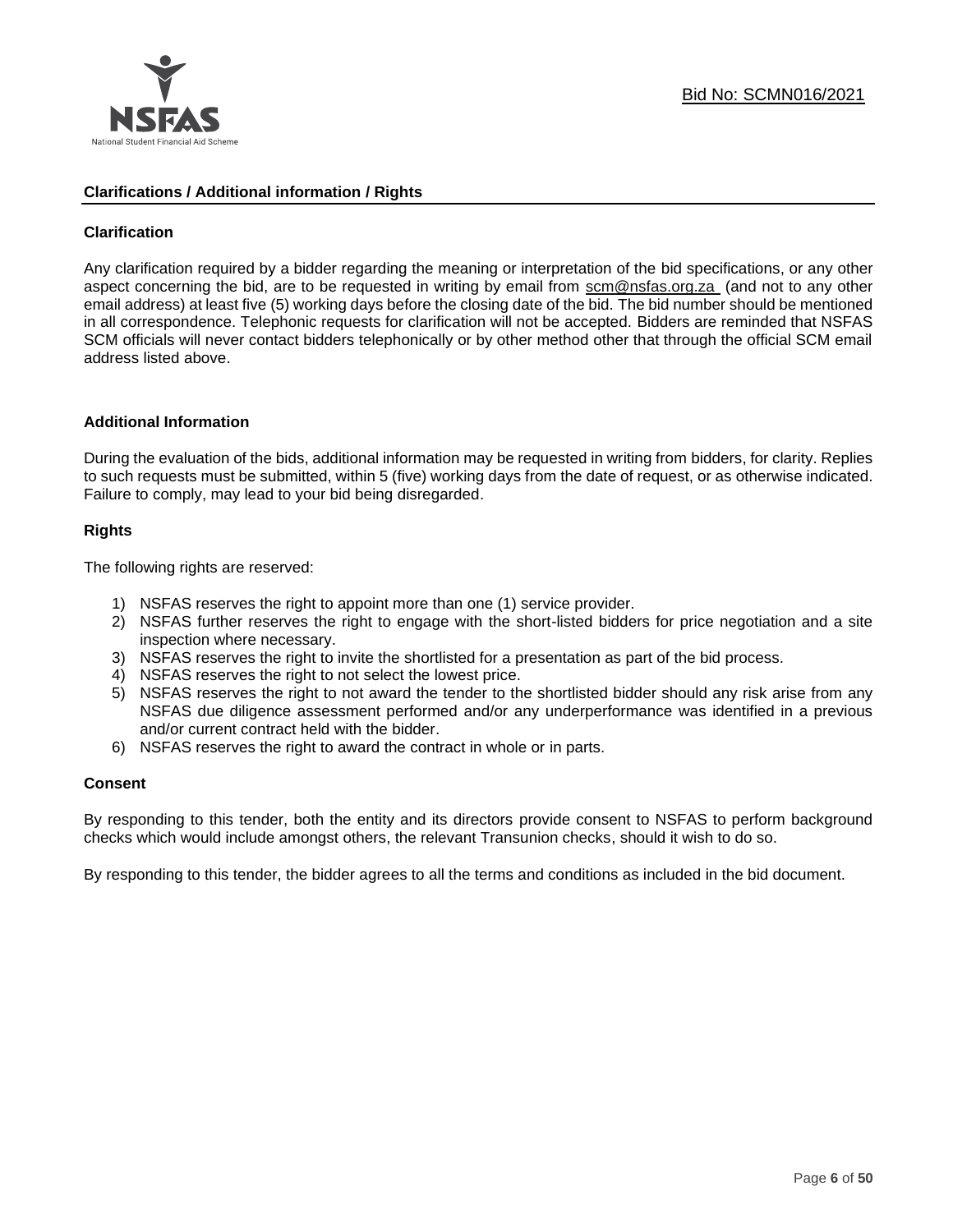## Clarifications / Additional information / Rights

### Clarification

Any clarification required by a bidder regarding the meaning or interpretation of the bid specifications, or any other aspect concerning the bid, are to be requested in writing by email from scm@nsfas.org.za (and not to any other email address) at least five (5) working days before the closing date of the bid. The bid number should be mentioned in all correspondence. Telephonic requests for clarification will not be accepted. Bidders are reminded that NSFAS SCM officials will never contact bidders telephonically or by other method other that through the official SCM email address listed above.

### Additional Information

During the evaluation of the bids, additional information may be requested in writing from bidders, for clarity. Replies to such requests must be submitted, within 5 (five) working days from the date of request, or as otherwise indicated. Failure to comply, may lead to your bid being disregarded.

### Rights

The following rights are reserved:

1) NSFAS reserves the right to appoint more than one (1) service provider.
2) NSFAS further reserves the right to engage with the short-listed bidders for price negotiation and a site inspection where necessary.
3) NSFAS reserves the right to invite the shortlisted for a presentation as part of the bid process.
4) NSFAS reserves the right to not select the lowest price.
5) NSFAS reserves the right to not award the tender to the shortlisted bidder should any risk arise from any NSFAS due diligence assessment performed and/or any underperformance was identified in a previous and/or current contract held with the bidder.
6) NSFAS reserves the right to award the contract in whole or in parts.

### Consent

By responding to this tender, both the entity and its directors provide consent to NSFAS to perform background checks which would include amongst others, the relevant Transunion checks, should it wish to do so.

By responding to this tender, the bidder agrees to all the terms and conditions as included in the bid document.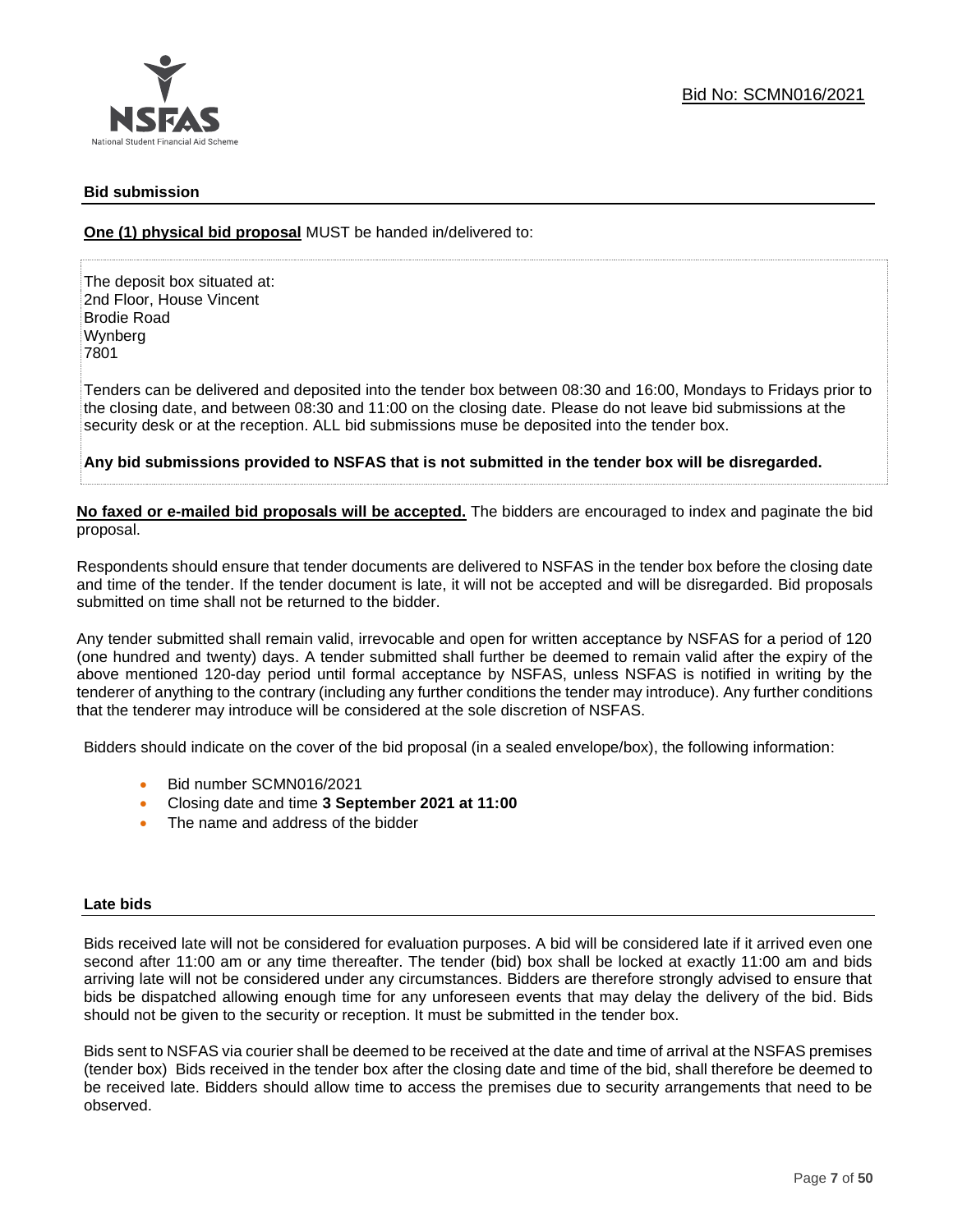### Bid submission

**One (1) physical bid proposal** MUST be handed in/delivered to:

The deposit box situated at:
2nd Floor, House Vincent
Brodie Road
Wynberg
7801

Tenders can be delivered and deposited into the tender box between 08:30 and 16:00, Mondays to Fridays prior to the closing date, and between 08:30 and 11:00 on the closing date. Please do not leave bid submissions at the security desk or at the reception. ALL bid submissions muse be deposited into the tender box.

**Any bid submissions provided to NSFAS that is not submitted in the tender box will be disregarded.**

**No faxed or e-mailed bid proposals will be accepted.** The bidders are encouraged to index and paginate the bid proposal.

Respondents should ensure that tender documents are delivered to NSFAS in the tender box before the closing date and time of the tender. If the tender document is late, it will not be accepted and will be disregarded. Bid proposals submitted on time shall not be returned to the bidder.

Any tender submitted shall remain valid, irrevocable and open for written acceptance by NSFAS for a period of 120 (one hundred and twenty) days. A tender submitted shall further be deemed to remain valid after the expiry of the above mentioned 120-day period until formal acceptance by NSFAS, unless NSFAS is notified in writing by the tenderer of anything to the contrary (including any further conditions the tender may introduce). Any further conditions that the tenderer may introduce will be considered at the sole discretion of NSFAS.

Bidders should indicate on the cover of the bid proposal (in a sealed envelope/box), the following information:

- Bid number SCMN016/2021
- Closing date and time **3 September 2021 at 11:00**
- The name and address of the bidder

### Late bids

Bids received late will not be considered for evaluation purposes. A bid will be considered late if it arrived even one second after 11:00 am or any time thereafter. The tender (bid) box shall be locked at exactly 11:00 am and bids arriving late will not be considered under any circumstances. Bidders are therefore strongly advised to ensure that bids be dispatched allowing enough time for any unforeseen events that may delay the delivery of the bid. Bids should not be given to the security or reception. It must be submitted in the tender box.

Bids sent to NSFAS via courier shall be deemed to be received at the date and time of arrival at the NSFAS premises (tender box) Bids received in the tender box after the closing date and time of the bid, shall therefore be deemed to be received late. Bidders should allow time to access the premises due to security arrangements that need to be observed.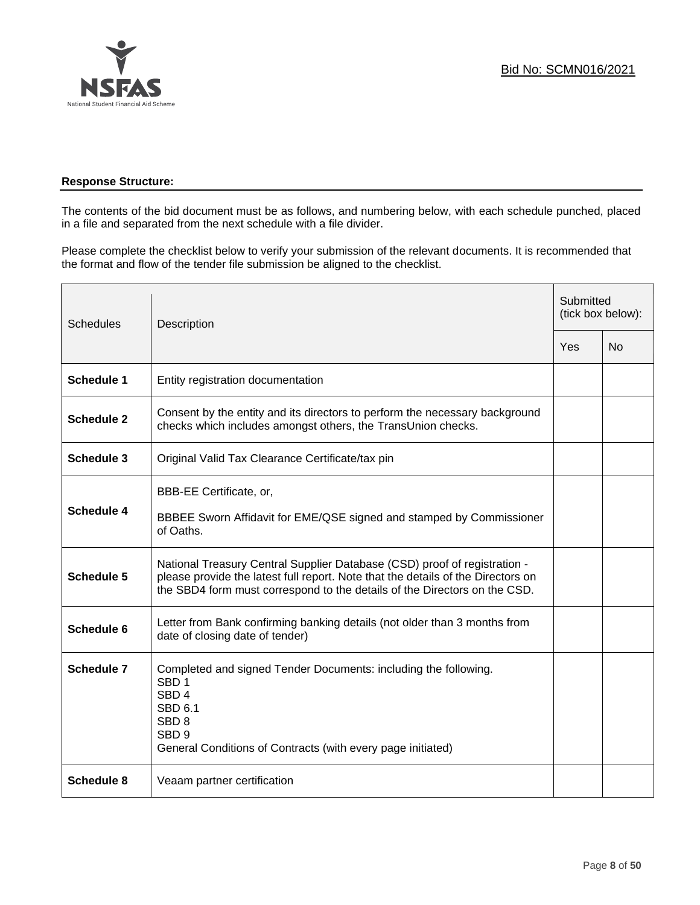**Response Structure:**

The contents of the bid document must be as follows, and numbering below, with each schedule punched, placed in a file and separated from the next schedule with a file divider.

Please complete the checklist below to verify your submission of the relevant documents. It is recommended that the format and flow of the tender file submission be aligned to the checklist.

| Schedules | Description | Submitted (tick box below): | |
|---|---|---|---|
| | | Yes | No |
| **Schedule 1** | Entity registration documentation | | |
| **Schedule 2** | Consent by the entity and its directors to perform the necessary background checks which includes amongst others, the TransUnion checks. | | |
| **Schedule 3** | Original Valid Tax Clearance Certificate/tax pin | | |
| **Schedule 4** | BBB-EE Certificate, or,<br><br>BBBEE Sworn Affidavit for EME/QSE signed and stamped by Commissioner of Oaths. | | |
| **Schedule 5** | National Treasury Central Supplier Database (CSD) proof of registration - please provide the latest full report. Note that the details of the Directors on the SBD4 form must correspond to the details of the Directors on the CSD. | | |
| **Schedule 6** | Letter from Bank confirming banking details (not older than 3 months from date of closing date of tender) | | |
| **Schedule 7** | Completed and signed Tender Documents: including the following.<br>SBD 1<br>SBD 4<br>SBD 6.1<br>SBD 8<br>SBD 9<br>General Conditions of Contracts (with every page initiated) | | |
| **Schedule 8** | Veaam partner certification | | |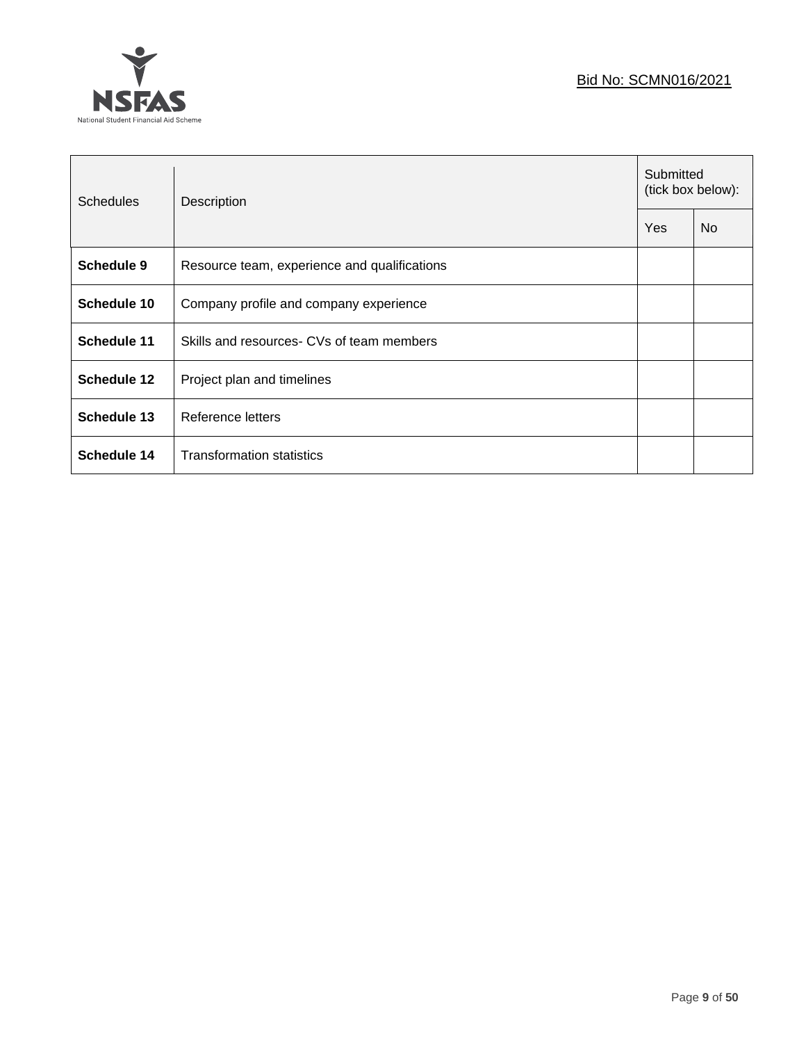| Schedules | Description | Submitted (tick box below): | |
|---|---|---|---|
| | | Yes | No |
| **Schedule 9** | Resource team, experience and qualifications | | |
| **Schedule 10** | Company profile and company experience | | |
| **Schedule 11** | Skills and resources- CVs of team members | | |
| **Schedule 12** | Project plan and timelines | | |
| **Schedule 13** | Reference letters | | |
| **Schedule 14** | Transformation statistics | | |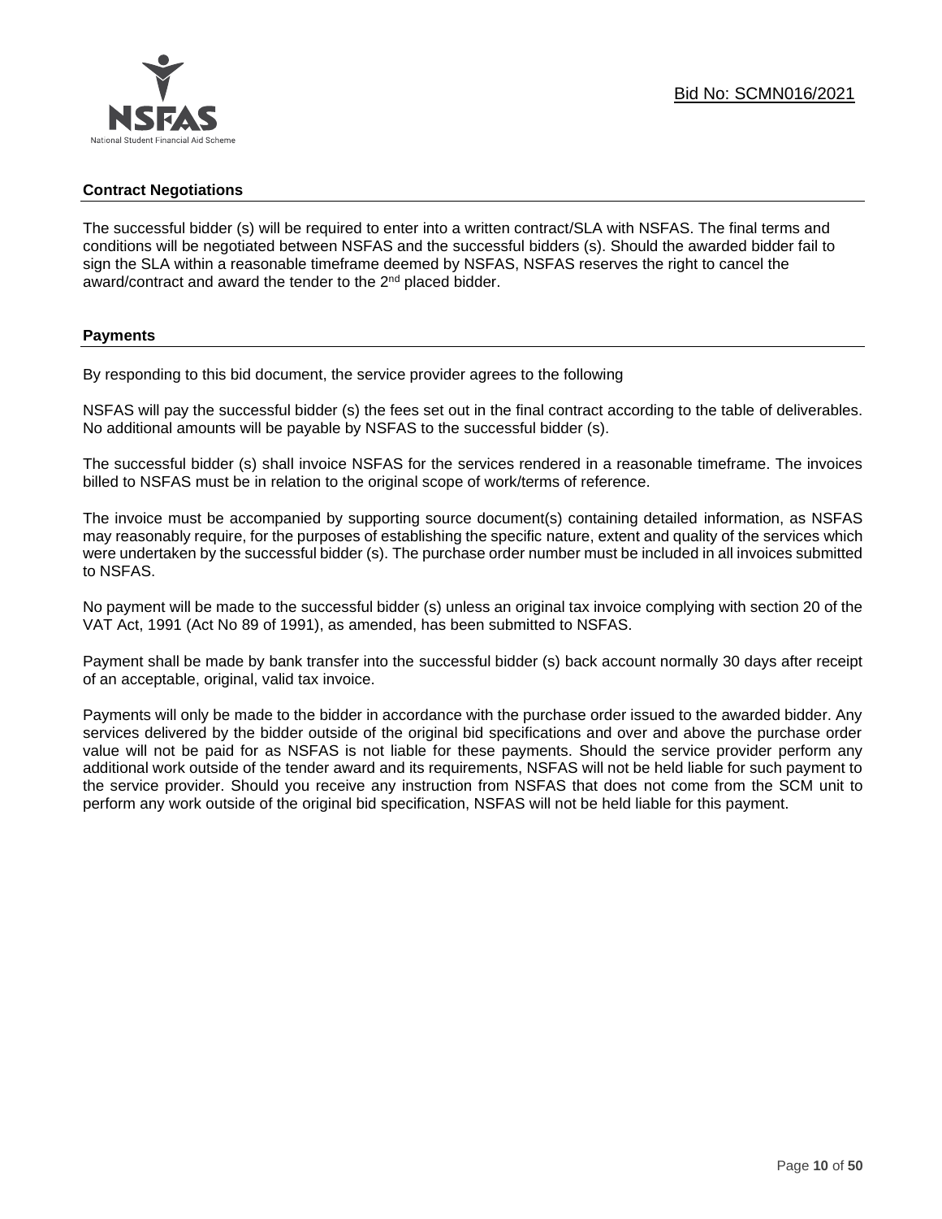### Contract Negotiations

The successful bidder (s) will be required to enter into a written contract/SLA with NSFAS. The final terms and conditions will be negotiated between NSFAS and the successful bidders (s). Should the awarded bidder fail to sign the SLA within a reasonable timeframe deemed by NSFAS, NSFAS reserves the right to cancel the award/contract and award the tender to the 2nd placed bidder.

### Payments

By responding to this bid document, the service provider agrees to the following

NSFAS will pay the successful bidder (s) the fees set out in the final contract according to the table of deliverables. No additional amounts will be payable by NSFAS to the successful bidder (s).

The successful bidder (s) shall invoice NSFAS for the services rendered in a reasonable timeframe. The invoices billed to NSFAS must be in relation to the original scope of work/terms of reference.

The invoice must be accompanied by supporting source document(s) containing detailed information, as NSFAS may reasonably require, for the purposes of establishing the specific nature, extent and quality of the services which were undertaken by the successful bidder (s). The purchase order number must be included in all invoices submitted to NSFAS.

No payment will be made to the successful bidder (s) unless an original tax invoice complying with section 20 of the VAT Act, 1991 (Act No 89 of 1991), as amended, has been submitted to NSFAS.

Payment shall be made by bank transfer into the successful bidder (s) back account normally 30 days after receipt of an acceptable, original, valid tax invoice.

Payments will only be made to the bidder in accordance with the purchase order issued to the awarded bidder. Any services delivered by the bidder outside of the original bid specifications and over and above the purchase order value will not be paid for as NSFAS is not liable for these payments. Should the service provider perform any additional work outside of the tender award and its requirements, NSFAS will not be held liable for such payment to the service provider. Should you receive any instruction from NSFAS that does not come from the SCM unit to perform any work outside of the original bid specification, NSFAS will not be held liable for this payment.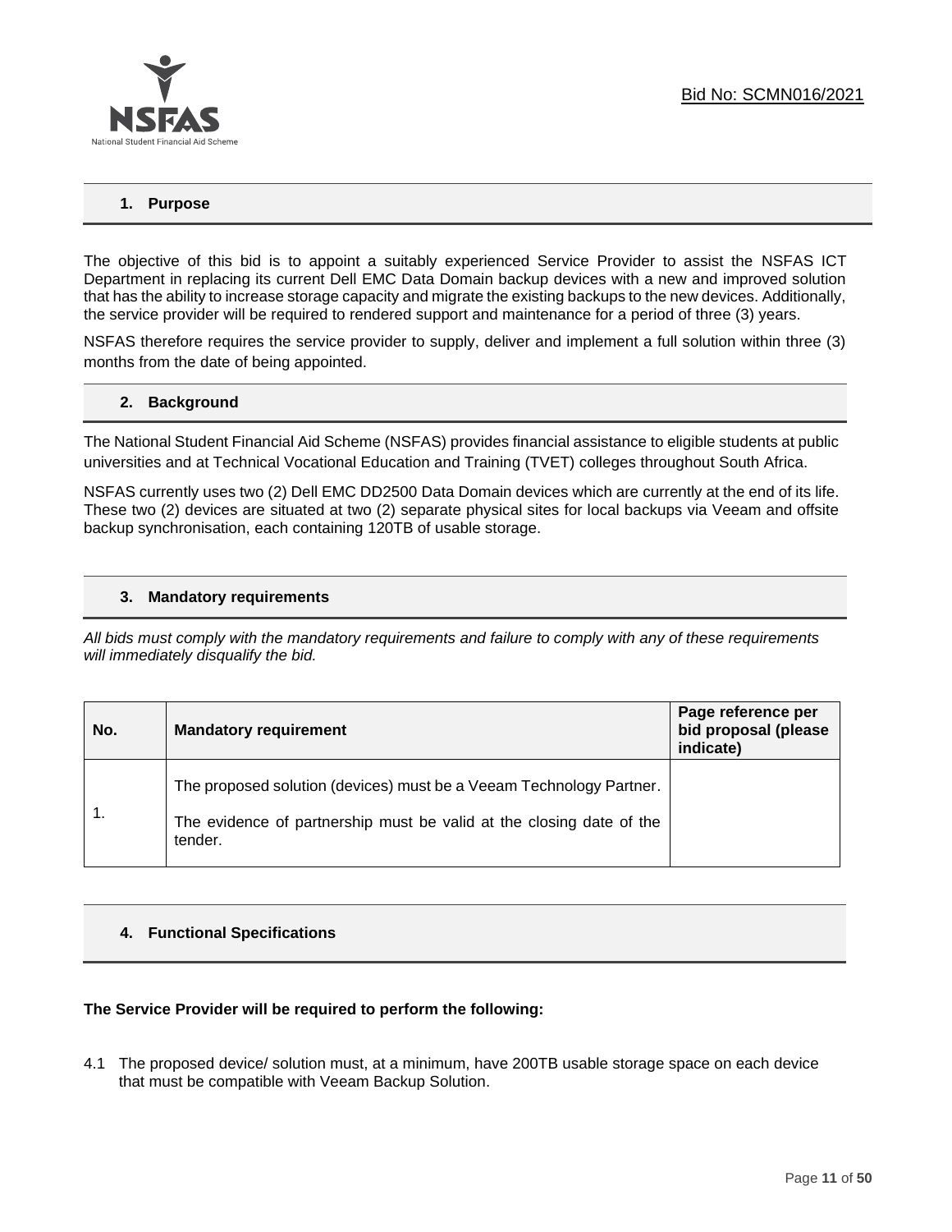## 1. Purpose

The objective of this bid is to appoint a suitably experienced Service Provider to assist the NSFAS ICT Department in replacing its current Dell EMC Data Domain backup devices with a new and improved solution that has the ability to increase storage capacity and migrate the existing backups to the new devices. Additionally, the service provider will be required to rendered support and maintenance for a period of three (3) years.

NSFAS therefore requires the service provider to supply, deliver and implement a full solution within three (3) months from the date of being appointed.

## 2. Background

The National Student Financial Aid Scheme (NSFAS) provides financial assistance to eligible students at public universities and at Technical Vocational Education and Training (TVET) colleges throughout South Africa.

NSFAS currently uses two (2) Dell EMC DD2500 Data Domain devices which are currently at the end of its life. These two (2) devices are situated at two (2) separate physical sites for local backups via Veeam and offsite backup synchronisation, each containing 120TB of usable storage.

## 3. Mandatory requirements

*All bids must comply with the mandatory requirements and failure to comply with any of these requirements will immediately disqualify the bid.*

| No. | Mandatory requirement | Page reference per bid proposal (please indicate) |
|---|---|---|
| 1. | The proposed solution (devices) must be a Veeam Technology Partner.<br><br>The evidence of partnership must be valid at the closing date of the tender. | |

## 4. Functional Specifications

**The Service Provider will be required to perform the following:**

4.1 The proposed device/ solution must, at a minimum, have 200TB usable storage space on each device that must be compatible with Veeam Backup Solution.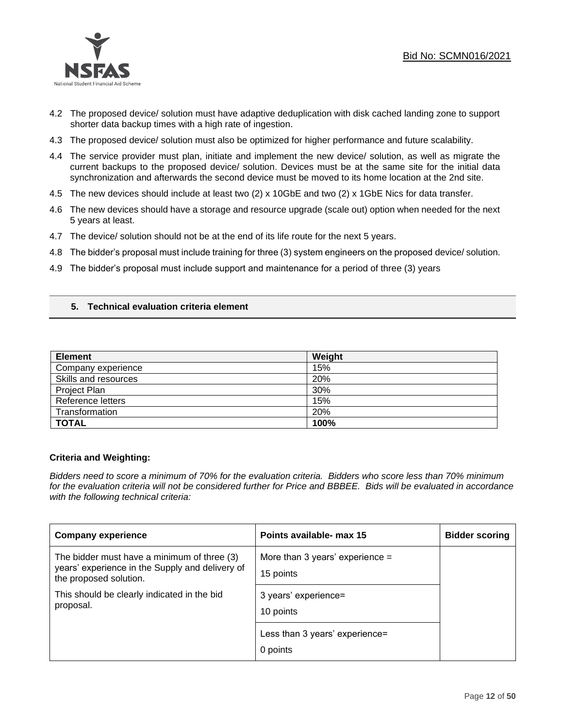4.2 The proposed device/ solution must have adaptive deduplication with disk cached landing zone to support shorter data backup times with a high rate of ingestion.

4.3 The proposed device/ solution must also be optimized for higher performance and future scalability.

4.4 The service provider must plan, initiate and implement the new device/ solution, as well as migrate the current backups to the proposed device/ solution. Devices must be at the same site for the initial data synchronization and afterwards the second device must be moved to its home location at the 2nd site.

4.5 The new devices should include at least two (2) x 10GbE and two (2) x 1GbE Nics for data transfer.

4.6 The new devices should have a storage and resource upgrade (scale out) option when needed for the next 5 years at least.

4.7 The device/ solution should not be at the end of its life route for the next 5 years.

4.8 The bidder's proposal must include training for three (3) system engineers on the proposed device/ solution.

4.9 The bidder's proposal must include support and maintenance for a period of three (3) years

## 5. Technical evaluation criteria element

| Element | Weight |
|---|---|
| Company experience | 15% |
| Skills and resources | 20% |
| Project Plan | 30% |
| Reference letters | 15% |
| Transformation | 20% |
| **TOTAL** | **100%** |

**Criteria and Weighting:**

*Bidders need to score a minimum of 70% for the evaluation criteria. Bidders who score less than 70% minimum for the evaluation criteria will not be considered further for Price and BBBEE. Bids will be evaluated in accordance with the following technical criteria:*

| Company experience | Points available- max 15 | Bidder scoring |
|---|---|---|
| The bidder must have a minimum of three (3) years' experience in the Supply and delivery of the proposed solution.<br><br>This should be clearly indicated in the bid proposal. | More than 3 years' experience = 15 points | |
| | 3 years' experience= 10 points | |
| | Less than 3 years' experience= 0 points | |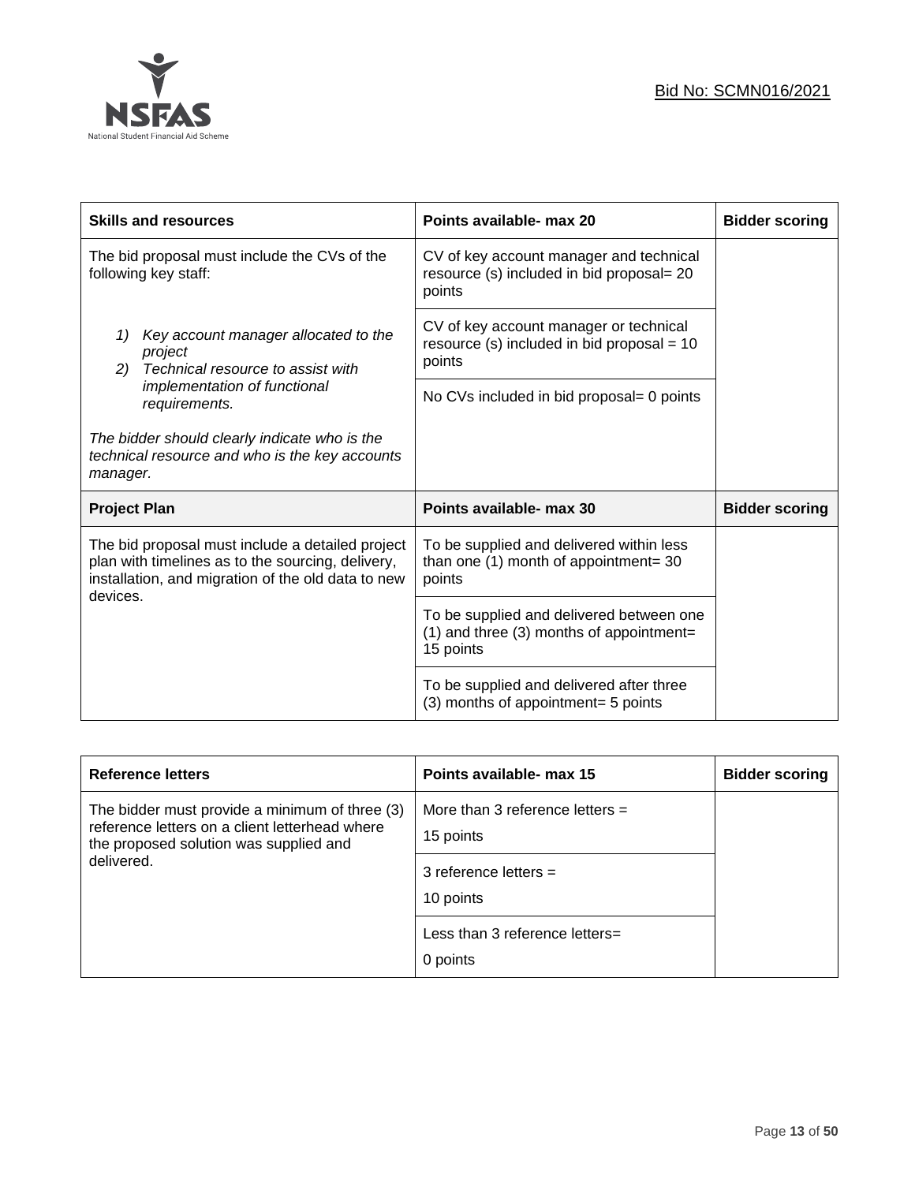| Skills and resources | Points available- max 20 | Bidder scoring |
|---|---|---|
| The bid proposal must include the CVs of the following key staff:<br><br>1) *Key account manager allocated to the project*<br>2) *Technical resource to assist with implementation of functional requirements.*<br><br>*The bidder should clearly indicate who is the technical resource and who is the key accounts manager.* | CV of key account manager and technical resource (s) included in bid proposal= 20 points | |
| | CV of key account manager or technical resource (s) included in bid proposal = 10 points | |
| | No CVs included in bid proposal= 0 points | |
| **Project Plan** | **Points available- max 30** | **Bidder scoring** |
| The bid proposal must include a detailed project plan with timelines as to the sourcing, delivery, installation, and migration of the old data to new devices. | To be supplied and delivered within less than one (1) month of appointment= 30 points | |
| | To be supplied and delivered between one (1) and three (3) months of appointment= 15 points | |
| | To be supplied and delivered after three (3) months of appointment= 5 points | |

| Reference letters | Points available- max 15 | Bidder scoring |
|---|---|---|
| The bidder must provide a minimum of three (3) reference letters on a client letterhead where the proposed solution was supplied and delivered. | More than 3 reference letters =<br>15 points | |
| | 3 reference letters =<br>10 points | |
| | Less than 3 reference letters=<br>0 points | |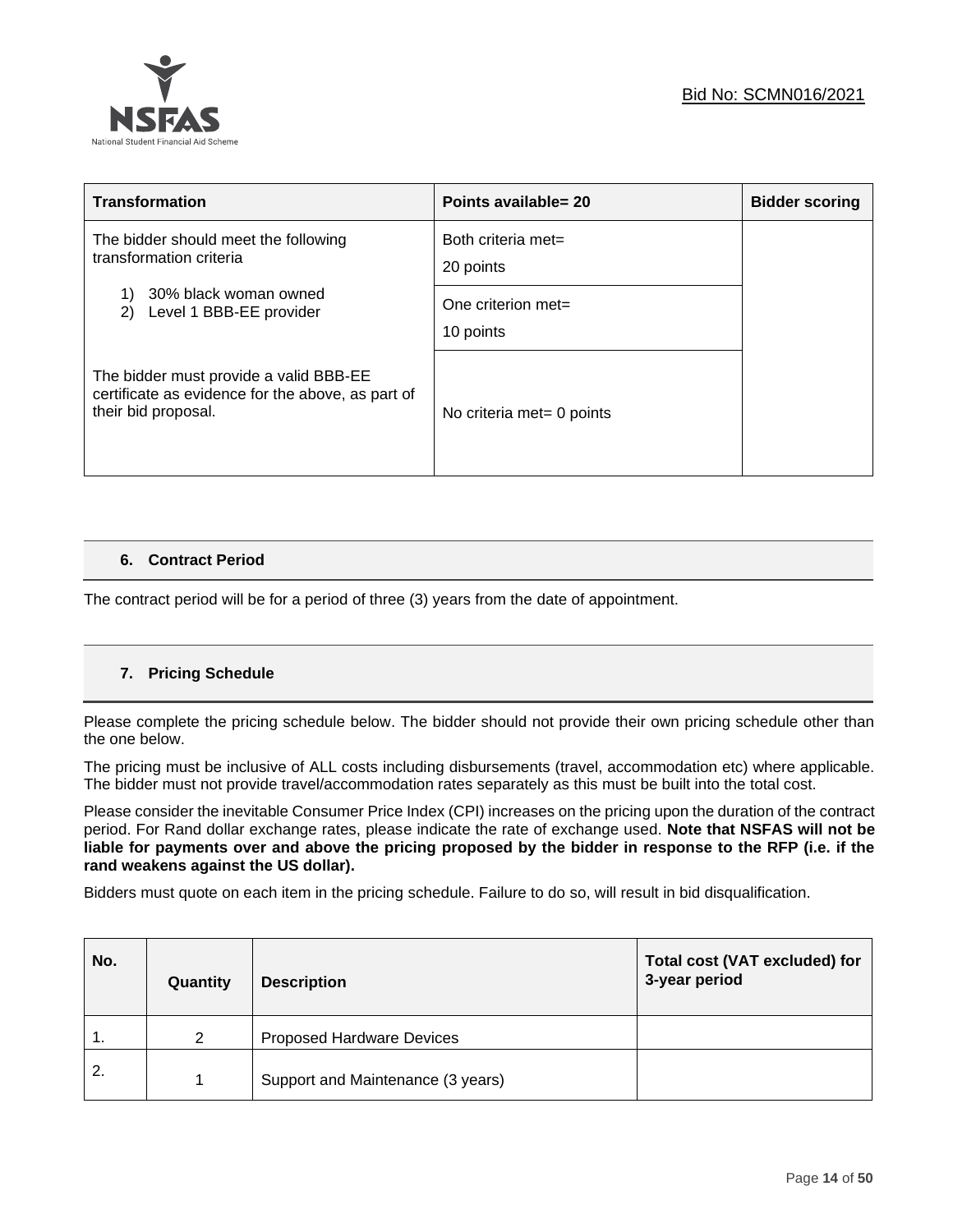| Transformation | Points available= 20 | Bidder scoring |
|---|---|---|
| The bidder should meet the following transformation criteria<br><br>1) 30% black woman owned<br>2) Level 1 BBB-EE provider<br><br>The bidder must provide a valid BBB-EE certificate as evidence for the above, as part of their bid proposal. | Both criteria met= 20 points<br><br>One criterion met= 10 points<br><br>No criteria met= 0 points | |

## 6. Contract Period

The contract period will be for a period of three (3) years from the date of appointment.

## 7. Pricing Schedule

Please complete the pricing schedule below. The bidder should not provide their own pricing schedule other than the one below.

The pricing must be inclusive of ALL costs including disbursements (travel, accommodation etc) where applicable. The bidder must not provide travel/accommodation rates separately as this must be built into the total cost.

Please consider the inevitable Consumer Price Index (CPI) increases on the pricing upon the duration of the contract period. For Rand dollar exchange rates, please indicate the rate of exchange used. **Note that NSFAS will not be liable for payments over and above the pricing proposed by the bidder in response to the RFP (i.e. if the rand weakens against the US dollar).**

Bidders must quote on each item in the pricing schedule. Failure to do so, will result in bid disqualification.

| No. | Quantity | Description | Total cost (VAT excluded) for 3-year period |
|---|---|---|---|
| 1. | 2 | Proposed Hardware Devices | |
| 2. | 1 | Support and Maintenance (3 years) | |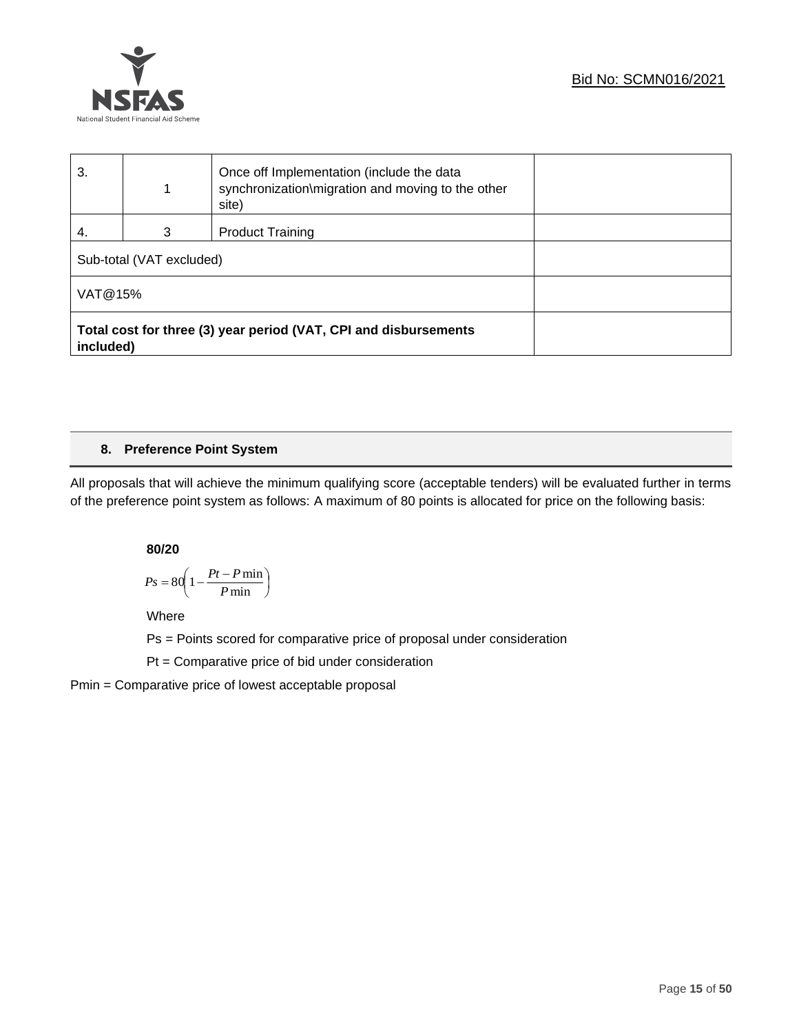| 3. | 1 | Once off Implementation (include the data synchronization\migration and moving to the other site) | |
|---|---|---|---|
| 4. | 3 | Product Training | |
| Sub-total (VAT excluded) | | | |
| VAT@15% | | | |
| **Total cost for three (3) year period (VAT, CPI and disbursements included)** | | | |

## 8. Preference Point System

All proposals that will achieve the minimum qualifying score (acceptable tenders) will be evaluated further in terms of the preference point system as follows: A maximum of 80 points is allocated for price on the following basis:

**80/20**

$$Ps = 80\left(1 - \frac{Pt - P\min}{P\min}\right)$$

Where

Ps = Points scored for comparative price of proposal under consideration

Pt = Comparative price of bid under consideration

Pmin = Comparative price of lowest acceptable proposal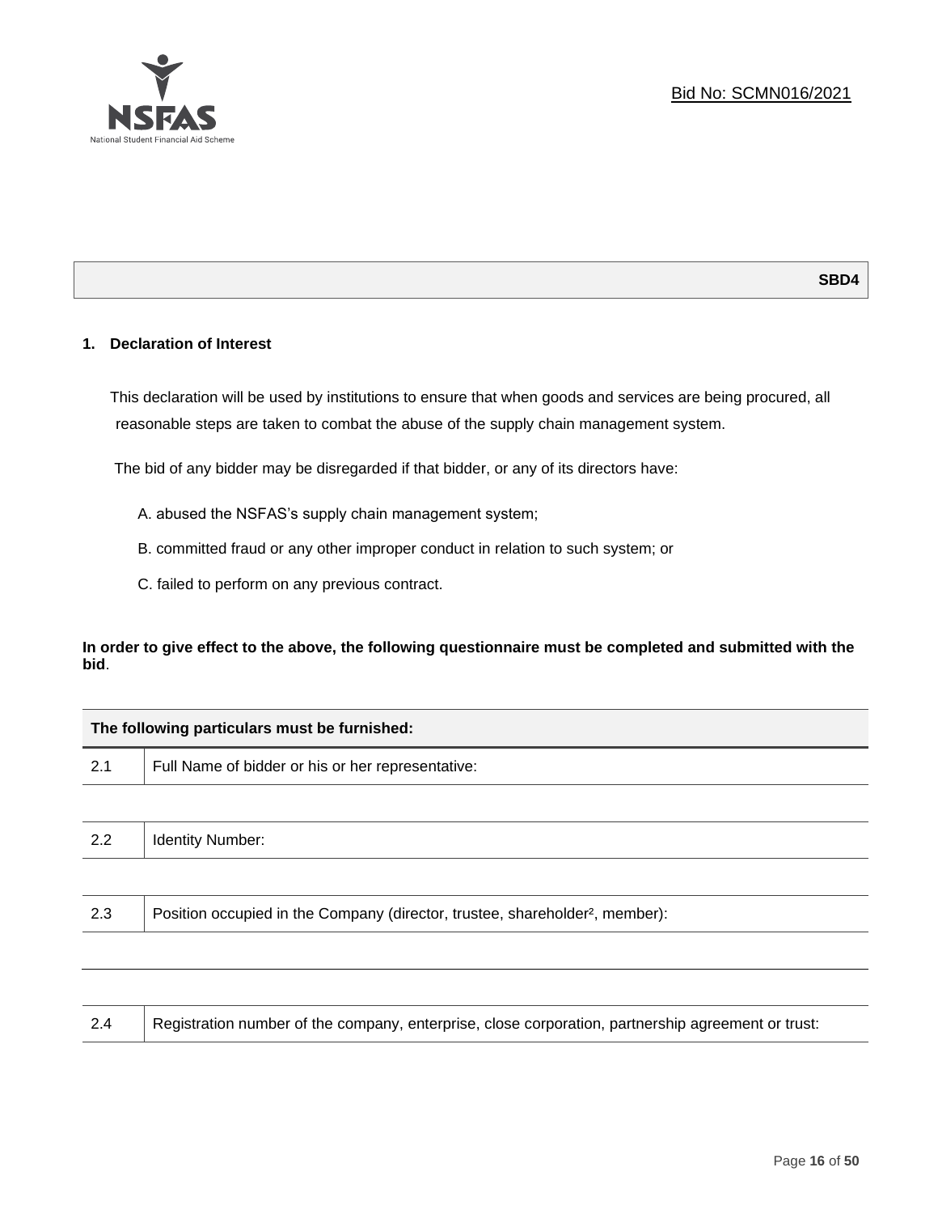Bid No: SCMN016/2021

**SBD4**

## 1. Declaration of Interest

This declaration will be used by institutions to ensure that when goods and services are being procured, all reasonable steps are taken to combat the abuse of the supply chain management system.

The bid of any bidder may be disregarded if that bidder, or any of its directors have:

A. abused the NSFAS's supply chain management system;

B. committed fraud or any other improper conduct in relation to such system; or

C. failed to perform on any previous contract.

**In order to give effect to the above, the following questionnaire must be completed and submitted with the bid**.

| **The following particulars must be furnished:** | |
|---|---|
| 2.1 | Full Name of bidder or his or her representative: |
| | |
| 2.2 | Identity Number: |
| | |
| 2.3 | Position occupied in the Company (director, trustee, shareholder[2], member): |
| | |
| | |
| 2.4 | Registration number of the company, enterprise, close corporation, partnership agreement or trust: |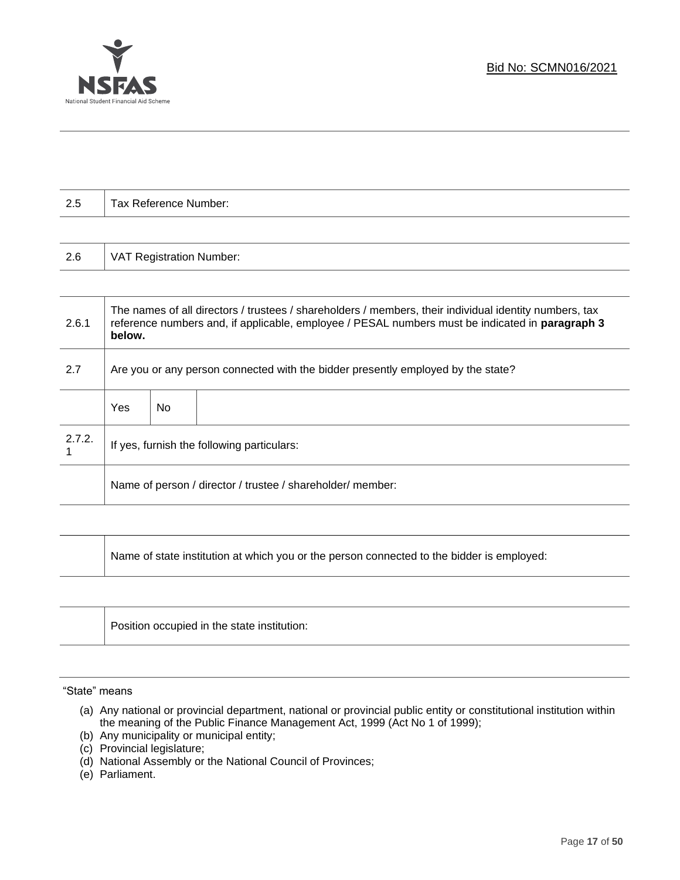Bid No: SCMN016/2021

| 2.5 | Tax Reference Number: |
|---|---|

| 2.6 | VAT Registration Number: |
|---|---|

| 2.6.1 | The names of all directors / trustees / shareholders / members, their individual identity numbers, tax reference numbers and, if applicable, employee / PESAL numbers must be indicated in **paragraph 3 below.** | | |
|---|---|---|---|
| 2.7 | Are you or any person connected with the bidder presently employed by the state? | | |
| | Yes | No | |
| 2.7.2.1 | If yes, furnish the following particulars: | | |
| | Name of person / director / trustee / shareholder/ member: | | |

| | Name of state institution at which you or the person connected to the bidder is employed: |
|---|---|

| | Position occupied in the state institution: |
|---|---|

"State" means

(a) Any national or provincial department, national or provincial public entity or constitutional institution within the meaning of the Public Finance Management Act, 1999 (Act No 1 of 1999);
(b) Any municipality or municipal entity;
(c) Provincial legislature;
(d) National Assembly or the National Council of Provinces;
(e) Parliament.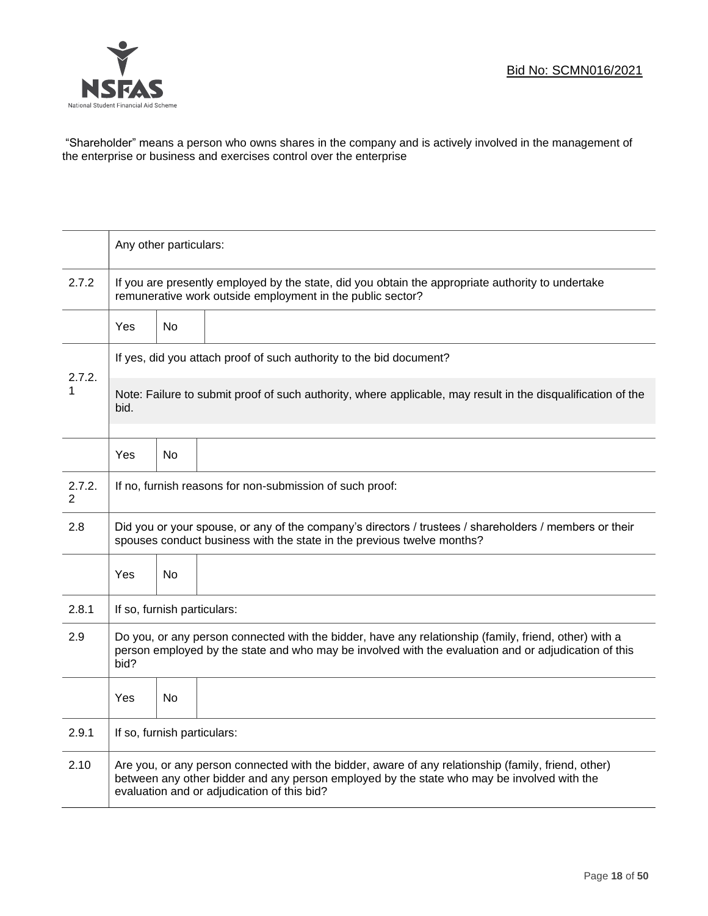"Shareholder" means a person who owns shares in the company and is actively involved in the management of the enterprise or business and exercises control over the enterprise

| | | | |
|---|---|---|---|
| | Any other particulars: | | |
| 2.7.2 | If you are presently employed by the state, did you obtain the appropriate authority to undertake remunerative work outside employment in the public sector? | | |
| | Yes | No | |
| 2.7.2.1 | If yes, did you attach proof of such authority to the bid document?<br><br>Note: Failure to submit proof of such authority, where applicable, may result in the disqualification of the bid. | | |
| | Yes | No | |
| 2.7.2.2 | If no, furnish reasons for non-submission of such proof: | | |
| 2.8 | Did you or your spouse, or any of the company's directors / trustees / shareholders / members or their spouses conduct business with the state in the previous twelve months? | | |
| | Yes | No | |
| 2.8.1 | If so, furnish particulars: | | |
| 2.9 | Do you, or any person connected with the bidder, have any relationship (family, friend, other) with a person employed by the state and who may be involved with the evaluation and or adjudication of this bid? | | |
| | Yes | No | |
| 2.9.1 | If so, furnish particulars: | | |
| 2.10 | Are you, or any person connected with the bidder, aware of any relationship (family, friend, other) between any other bidder and any person employed by the state who may be involved with the evaluation and or adjudication of this bid? | | |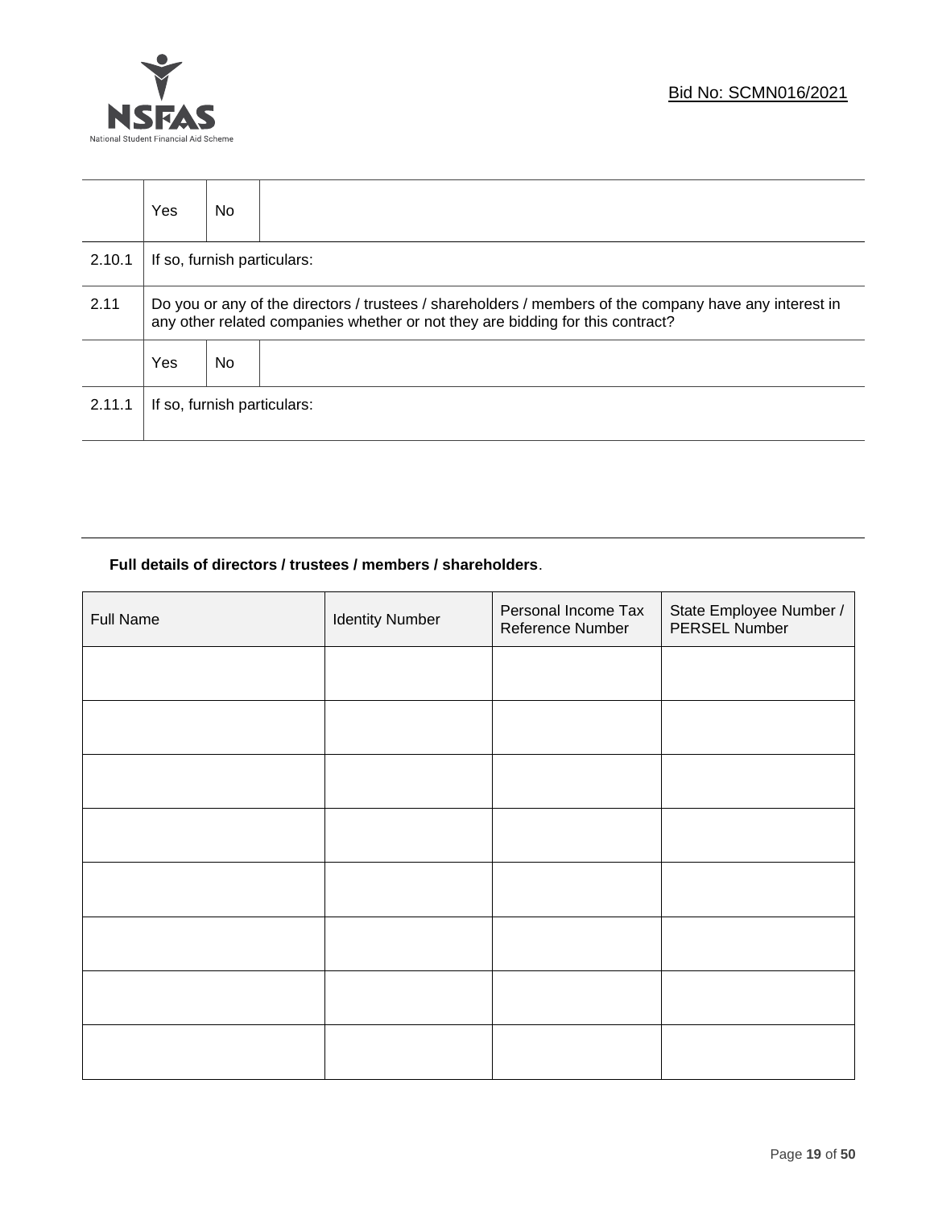| | Yes | No | |
|---|---|---|---|
| 2.10.1 | If so, furnish particulars: | | |
| 2.11 | Do you or any of the directors / trustees / shareholders / members of the company have any interest in any other related companies whether or not they are bidding for this contract? | | |
| | Yes | No | |
| 2.11.1 | If so, furnish particulars: | | |

**Full details of directors / trustees / members / shareholders**.

| Full Name | Identity Number | Personal Income Tax Reference Number | State Employee Number / PERSEL Number |
|---|---|---|---|
| | | | |
| | | | |
| | | | |
| | | | |
| | | | |
| | | | |
| | | | |
| | | | |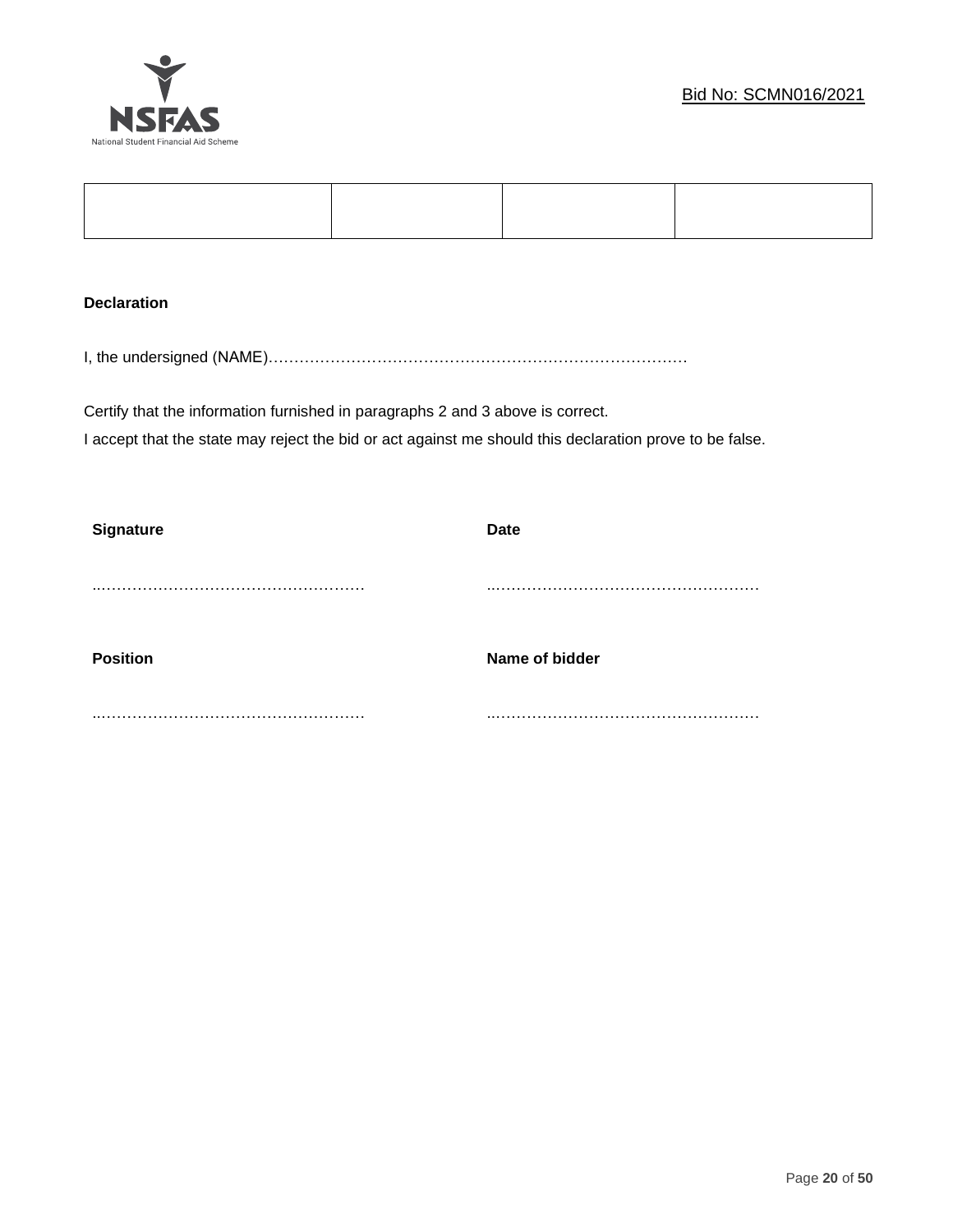| | | | |
|---|---|---|---|
| | | | |

**Declaration**

I, the undersigned (NAME)………………………………………………………………………

Certify that the information furnished in paragraphs 2 and 3 above is correct.
I accept that the state may reject the bid or act against me should this declaration prove to be false.

| **Signature** | **Date** |
|---|---|
| ..…………………………………………… | ..…………………………………………… |
| **Position** | **Name of bidder** |
| ..…………………………………………… | ..…………………………………………… |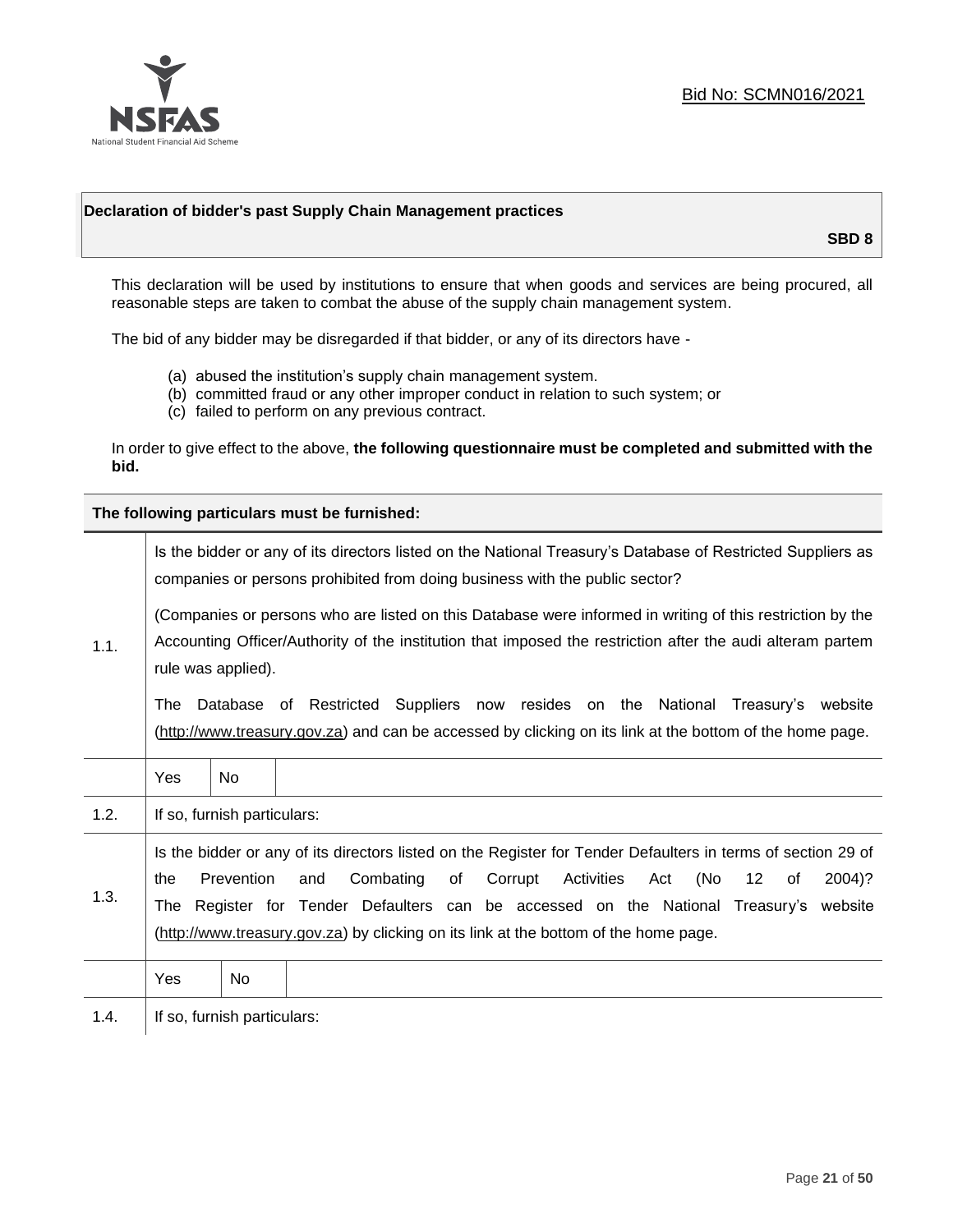Bid No: SCMN016/2021

**Declaration of bidder's past Supply Chain Management practices**

**SBD 8**

This declaration will be used by institutions to ensure that when goods and services are being procured, all reasonable steps are taken to combat the abuse of the supply chain management system.

The bid of any bidder may be disregarded if that bidder, or any of its directors have -

(a) abused the institution's supply chain management system.
(b) committed fraud or any other improper conduct in relation to such system; or
(c) failed to perform on any previous contract.

In order to give effect to the above, **the following questionnaire must be completed and submitted with the bid.**

| **The following particulars must be furnished:** | | | |
|---|---|---|---|
| 1.1. | Is the bidder or any of its directors listed on the National Treasury's Database of Restricted Suppliers as companies or persons prohibited from doing business with the public sector?<br><br>(Companies or persons who are listed on this Database were informed in writing of this restriction by the Accounting Officer/Authority of the institution that imposed the restriction after the audi alteram partem rule was applied).<br><br>The Database of Restricted Suppliers now resides on the National Treasury's website (http://www.treasury.gov.za) and can be accessed by clicking on its link at the bottom of the home page. | | |
| | Yes | No | |
| 1.2. | If so, furnish particulars: | | |
| 1.3. | Is the bidder or any of its directors listed on the Register for Tender Defaulters in terms of section 29 of the Prevention and Combating of Corrupt Activities Act (No 12 of 2004)? The Register for Tender Defaulters can be accessed on the National Treasury's website (http://www.treasury.gov.za) by clicking on its link at the bottom of the home page. | | |
| | Yes | No | |
| 1.4. | If so, furnish particulars: | | |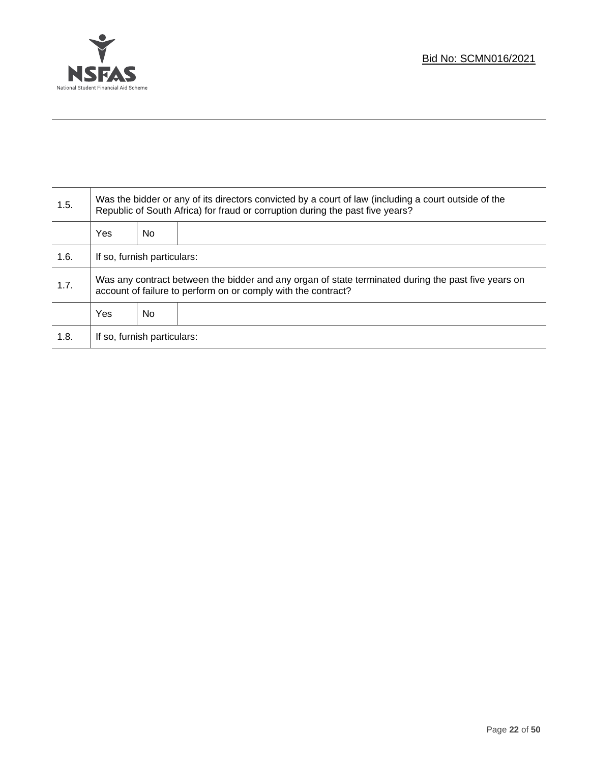| 1.5. | Was the bidder or any of its directors convicted by a court of law (including a court outside of the Republic of South Africa) for fraud or corruption during the past five years? | | |
|---|---|---|---|
| | Yes | No | |
| 1.6. | If so, furnish particulars: | | |
| 1.7. | Was any contract between the bidder and any organ of state terminated during the past five years on account of failure to perform on or comply with the contract? | | |
| | Yes | No | |
| 1.8. | If so, furnish particulars: | | |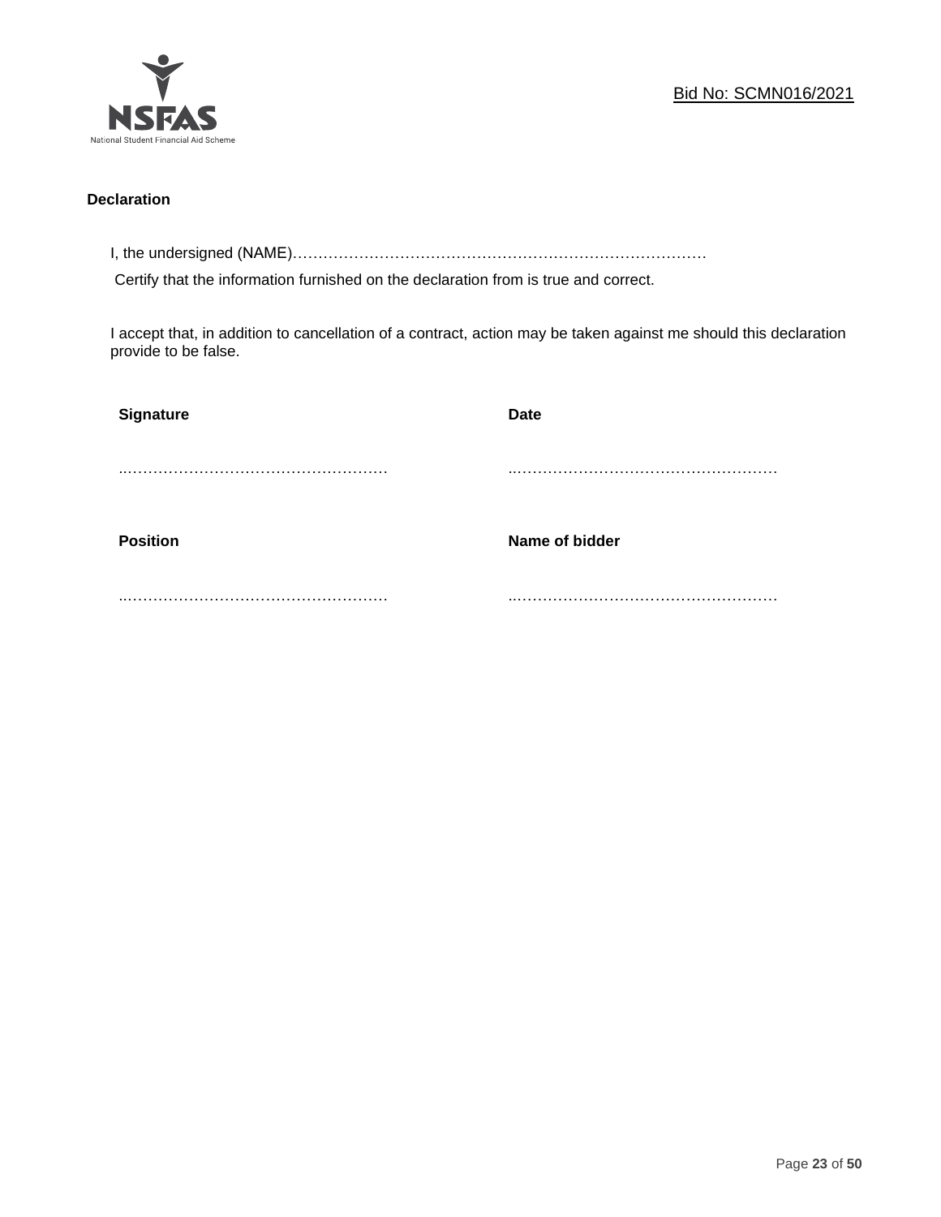Bid No: SCMN016/2021

**Declaration**

I, the undersigned (NAME)…………………………………………………………………………

Certify that the information furnished on the declaration from is true and correct.

I accept that, in addition to cancellation of a contract, action may be taken against me should this declaration provide to be false.

| **Signature** | **Date** |
|---|---|
| ……………………………………………… | ……………………………………………… |
| **Position** | **Name of bidder** |
| ……………………………………………… | ……………………………………………… |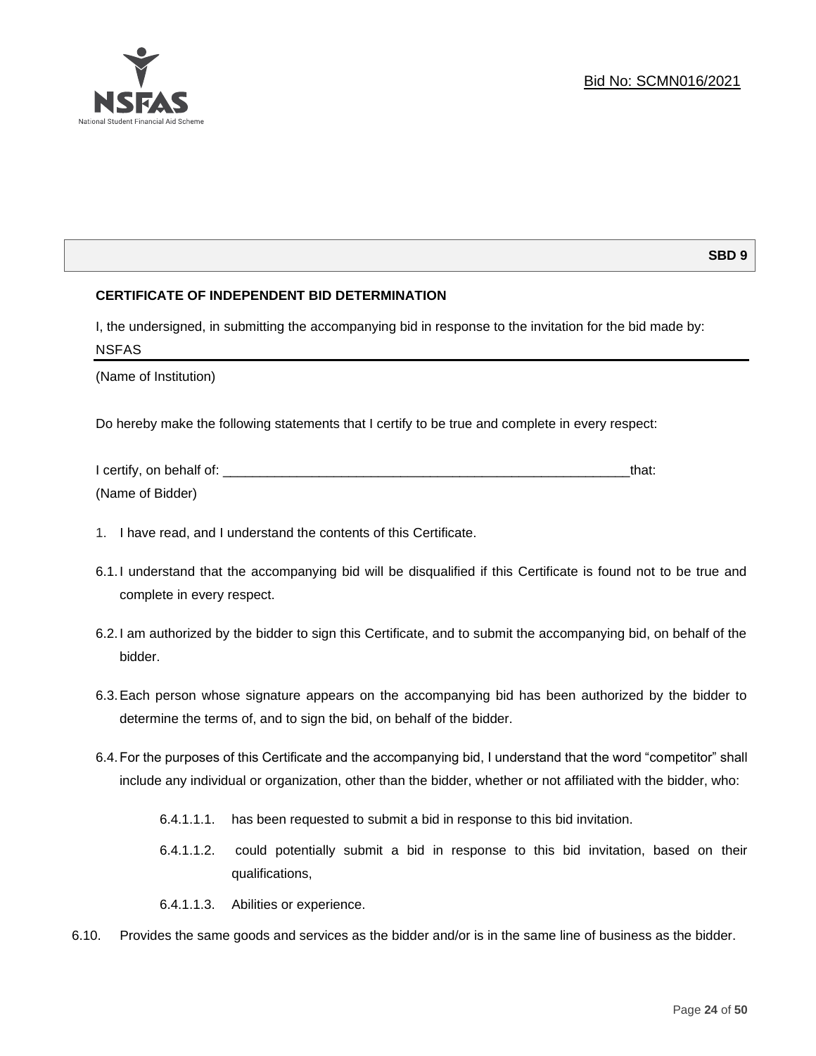**SBD 9**

**CERTIFICATE OF INDEPENDENT BID DETERMINATION**

I, the undersigned, in submitting the accompanying bid in response to the invitation for the bid made by:

NSFAS

(Name of Institution)

Do hereby make the following statements that I certify to be true and complete in every respect:

I certify, on behalf of: \_\_\_\_\_\_\_\_\_\_\_\_\_\_\_\_\_\_\_\_\_\_\_\_\_\_\_\_\_\_\_\_\_\_\_\_\_\_\_\_\_\_\_\_\_\_\_\_\_\_\_\_\_\_\_\_that:

(Name of Bidder)

1. I have read, and I understand the contents of this Certificate.

6.1. I understand that the accompanying bid will be disqualified if this Certificate is found not to be true and complete in every respect.

6.2. I am authorized by the bidder to sign this Certificate, and to submit the accompanying bid, on behalf of the bidder.

6.3. Each person whose signature appears on the accompanying bid has been authorized by the bidder to determine the terms of, and to sign the bid, on behalf of the bidder.

6.4. For the purposes of this Certificate and the accompanying bid, I understand that the word "competitor" shall include any individual or organization, other than the bidder, whether or not affiliated with the bidder, who:

6.4.1.1.1. has been requested to submit a bid in response to this bid invitation.

6.4.1.1.2. could potentially submit a bid in response to this bid invitation, based on their qualifications,

6.4.1.1.3. Abilities or experience.

6.10. Provides the same goods and services as the bidder and/or is in the same line of business as the bidder.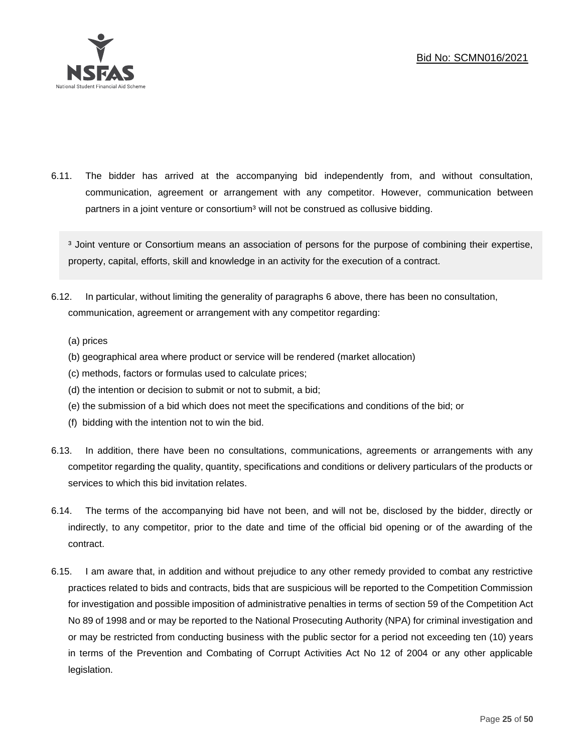6.11. The bidder has arrived at the accompanying bid independently from, and without consultation, communication, agreement or arrangement with any competitor. However, communication between partners in a joint venture or consortium[3] will not be construed as collusive bidding.

> [3] Joint venture or Consortium means an association of persons for the purpose of combining their expertise, property, capital, efforts, skill and knowledge in an activity for the execution of a contract.

6.12. In particular, without limiting the generality of paragraphs 6 above, there has been no consultation, communication, agreement or arrangement with any competitor regarding:

(a) prices
(b) geographical area where product or service will be rendered (market allocation)
(c) methods, factors or formulas used to calculate prices;
(d) the intention or decision to submit or not to submit, a bid;
(e) the submission of a bid which does not meet the specifications and conditions of the bid; or
(f) bidding with the intention not to win the bid.

6.13. In addition, there have been no consultations, communications, agreements or arrangements with any competitor regarding the quality, quantity, specifications and conditions or delivery particulars of the products or services to which this bid invitation relates.

6.14. The terms of the accompanying bid have not been, and will not be, disclosed by the bidder, directly or indirectly, to any competitor, prior to the date and time of the official bid opening or of the awarding of the contract.

6.15. I am aware that, in addition and without prejudice to any other remedy provided to combat any restrictive practices related to bids and contracts, bids that are suspicious will be reported to the Competition Commission for investigation and possible imposition of administrative penalties in terms of section 59 of the Competition Act No 89 of 1998 and or may be reported to the National Prosecuting Authority (NPA) for criminal investigation and or may be restricted from conducting business with the public sector for a period not exceeding ten (10) years in terms of the Prevention and Combating of Corrupt Activities Act No 12 of 2004 or any other applicable legislation.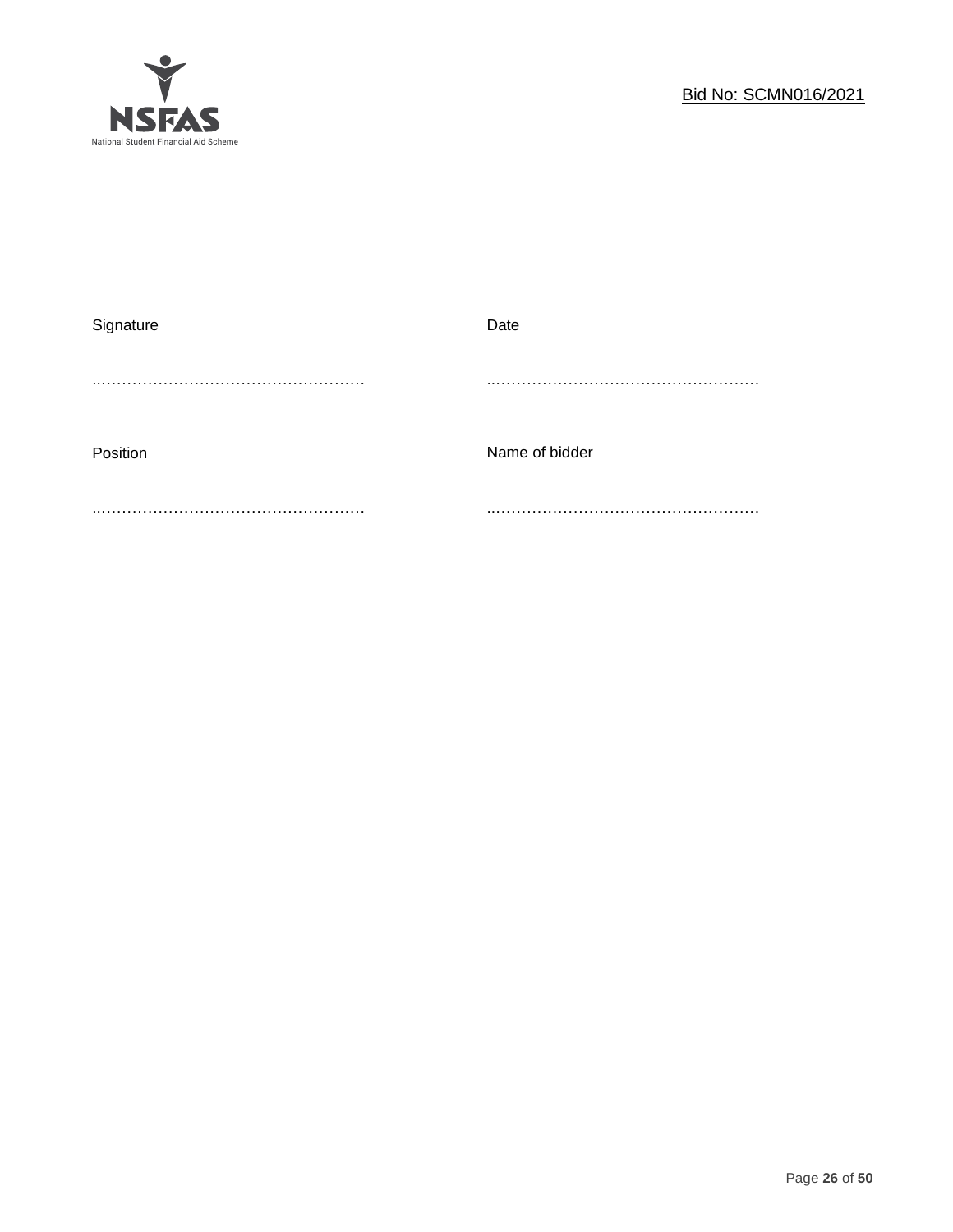| Signature | Date |
| --- | --- |
| ……………………………………………… | ……………………………………………… |
| Position | Name of bidder |
| ……………………………………………… | ……………………………………………… |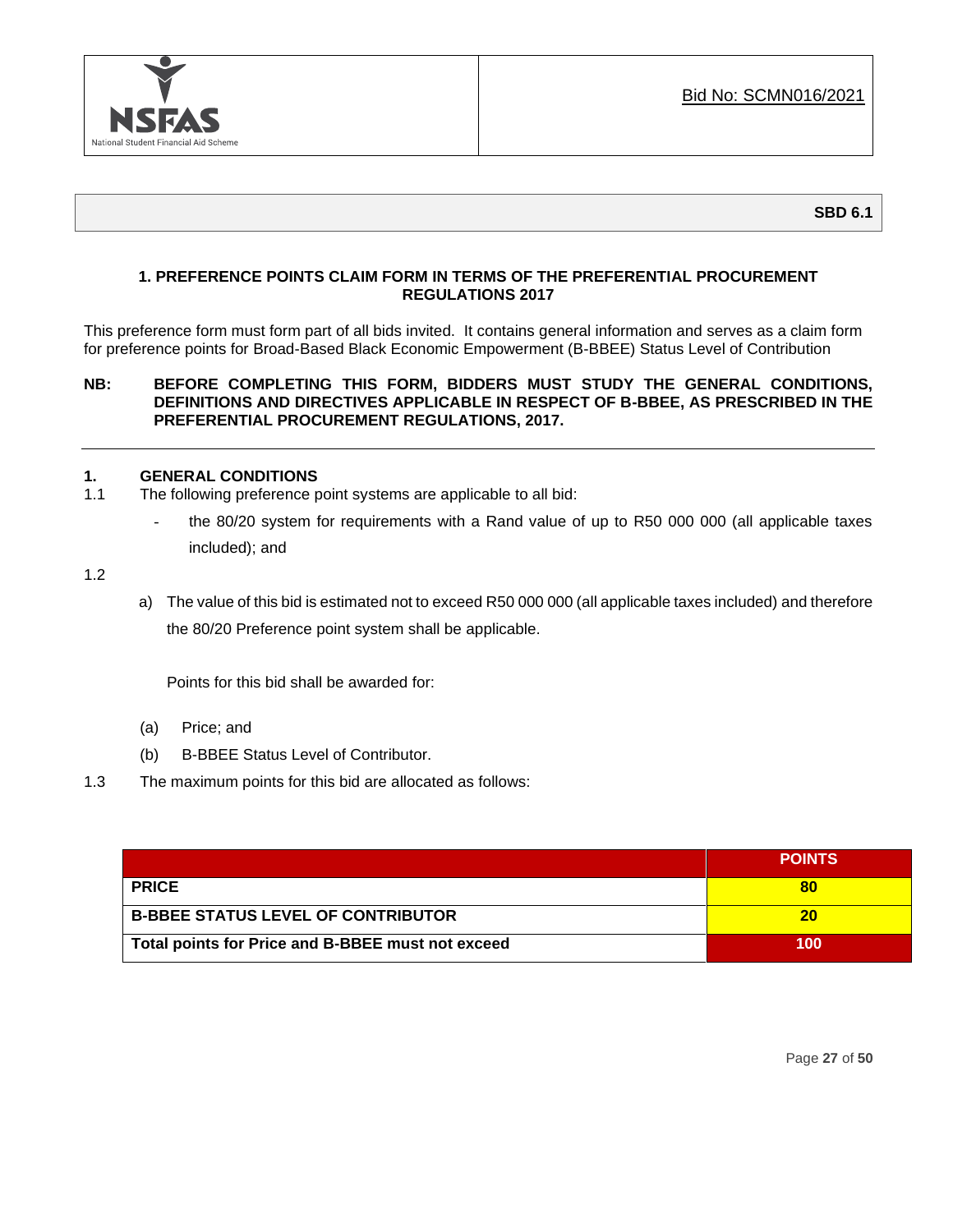Bid No: SCMN016/2021

**SBD 6.1**

## 1. PREFERENCE POINTS CLAIM FORM IN TERMS OF THE PREFERENTIAL PROCUREMENT REGULATIONS 2017

This preference form must form part of all bids invited. It contains general information and serves as a claim form for preference points for Broad-Based Black Economic Empowerment (B-BBEE) Status Level of Contribution

**NB: BEFORE COMPLETING THIS FORM, BIDDERS MUST STUDY THE GENERAL CONDITIONS, DEFINITIONS AND DIRECTIVES APPLICABLE IN RESPECT OF B-BBEE, AS PRESCRIBED IN THE PREFERENTIAL PROCUREMENT REGULATIONS, 2017.**

---

### 1. GENERAL CONDITIONS

1.1 The following preference point systems are applicable to all bid:

- the 80/20 system for requirements with a Rand value of up to R50 000 000 (all applicable taxes included); and

1.2

a) The value of this bid is estimated not to exceed R50 000 000 (all applicable taxes included) and therefore the 80/20 Preference point system shall be applicable.

Points for this bid shall be awarded for:

(a) Price; and

(b) B-BBEE Status Level of Contributor.

1.3 The maximum points for this bid are allocated as follows:

| | POINTS |
|---|---|
| **PRICE** | **80** |
| **B-BBEE STATUS LEVEL OF CONTRIBUTOR** | **20** |
| **Total points for Price and B-BBEE must not exceed** | **100** |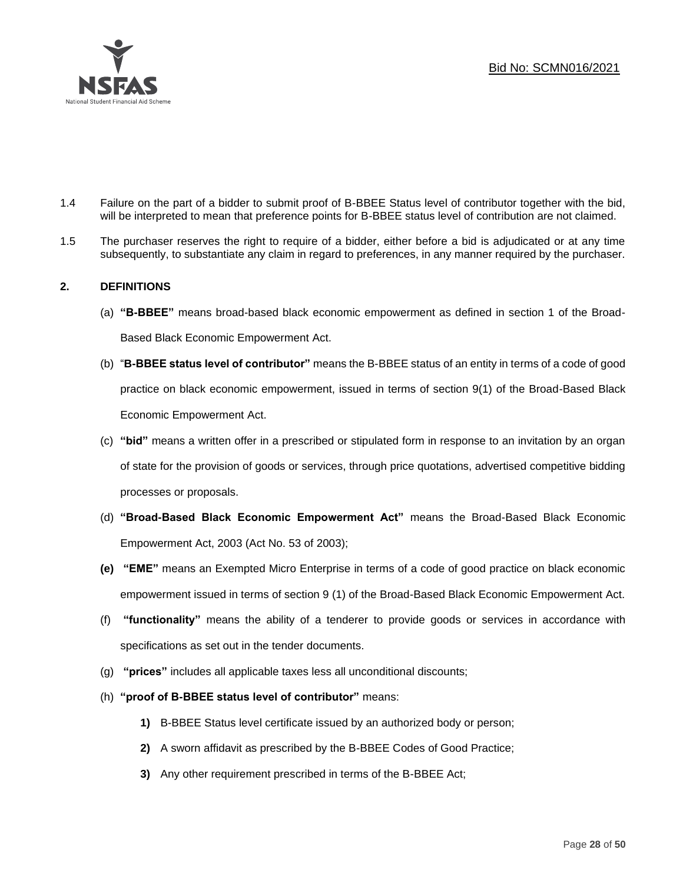1.4 Failure on the part of a bidder to submit proof of B-BBEE Status level of contributor together with the bid, will be interpreted to mean that preference points for B-BBEE status level of contribution are not claimed.

1.5 The purchaser reserves the right to require of a bidder, either before a bid is adjudicated or at any time subsequently, to substantiate any claim in regard to preferences, in any manner required by the purchaser.

## 2. DEFINITIONS

(a) **"B-BBEE"** means broad-based black economic empowerment as defined in section 1 of the Broad-Based Black Economic Empowerment Act.

(b) "**B-BBEE status level of contributor"** means the B-BBEE status of an entity in terms of a code of good practice on black economic empowerment, issued in terms of section 9(1) of the Broad-Based Black Economic Empowerment Act.

(c) **"bid"** means a written offer in a prescribed or stipulated form in response to an invitation by an organ of state for the provision of goods or services, through price quotations, advertised competitive bidding processes or proposals.

(d) **"Broad-Based Black Economic Empowerment Act"** means the Broad-Based Black Economic Empowerment Act, 2003 (Act No. 53 of 2003);

**(e)** **"EME"** means an Exempted Micro Enterprise in terms of a code of good practice on black economic empowerment issued in terms of section 9 (1) of the Broad-Based Black Economic Empowerment Act.

(f) **"functionality"** means the ability of a tenderer to provide goods or services in accordance with specifications as set out in the tender documents.

(g) **"prices"** includes all applicable taxes less all unconditional discounts;

(h) **"proof of B-BBEE status level of contributor"** means:

**1)** B-BBEE Status level certificate issued by an authorized body or person;

**2)** A sworn affidavit as prescribed by the B-BBEE Codes of Good Practice;

**3)** Any other requirement prescribed in terms of the B-BBEE Act;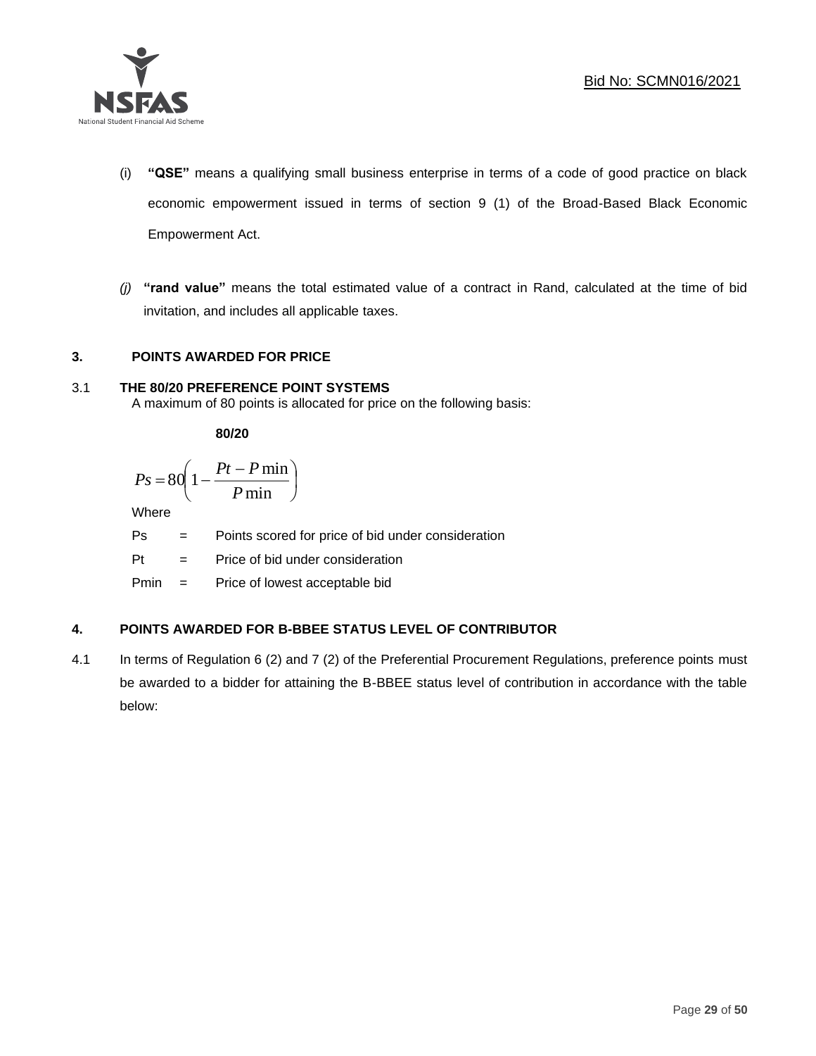(i) **"QSE"** means a qualifying small business enterprise in terms of a code of good practice on black economic empowerment issued in terms of section 9 (1) of the Broad-Based Black Economic Empowerment Act.

*(j)* **"rand value"** means the total estimated value of a contract in Rand, calculated at the time of bid invitation, and includes all applicable taxes.

## 3. POINTS AWARDED FOR PRICE

### 3.1 THE 80/20 PREFERENCE POINT SYSTEMS

A maximum of 80 points is allocated for price on the following basis:

**80/20**

$$Ps = 80\left(1 - \frac{Pt - P\min}{P\min}\right)$$

Where

Ps = Points scored for price of bid under consideration

Pt = Price of bid under consideration

Pmin = Price of lowest acceptable bid

## 4. POINTS AWARDED FOR B-BBEE STATUS LEVEL OF CONTRIBUTOR

4.1 In terms of Regulation 6 (2) and 7 (2) of the Preferential Procurement Regulations, preference points must be awarded to a bidder for attaining the B-BBEE status level of contribution in accordance with the table below: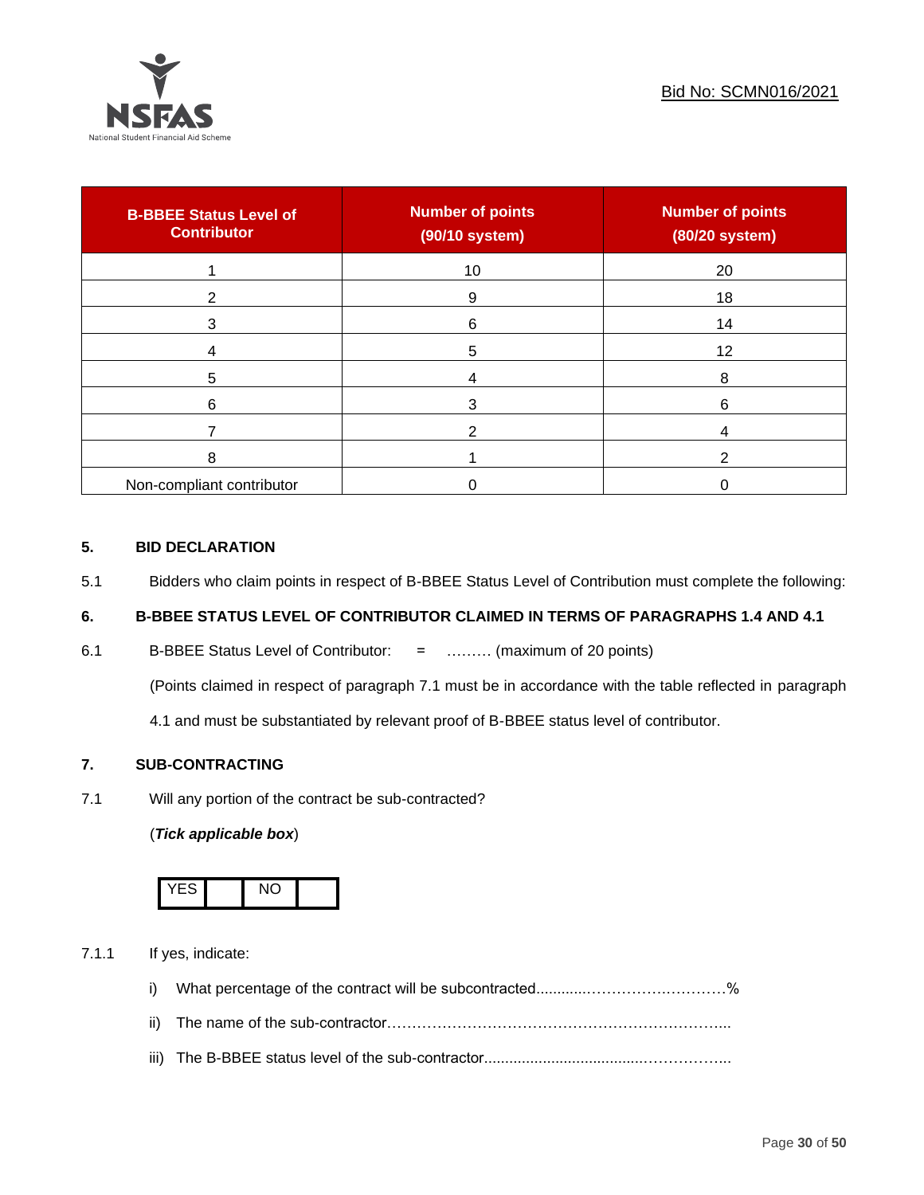Bid No: SCMN016/2021

| B-BBEE Status Level of Contributor | Number of points (90/10 system) | Number of points (80/20 system) |
|---|---|---|
| 1 | 10 | 20 |
| 2 | 9 | 18 |
| 3 | 6 | 14 |
| 4 | 5 | 12 |
| 5 | 4 | 8 |
| 6 | 3 | 6 |
| 7 | 2 | 4 |
| 8 | 1 | 2 |
| Non-compliant contributor | 0 | 0 |

## 5. BID DECLARATION

5.1 Bidders who claim points in respect of B-BBEE Status Level of Contribution must complete the following:

## 6. B-BBEE STATUS LEVEL OF CONTRIBUTOR CLAIMED IN TERMS OF PARAGRAPHS 1.4 AND 4.1

6.1 B-BBEE Status Level of Contributor: = ……… (maximum of 20 points)

(Points claimed in respect of paragraph 7.1 must be in accordance with the table reflected in paragraph 4.1 and must be substantiated by relevant proof of B-BBEE status level of contributor.

## 7. SUB-CONTRACTING

7.1 Will any portion of the contract be sub-contracted?

(***Tick applicable box***)

| YES | | NO | |
|---|---|---|---|

7.1.1 If yes, indicate:

i) What percentage of the contract will be subcontracted............……………….………%

ii) The name of the sub-contractor…………………………………………………………...

iii) The B-BBEE status level of the sub-contractor......................................……………..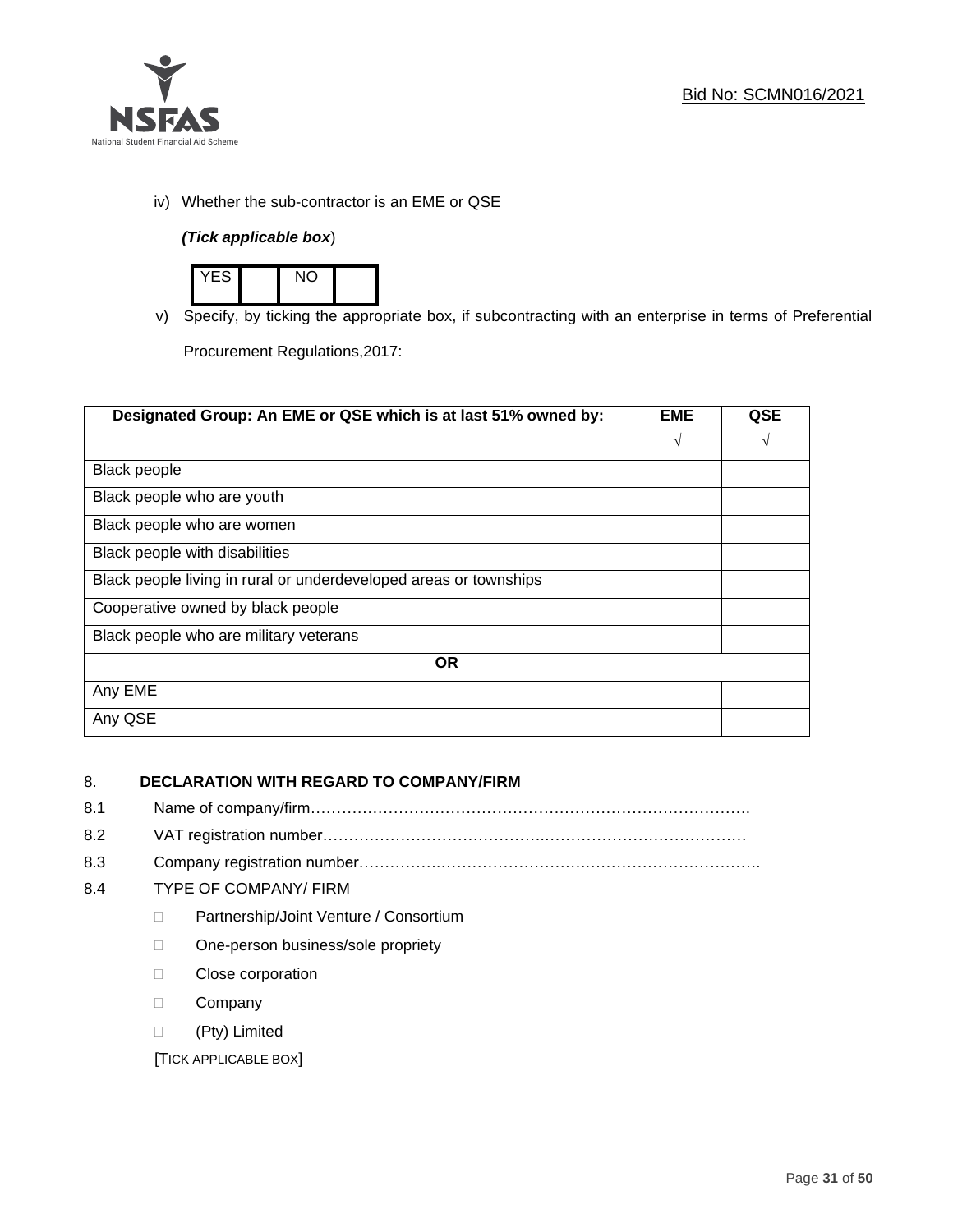iv) Whether the sub-contractor is an EME or QSE

*(Tick applicable box*)

| YES | | NO | |
|---|---|---|---|

v) Specify, by ticking the appropriate box, if subcontracting with an enterprise in terms of Preferential Procurement Regulations,2017:

| Designated Group: An EME or QSE which is at last 51% owned by: | EME √ | QSE √ |
|---|---|---|
| Black people | | |
| Black people who are youth | | |
| Black people who are women | | |
| Black people with disabilities | | |
| Black people living in rural or underdeveloped areas or townships | | |
| Cooperative owned by black people | | |
| Black people who are military veterans | | |
| **OR** | | |
| Any EME | | |
| Any QSE | | |

8. **DECLARATION WITH REGARD TO COMPANY/FIRM**

8.1 Name of company/firm…………………………………………………………………………….

8.2 VAT registration number……………………………………..…………………………………

8.3 Company registration number……………….……………………….…………………………….

8.4 TYPE OF COMPANY/ FIRM

- Partnership/Joint Venture / Consortium
- One-person business/sole propriety
- Close corporation
- Company
- (Pty) Limited

[TICK APPLICABLE BOX]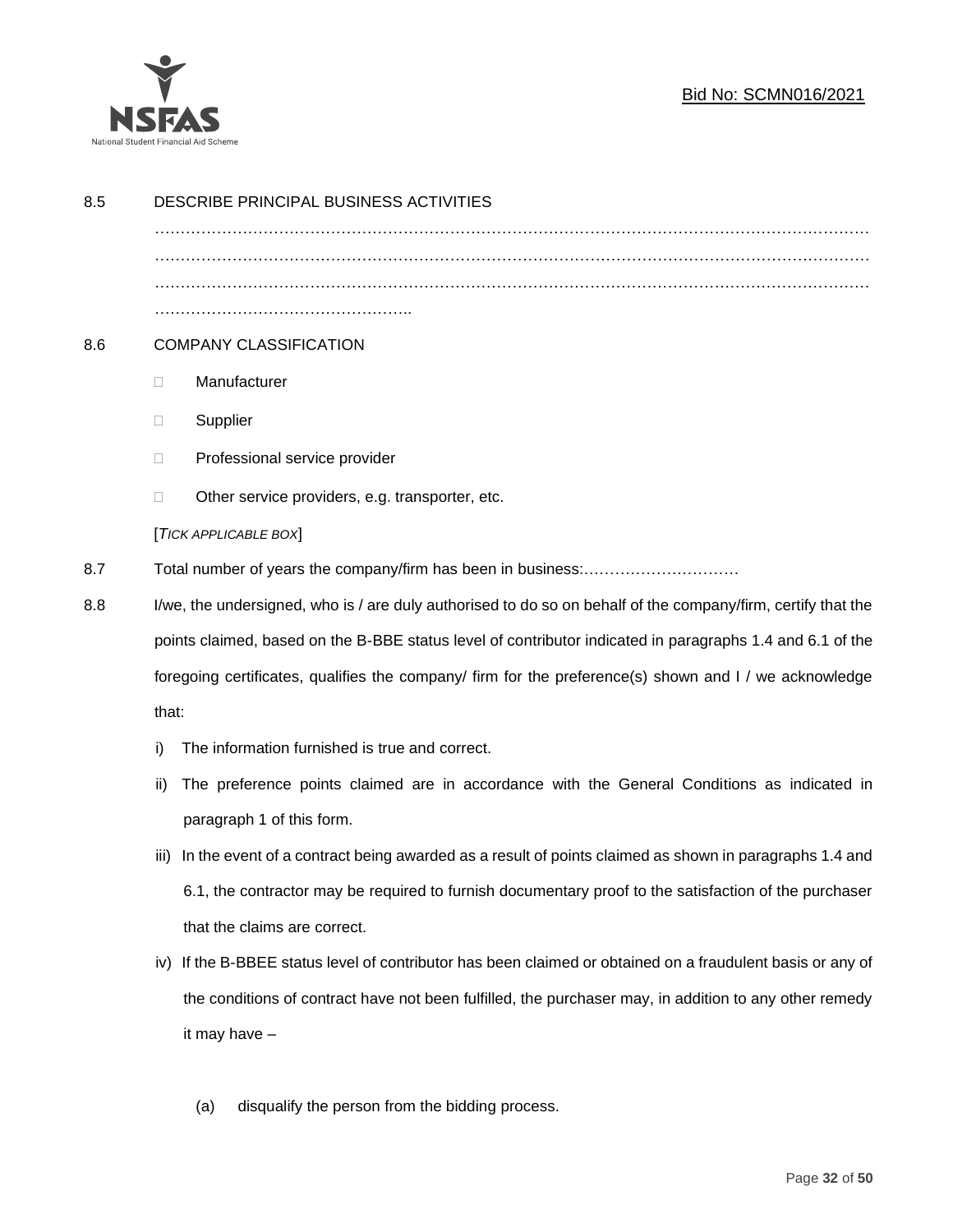8.5 DESCRIBE PRINCIPAL BUSINESS ACTIVITIES

………………………………………………………………………………………………………………………
………………………………………………………………………………………………………………………
………………………………………………………………………………………………………………………
…………………………………………..

8.6 COMPANY CLASSIFICATION

- Manufacturer
- Supplier
- Professional service provider
- Other service providers, e.g. transporter, etc.

[*TICK APPLICABLE BOX*]

8.7 Total number of years the company/firm has been in business:…………………………

8.8 I/we, the undersigned, who is / are duly authorised to do so on behalf of the company/firm, certify that the points claimed, based on the B-BBE status level of contributor indicated in paragraphs 1.4 and 6.1 of the foregoing certificates, qualifies the company/ firm for the preference(s) shown and I / we acknowledge that:

i) The information furnished is true and correct.

ii) The preference points claimed are in accordance with the General Conditions as indicated in paragraph 1 of this form.

iii) In the event of a contract being awarded as a result of points claimed as shown in paragraphs 1.4 and 6.1, the contractor may be required to furnish documentary proof to the satisfaction of the purchaser that the claims are correct.

iv) If the B-BBEE status level of contributor has been claimed or obtained on a fraudulent basis or any of the conditions of contract have not been fulfilled, the purchaser may, in addition to any other remedy it may have –

(a) disqualify the person from the bidding process.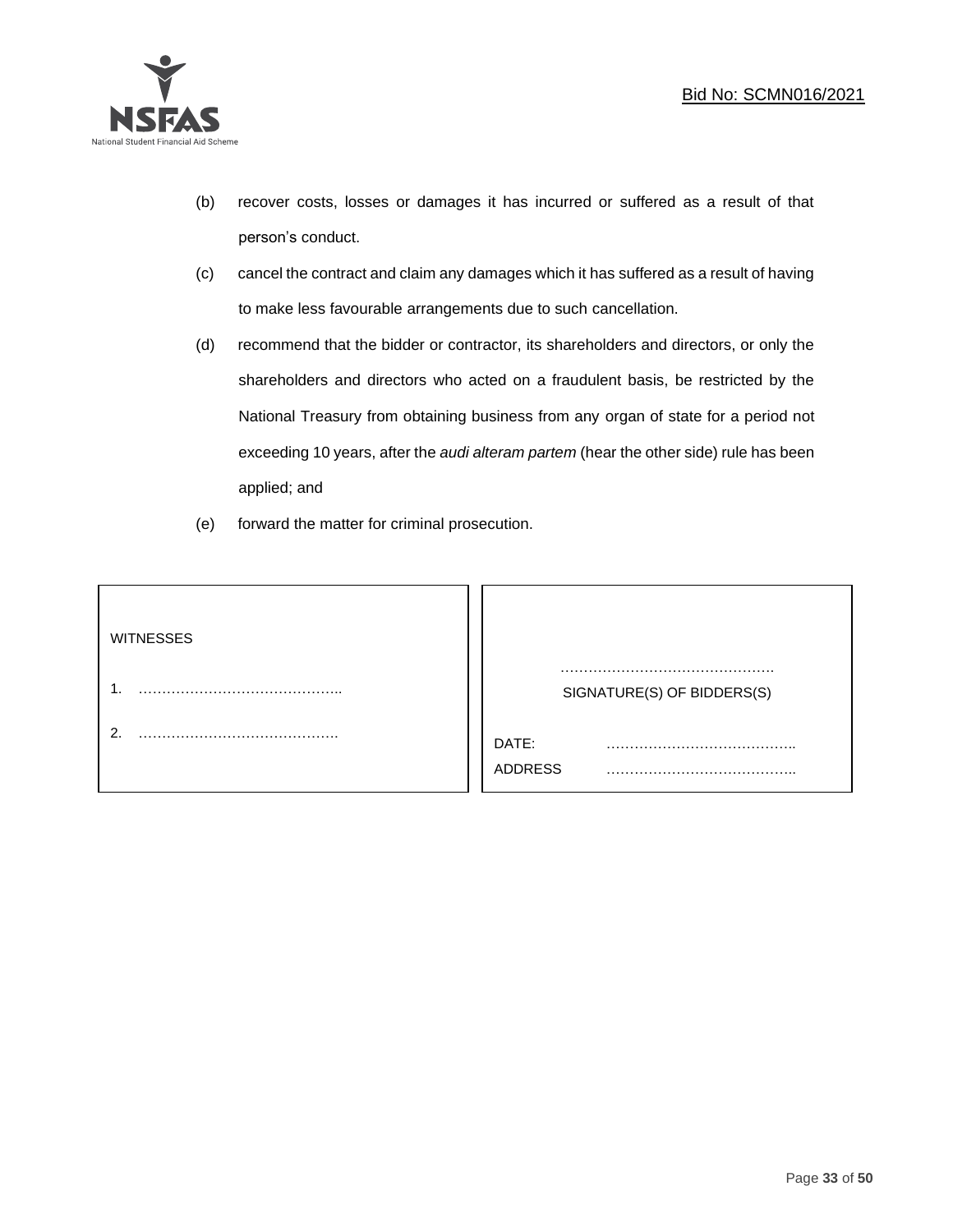(b) recover costs, losses or damages it has incurred or suffered as a result of that person's conduct.

(c) cancel the contract and claim any damages which it has suffered as a result of having to make less favourable arrangements due to such cancellation.

(d) recommend that the bidder or contractor, its shareholders and directors, or only the shareholders and directors who acted on a fraudulent basis, be restricted by the National Treasury from obtaining business from any organ of state for a period not exceeding 10 years, after the *audi alteram partem* (hear the other side) rule has been applied; and

(e) forward the matter for criminal prosecution.

| WITNESSES | |
|---|---|
| 1. …………………………………….. | ………………………………………<br>SIGNATURE(S) OF BIDDERS(S) |
| 2. ……………………………………. | DATE: ………………………………….. |
| | ADDRESS ………………………………….. |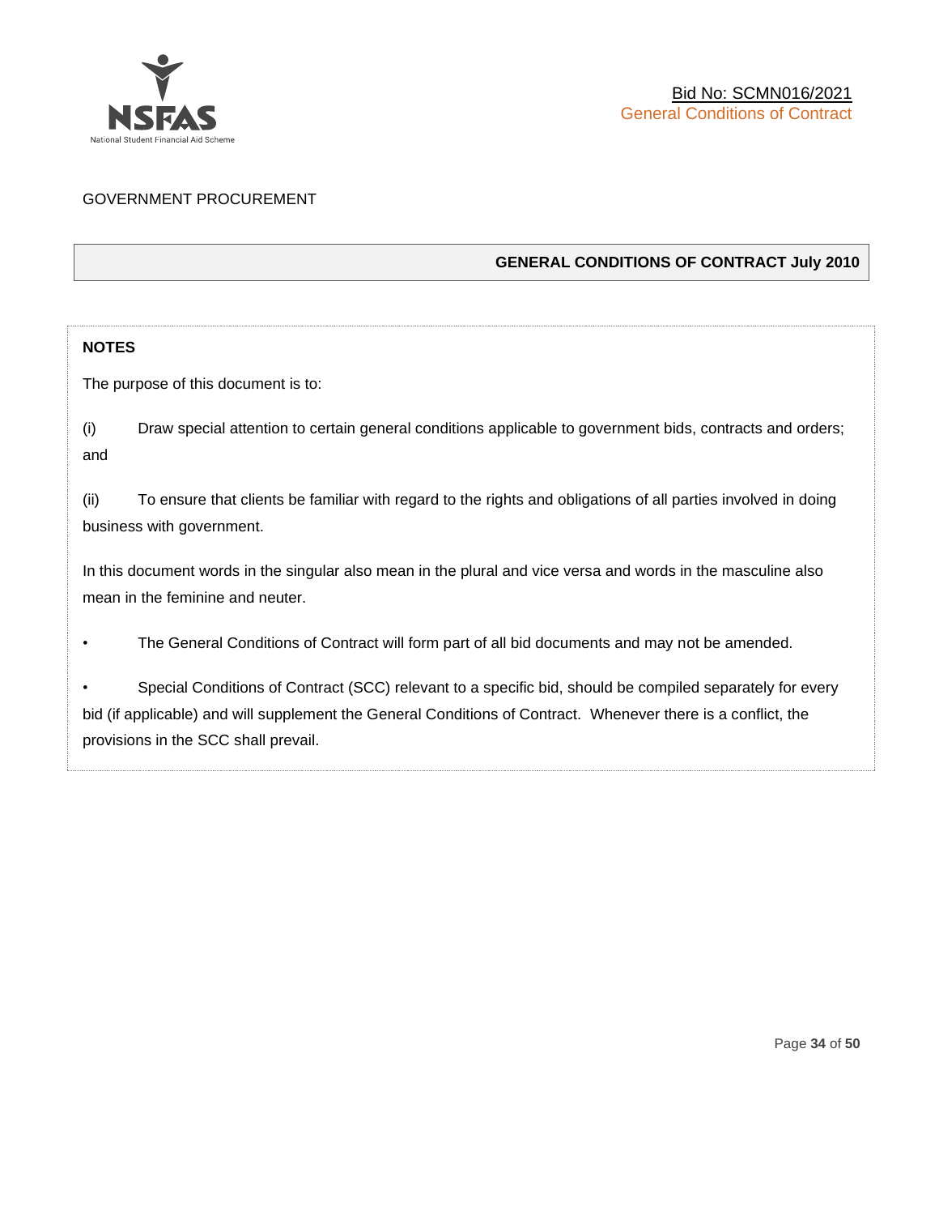GOVERNMENT PROCUREMENT

## GENERAL CONDITIONS OF CONTRACT July 2010

**NOTES**

The purpose of this document is to:

(i) Draw special attention to certain general conditions applicable to government bids, contracts and orders; and

(ii) To ensure that clients be familiar with regard to the rights and obligations of all parties involved in doing business with government.

In this document words in the singular also mean in the plural and vice versa and words in the masculine also mean in the feminine and neuter.

- The General Conditions of Contract will form part of all bid documents and may not be amended.
- Special Conditions of Contract (SCC) relevant to a specific bid, should be compiled separately for every bid (if applicable) and will supplement the General Conditions of Contract. Whenever there is a conflict, the provisions in the SCC shall prevail.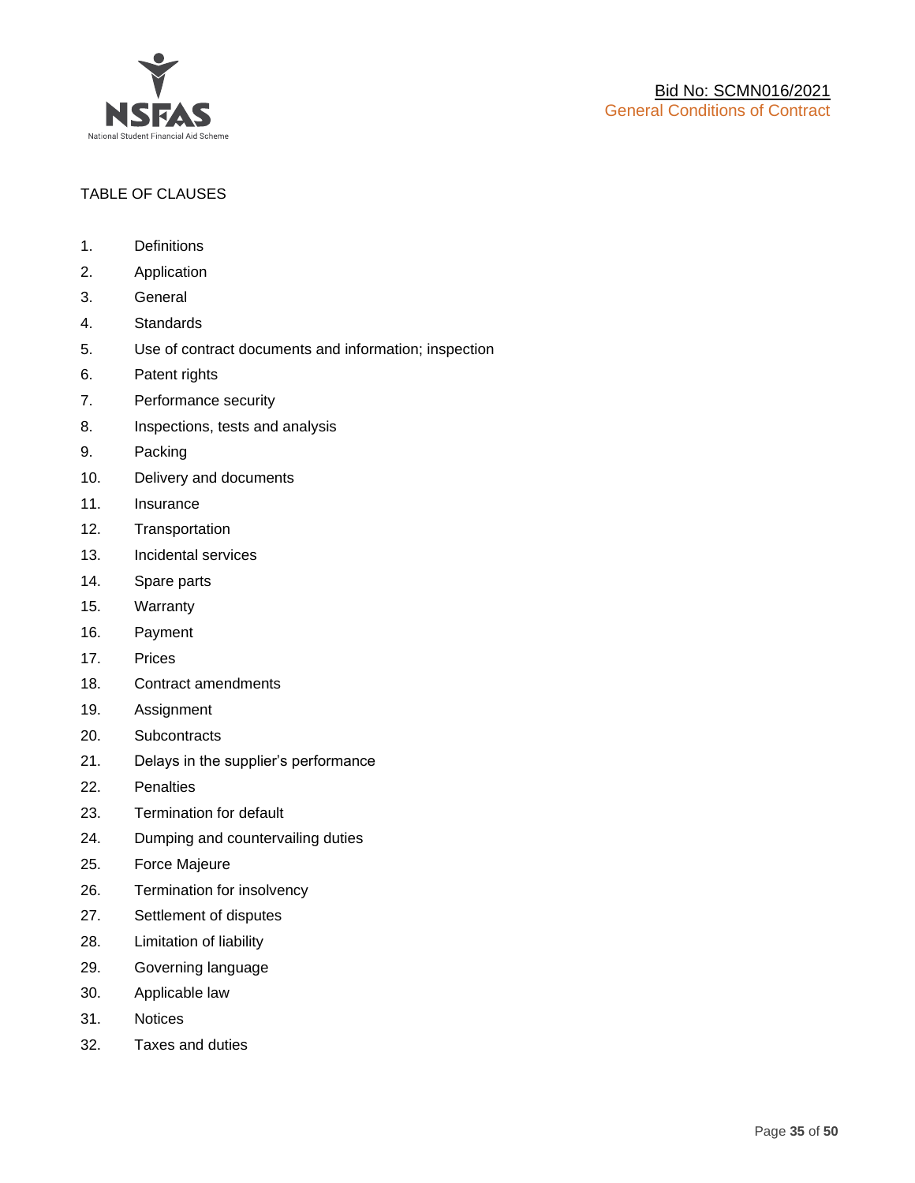TABLE OF CLAUSES

1. Definitions
2. Application
3. General
4. Standards
5. Use of contract documents and information; inspection
6. Patent rights
7. Performance security
8. Inspections, tests and analysis
9. Packing
10. Delivery and documents
11. Insurance
12. Transportation
13. Incidental services
14. Spare parts
15. Warranty
16. Payment
17. Prices
18. Contract amendments
19. Assignment
20. Subcontracts
21. Delays in the supplier's performance
22. Penalties
23. Termination for default
24. Dumping and countervailing duties
25. Force Majeure
26. Termination for insolvency
27. Settlement of disputes
28. Limitation of liability
29. Governing language
30. Applicable law
31. Notices
32. Taxes and duties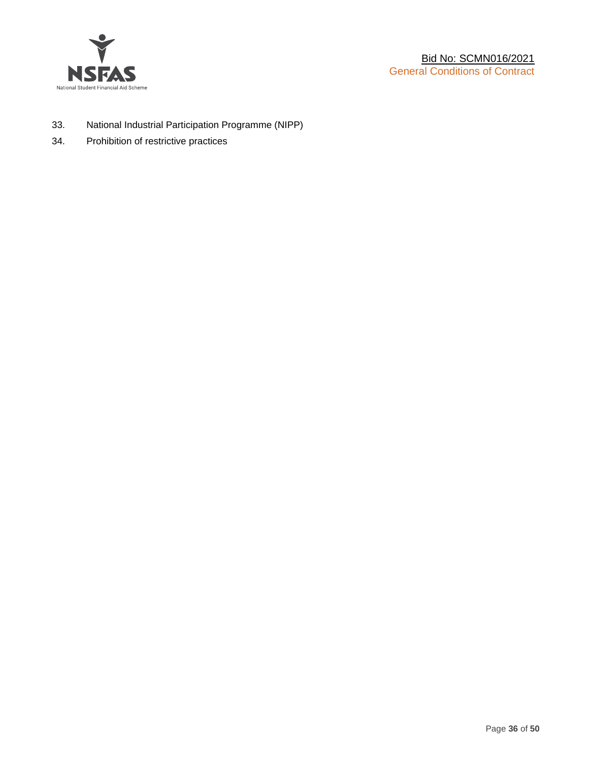33. National Industrial Participation Programme (NIPP)
34. Prohibition of restrictive practices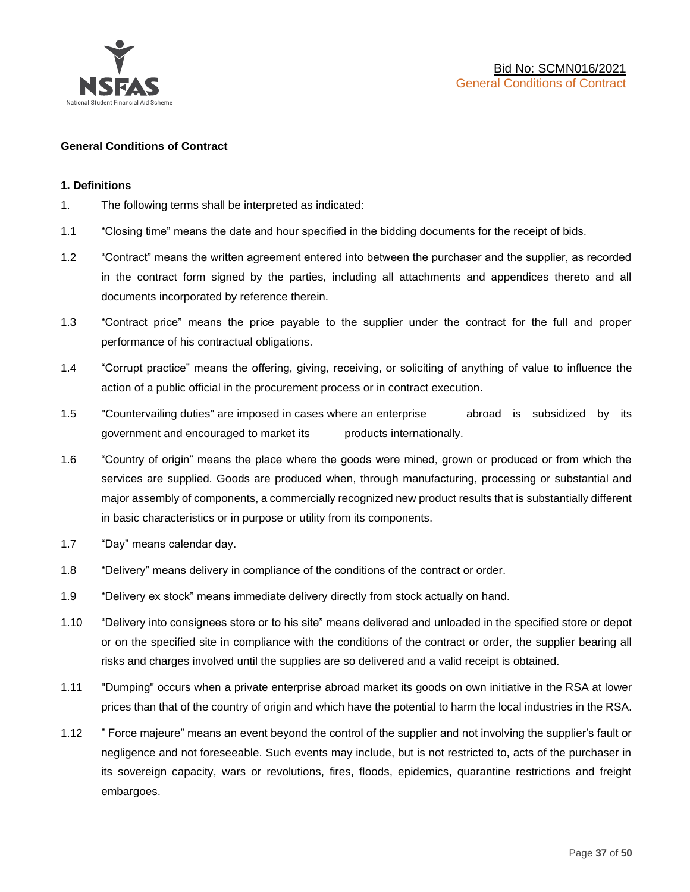**General Conditions of Contract**

**1. Definitions**

1. The following terms shall be interpreted as indicated:

1.1 "Closing time" means the date and hour specified in the bidding documents for the receipt of bids.

1.2 "Contract" means the written agreement entered into between the purchaser and the supplier, as recorded in the contract form signed by the parties, including all attachments and appendices thereto and all documents incorporated by reference therein.

1.3 "Contract price" means the price payable to the supplier under the contract for the full and proper performance of his contractual obligations.

1.4 "Corrupt practice" means the offering, giving, receiving, or soliciting of anything of value to influence the action of a public official in the procurement process or in contract execution.

1.5 "Countervailing duties" are imposed in cases where an enterprise abroad is subsidized by its government and encouraged to market its products internationally.

1.6 "Country of origin" means the place where the goods were mined, grown or produced or from which the services are supplied. Goods are produced when, through manufacturing, processing or substantial and major assembly of components, a commercially recognized new product results that is substantially different in basic characteristics or in purpose or utility from its components.

1.7 "Day" means calendar day.

1.8 "Delivery" means delivery in compliance of the conditions of the contract or order.

1.9 "Delivery ex stock" means immediate delivery directly from stock actually on hand.

1.10 "Delivery into consignees store or to his site" means delivered and unloaded in the specified store or depot or on the specified site in compliance with the conditions of the contract or order, the supplier bearing all risks and charges involved until the supplies are so delivered and a valid receipt is obtained.

1.11 "Dumping" occurs when a private enterprise abroad market its goods on own initiative in the RSA at lower prices than that of the country of origin and which have the potential to harm the local industries in the RSA.

1.12 " Force majeure" means an event beyond the control of the supplier and not involving the supplier's fault or negligence and not foreseeable. Such events may include, but is not restricted to, acts of the purchaser in its sovereign capacity, wars or revolutions, fires, floods, epidemics, quarantine restrictions and freight embargoes.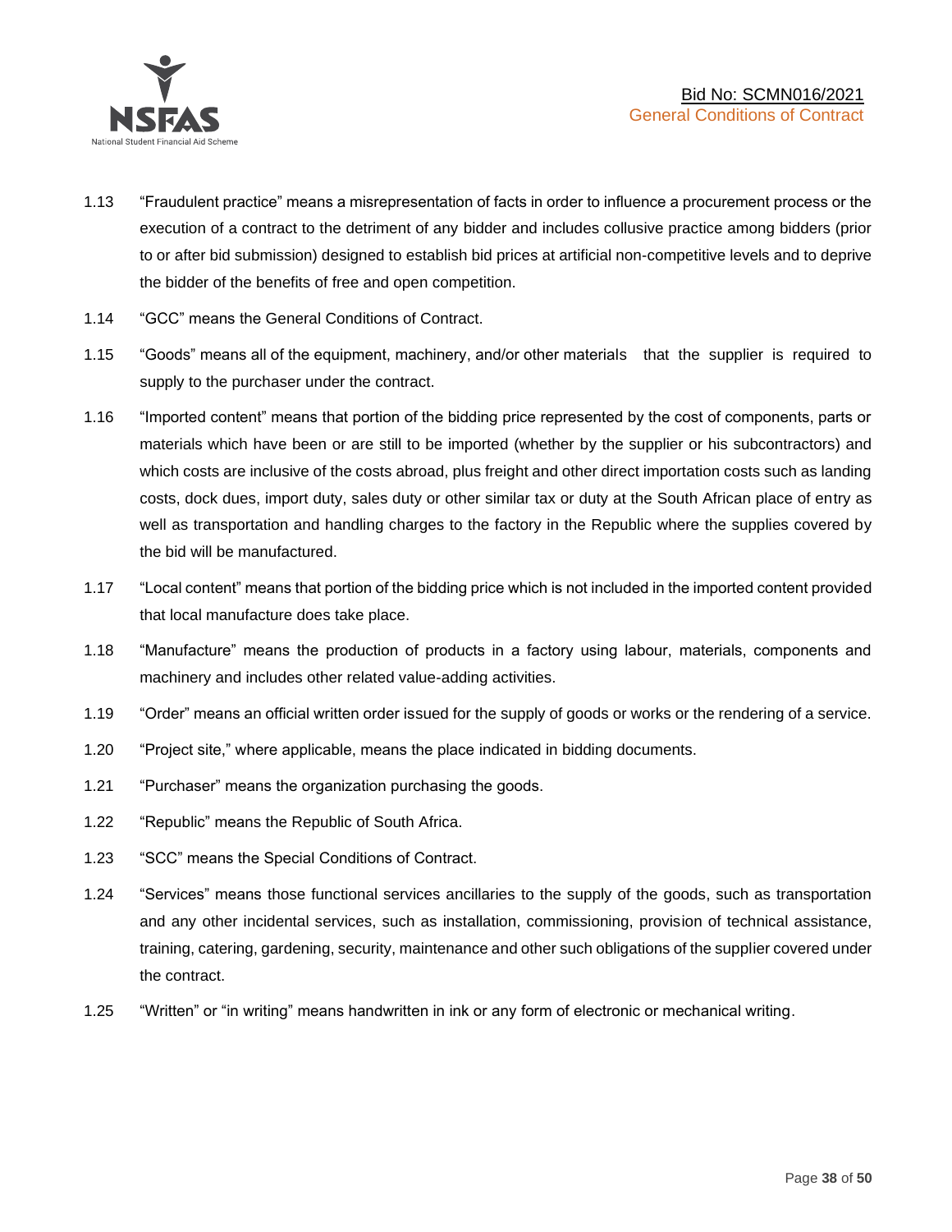1.13 "Fraudulent practice" means a misrepresentation of facts in order to influence a procurement process or the execution of a contract to the detriment of any bidder and includes collusive practice among bidders (prior to or after bid submission) designed to establish bid prices at artificial non-competitive levels and to deprive the bidder of the benefits of free and open competition.

1.14 "GCC" means the General Conditions of Contract.

1.15 "Goods" means all of the equipment, machinery, and/or other materials that the supplier is required to supply to the purchaser under the contract.

1.16 "Imported content" means that portion of the bidding price represented by the cost of components, parts or materials which have been or are still to be imported (whether by the supplier or his subcontractors) and which costs are inclusive of the costs abroad, plus freight and other direct importation costs such as landing costs, dock dues, import duty, sales duty or other similar tax or duty at the South African place of entry as well as transportation and handling charges to the factory in the Republic where the supplies covered by the bid will be manufactured.

1.17 "Local content" means that portion of the bidding price which is not included in the imported content provided that local manufacture does take place.

1.18 "Manufacture" means the production of products in a factory using labour, materials, components and machinery and includes other related value-adding activities.

1.19 "Order" means an official written order issued for the supply of goods or works or the rendering of a service.

1.20 "Project site," where applicable, means the place indicated in bidding documents.

1.21 "Purchaser" means the organization purchasing the goods.

1.22 "Republic" means the Republic of South Africa.

1.23 "SCC" means the Special Conditions of Contract.

1.24 "Services" means those functional services ancillaries to the supply of the goods, such as transportation and any other incidental services, such as installation, commissioning, provision of technical assistance, training, catering, gardening, security, maintenance and other such obligations of the supplier covered under the contract.

1.25 "Written" or "in writing" means handwritten in ink or any form of electronic or mechanical writing.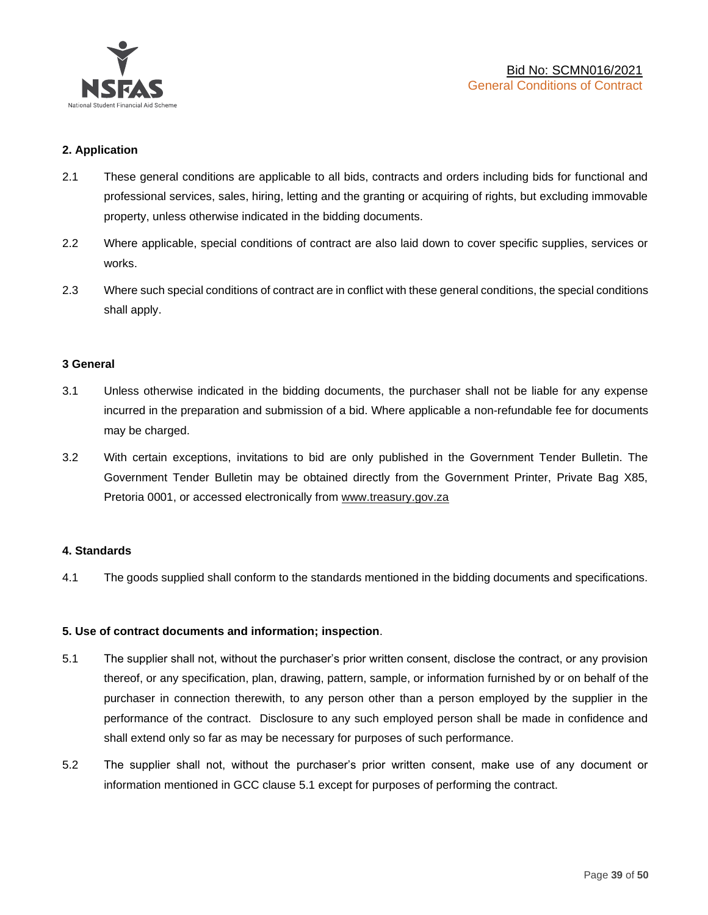## 2. Application

2.1 These general conditions are applicable to all bids, contracts and orders including bids for functional and professional services, sales, hiring, letting and the granting or acquiring of rights, but excluding immovable property, unless otherwise indicated in the bidding documents.

2.2 Where applicable, special conditions of contract are also laid down to cover specific supplies, services or works.

2.3 Where such special conditions of contract are in conflict with these general conditions, the special conditions shall apply.

## 3 General

3.1 Unless otherwise indicated in the bidding documents, the purchaser shall not be liable for any expense incurred in the preparation and submission of a bid. Where applicable a non-refundable fee for documents may be charged.

3.2 With certain exceptions, invitations to bid are only published in the Government Tender Bulletin. The Government Tender Bulletin may be obtained directly from the Government Printer, Private Bag X85, Pretoria 0001, or accessed electronically from www.treasury.gov.za

## 4. Standards

4.1 The goods supplied shall conform to the standards mentioned in the bidding documents and specifications.

## 5. Use of contract documents and information; inspection.

5.1 The supplier shall not, without the purchaser's prior written consent, disclose the contract, or any provision thereof, or any specification, plan, drawing, pattern, sample, or information furnished by or on behalf of the purchaser in connection therewith, to any person other than a person employed by the supplier in the performance of the contract. Disclosure to any such employed person shall be made in confidence and shall extend only so far as may be necessary for purposes of such performance.

5.2 The supplier shall not, without the purchaser's prior written consent, make use of any document or information mentioned in GCC clause 5.1 except for purposes of performing the contract.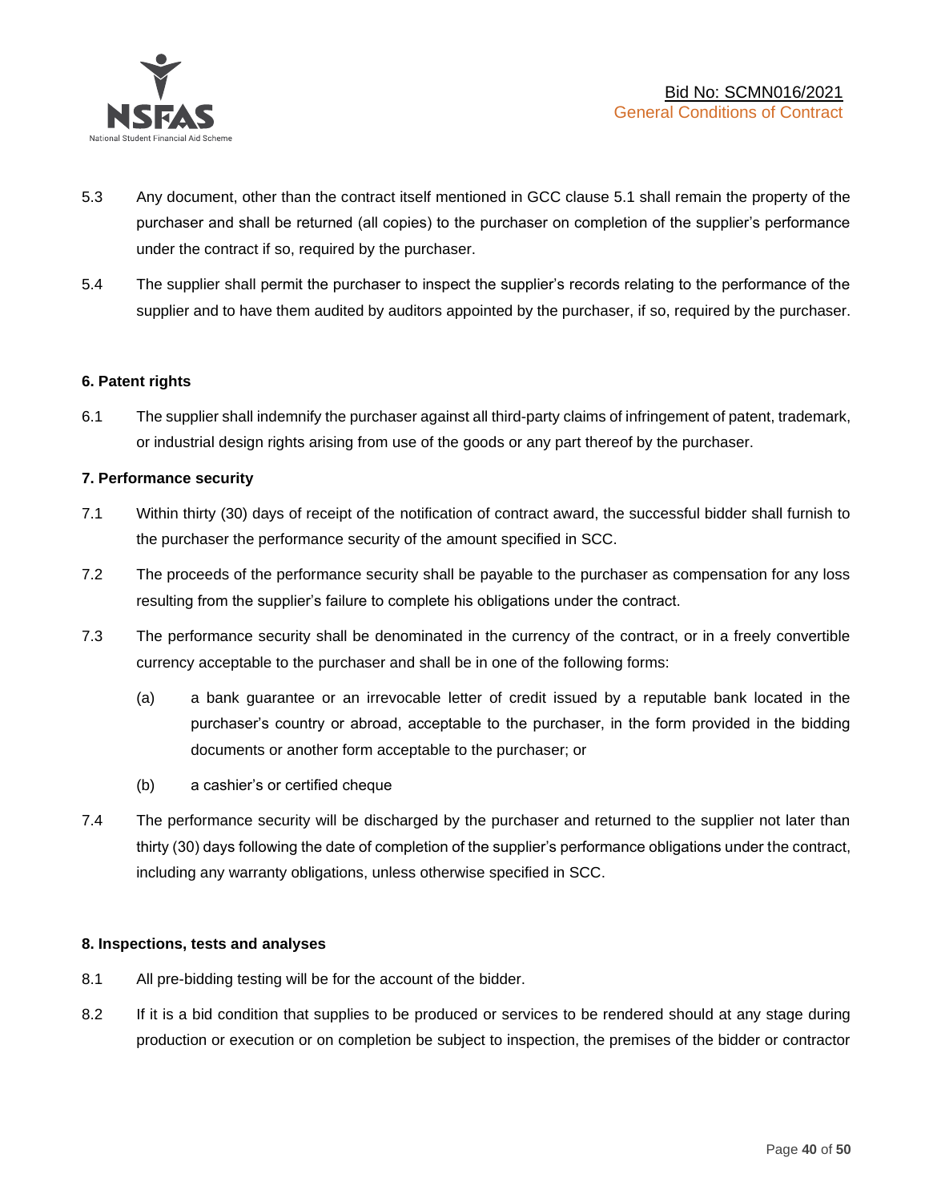5.3 Any document, other than the contract itself mentioned in GCC clause 5.1 shall remain the property of the purchaser and shall be returned (all copies) to the purchaser on completion of the supplier's performance under the contract if so, required by the purchaser.

5.4 The supplier shall permit the purchaser to inspect the supplier's records relating to the performance of the supplier and to have them audited by auditors appointed by the purchaser, if so, required by the purchaser.

**6. Patent rights**

6.1 The supplier shall indemnify the purchaser against all third-party claims of infringement of patent, trademark, or industrial design rights arising from use of the goods or any part thereof by the purchaser.

**7. Performance security**

7.1 Within thirty (30) days of receipt of the notification of contract award, the successful bidder shall furnish to the purchaser the performance security of the amount specified in SCC.

7.2 The proceeds of the performance security shall be payable to the purchaser as compensation for any loss resulting from the supplier's failure to complete his obligations under the contract.

7.3 The performance security shall be denominated in the currency of the contract, or in a freely convertible currency acceptable to the purchaser and shall be in one of the following forms:

(a) a bank guarantee or an irrevocable letter of credit issued by a reputable bank located in the purchaser's country or abroad, acceptable to the purchaser, in the form provided in the bidding documents or another form acceptable to the purchaser; or

(b) a cashier's or certified cheque

7.4 The performance security will be discharged by the purchaser and returned to the supplier not later than thirty (30) days following the date of completion of the supplier's performance obligations under the contract, including any warranty obligations, unless otherwise specified in SCC.

**8. Inspections, tests and analyses**

8.1 All pre-bidding testing will be for the account of the bidder.

8.2 If it is a bid condition that supplies to be produced or services to be rendered should at any stage during production or execution or on completion be subject to inspection, the premises of the bidder or contractor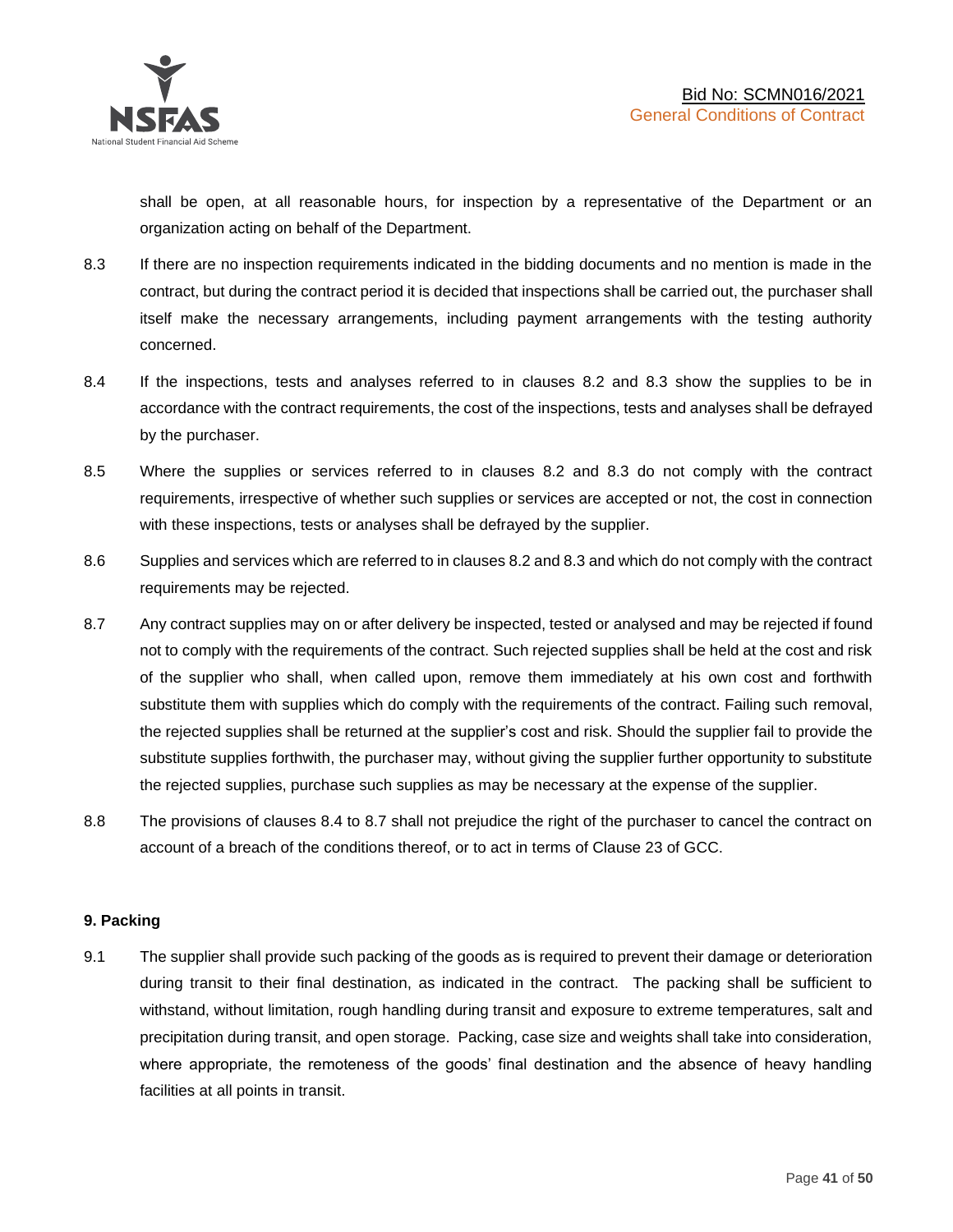shall be open, at all reasonable hours, for inspection by a representative of the Department or an organization acting on behalf of the Department.

8.3 If there are no inspection requirements indicated in the bidding documents and no mention is made in the contract, but during the contract period it is decided that inspections shall be carried out, the purchaser shall itself make the necessary arrangements, including payment arrangements with the testing authority concerned.

8.4 If the inspections, tests and analyses referred to in clauses 8.2 and 8.3 show the supplies to be in accordance with the contract requirements, the cost of the inspections, tests and analyses shall be defrayed by the purchaser.

8.5 Where the supplies or services referred to in clauses 8.2 and 8.3 do not comply with the contract requirements, irrespective of whether such supplies or services are accepted or not, the cost in connection with these inspections, tests or analyses shall be defrayed by the supplier.

8.6 Supplies and services which are referred to in clauses 8.2 and 8.3 and which do not comply with the contract requirements may be rejected.

8.7 Any contract supplies may on or after delivery be inspected, tested or analysed and may be rejected if found not to comply with the requirements of the contract. Such rejected supplies shall be held at the cost and risk of the supplier who shall, when called upon, remove them immediately at his own cost and forthwith substitute them with supplies which do comply with the requirements of the contract. Failing such removal, the rejected supplies shall be returned at the supplier's cost and risk. Should the supplier fail to provide the substitute supplies forthwith, the purchaser may, without giving the supplier further opportunity to substitute the rejected supplies, purchase such supplies as may be necessary at the expense of the supplier.

8.8 The provisions of clauses 8.4 to 8.7 shall not prejudice the right of the purchaser to cancel the contract on account of a breach of the conditions thereof, or to act in terms of Clause 23 of GCC.

**9. Packing**

9.1 The supplier shall provide such packing of the goods as is required to prevent their damage or deterioration during transit to their final destination, as indicated in the contract. The packing shall be sufficient to withstand, without limitation, rough handling during transit and exposure to extreme temperatures, salt and precipitation during transit, and open storage. Packing, case size and weights shall take into consideration, where appropriate, the remoteness of the goods' final destination and the absence of heavy handling facilities at all points in transit.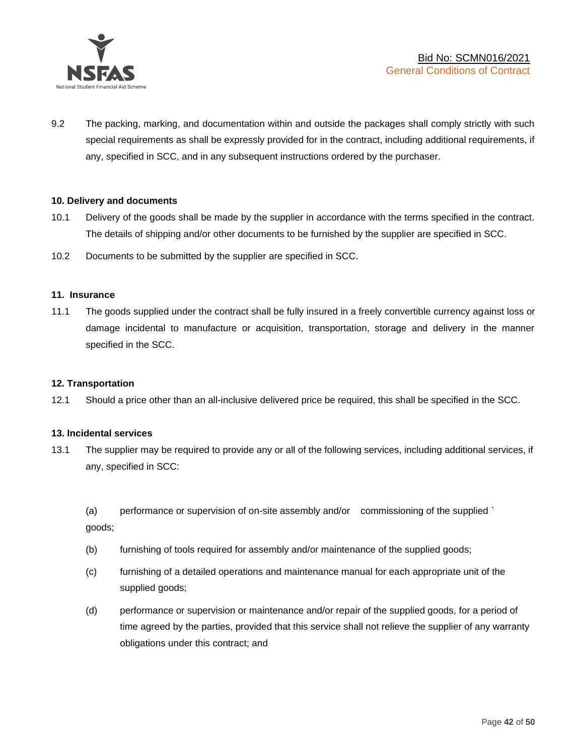9.2 The packing, marking, and documentation within and outside the packages shall comply strictly with such special requirements as shall be expressly provided for in the contract, including additional requirements, if any, specified in SCC, and in any subsequent instructions ordered by the purchaser.

**10. Delivery and documents**

10.1 Delivery of the goods shall be made by the supplier in accordance with the terms specified in the contract. The details of shipping and/or other documents to be furnished by the supplier are specified in SCC.

10.2 Documents to be submitted by the supplier are specified in SCC.

**11. Insurance**

11.1 The goods supplied under the contract shall be fully insured in a freely convertible currency against loss or damage incidental to manufacture or acquisition, transportation, storage and delivery in the manner specified in the SCC.

**12. Transportation**

12.1 Should a price other than an all-inclusive delivered price be required, this shall be specified in the SCC.

**13. Incidental services**

13.1 The supplier may be required to provide any or all of the following services, including additional services, if any, specified in SCC:

(a) performance or supervision of on-site assembly and/or commissioning of the supplied ` goods;

(b) furnishing of tools required for assembly and/or maintenance of the supplied goods;

(c) furnishing of a detailed operations and maintenance manual for each appropriate unit of the supplied goods;

(d) performance or supervision or maintenance and/or repair of the supplied goods, for a period of time agreed by the parties, provided that this service shall not relieve the supplier of any warranty obligations under this contract; and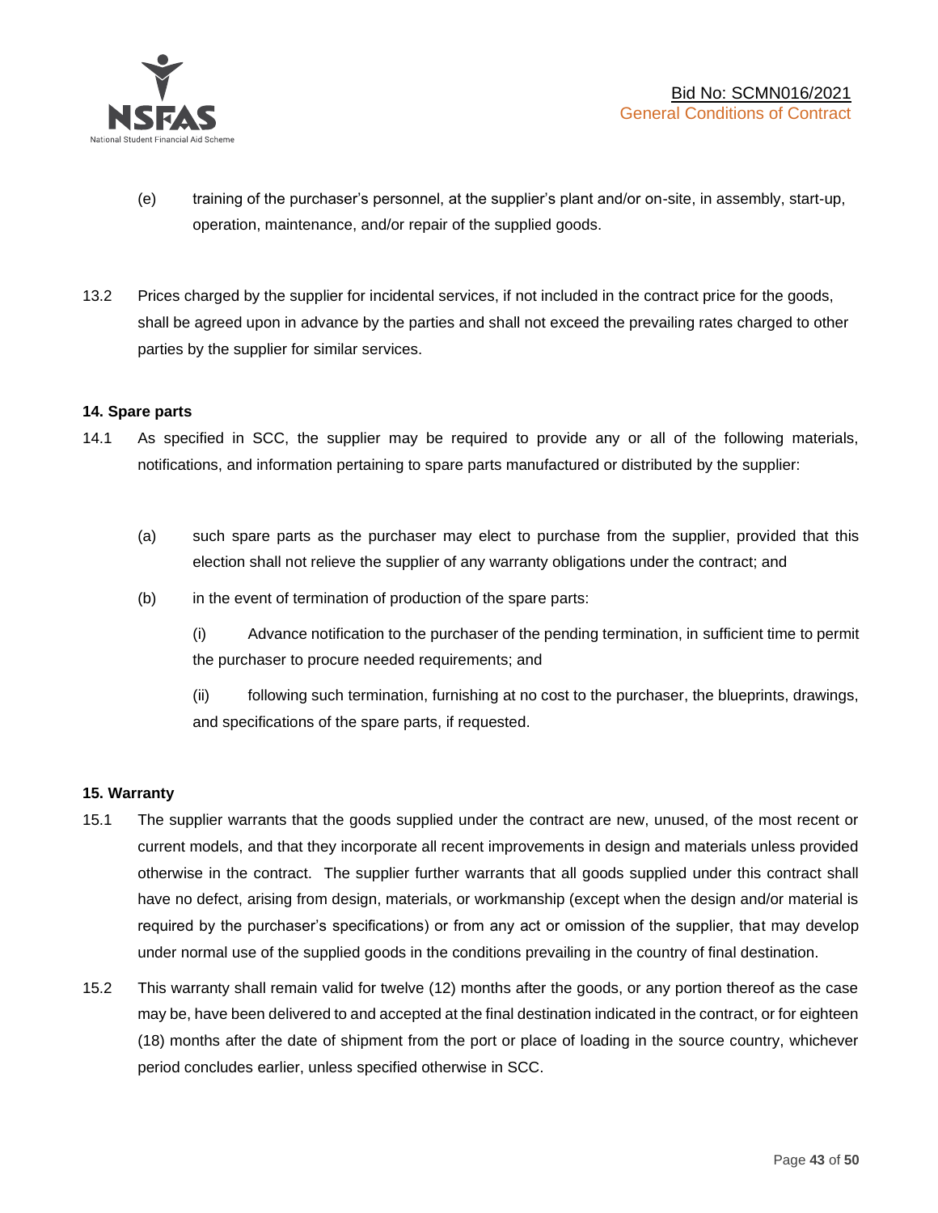(e) training of the purchaser's personnel, at the supplier's plant and/or on-site, in assembly, start-up, operation, maintenance, and/or repair of the supplied goods.

13.2 Prices charged by the supplier for incidental services, if not included in the contract price for the goods, shall be agreed upon in advance by the parties and shall not exceed the prevailing rates charged to other parties by the supplier for similar services.

**14. Spare parts**

14.1 As specified in SCC, the supplier may be required to provide any or all of the following materials, notifications, and information pertaining to spare parts manufactured or distributed by the supplier:

(a) such spare parts as the purchaser may elect to purchase from the supplier, provided that this election shall not relieve the supplier of any warranty obligations under the contract; and

(b) in the event of termination of production of the spare parts:

(i) Advance notification to the purchaser of the pending termination, in sufficient time to permit the purchaser to procure needed requirements; and

(ii) following such termination, furnishing at no cost to the purchaser, the blueprints, drawings, and specifications of the spare parts, if requested.

**15. Warranty**

15.1 The supplier warrants that the goods supplied under the contract are new, unused, of the most recent or current models, and that they incorporate all recent improvements in design and materials unless provided otherwise in the contract. The supplier further warrants that all goods supplied under this contract shall have no defect, arising from design, materials, or workmanship (except when the design and/or material is required by the purchaser's specifications) or from any act or omission of the supplier, that may develop under normal use of the supplied goods in the conditions prevailing in the country of final destination.

15.2 This warranty shall remain valid for twelve (12) months after the goods, or any portion thereof as the case may be, have been delivered to and accepted at the final destination indicated in the contract, or for eighteen (18) months after the date of shipment from the port or place of loading in the source country, whichever period concludes earlier, unless specified otherwise in SCC.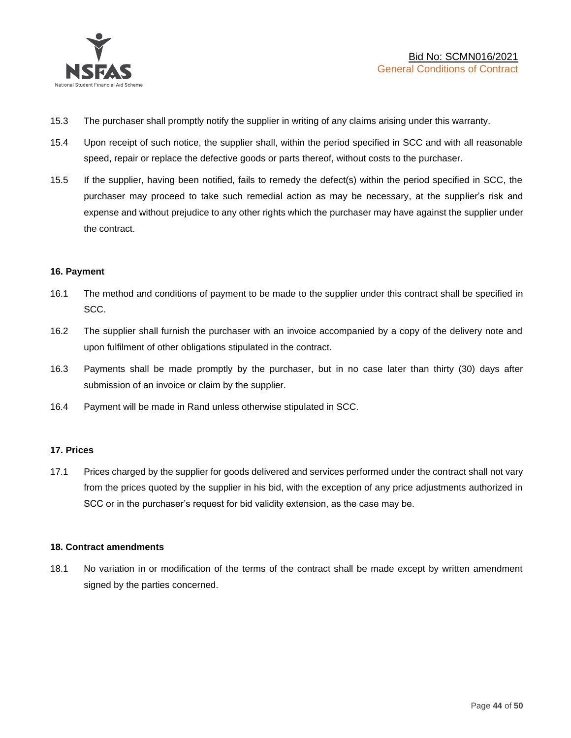15.3 The purchaser shall promptly notify the supplier in writing of any claims arising under this warranty.

15.4 Upon receipt of such notice, the supplier shall, within the period specified in SCC and with all reasonable speed, repair or replace the defective goods or parts thereof, without costs to the purchaser.

15.5 If the supplier, having been notified, fails to remedy the defect(s) within the period specified in SCC, the purchaser may proceed to take such remedial action as may be necessary, at the supplier's risk and expense and without prejudice to any other rights which the purchaser may have against the supplier under the contract.

**16. Payment**

16.1 The method and conditions of payment to be made to the supplier under this contract shall be specified in SCC.

16.2 The supplier shall furnish the purchaser with an invoice accompanied by a copy of the delivery note and upon fulfilment of other obligations stipulated in the contract.

16.3 Payments shall be made promptly by the purchaser, but in no case later than thirty (30) days after submission of an invoice or claim by the supplier.

16.4 Payment will be made in Rand unless otherwise stipulated in SCC.

**17. Prices**

17.1 Prices charged by the supplier for goods delivered and services performed under the contract shall not vary from the prices quoted by the supplier in his bid, with the exception of any price adjustments authorized in SCC or in the purchaser's request for bid validity extension, as the case may be.

**18. Contract amendments**

18.1 No variation in or modification of the terms of the contract shall be made except by written amendment signed by the parties concerned.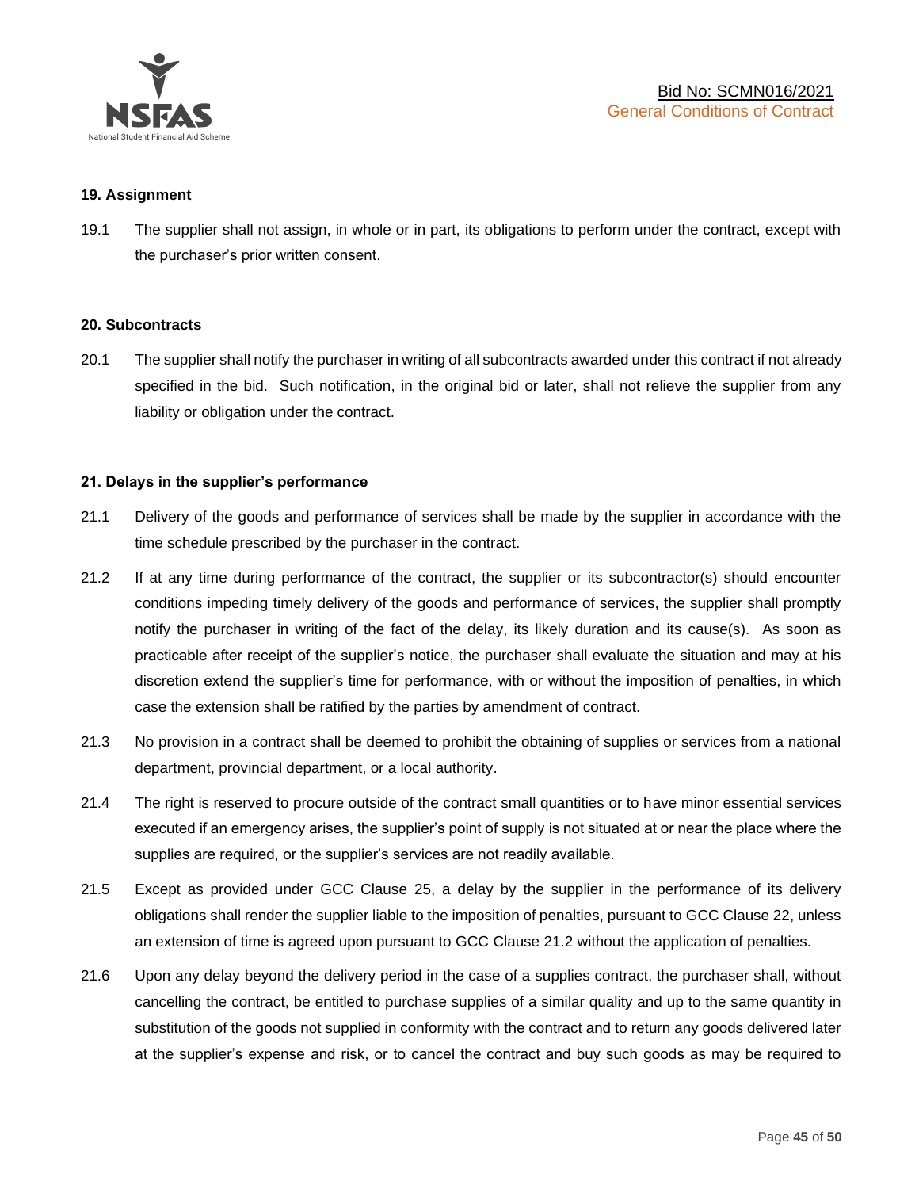## 19. Assignment

19.1 The supplier shall not assign, in whole or in part, its obligations to perform under the contract, except with the purchaser's prior written consent.

## 20. Subcontracts

20.1 The supplier shall notify the purchaser in writing of all subcontracts awarded under this contract if not already specified in the bid. Such notification, in the original bid or later, shall not relieve the supplier from any liability or obligation under the contract.

## 21. Delays in the supplier's performance

21.1 Delivery of the goods and performance of services shall be made by the supplier in accordance with the time schedule prescribed by the purchaser in the contract.

21.2 If at any time during performance of the contract, the supplier or its subcontractor(s) should encounter conditions impeding timely delivery of the goods and performance of services, the supplier shall promptly notify the purchaser in writing of the fact of the delay, its likely duration and its cause(s). As soon as practicable after receipt of the supplier's notice, the purchaser shall evaluate the situation and may at his discretion extend the supplier's time for performance, with or without the imposition of penalties, in which case the extension shall be ratified by the parties by amendment of contract.

21.3 No provision in a contract shall be deemed to prohibit the obtaining of supplies or services from a national department, provincial department, or a local authority.

21.4 The right is reserved to procure outside of the contract small quantities or to have minor essential services executed if an emergency arises, the supplier's point of supply is not situated at or near the place where the supplies are required, or the supplier's services are not readily available.

21.5 Except as provided under GCC Clause 25, a delay by the supplier in the performance of its delivery obligations shall render the supplier liable to the imposition of penalties, pursuant to GCC Clause 22, unless an extension of time is agreed upon pursuant to GCC Clause 21.2 without the application of penalties.

21.6 Upon any delay beyond the delivery period in the case of a supplies contract, the purchaser shall, without cancelling the contract, be entitled to purchase supplies of a similar quality and up to the same quantity in substitution of the goods not supplied in conformity with the contract and to return any goods delivered later at the supplier's expense and risk, or to cancel the contract and buy such goods as may be required to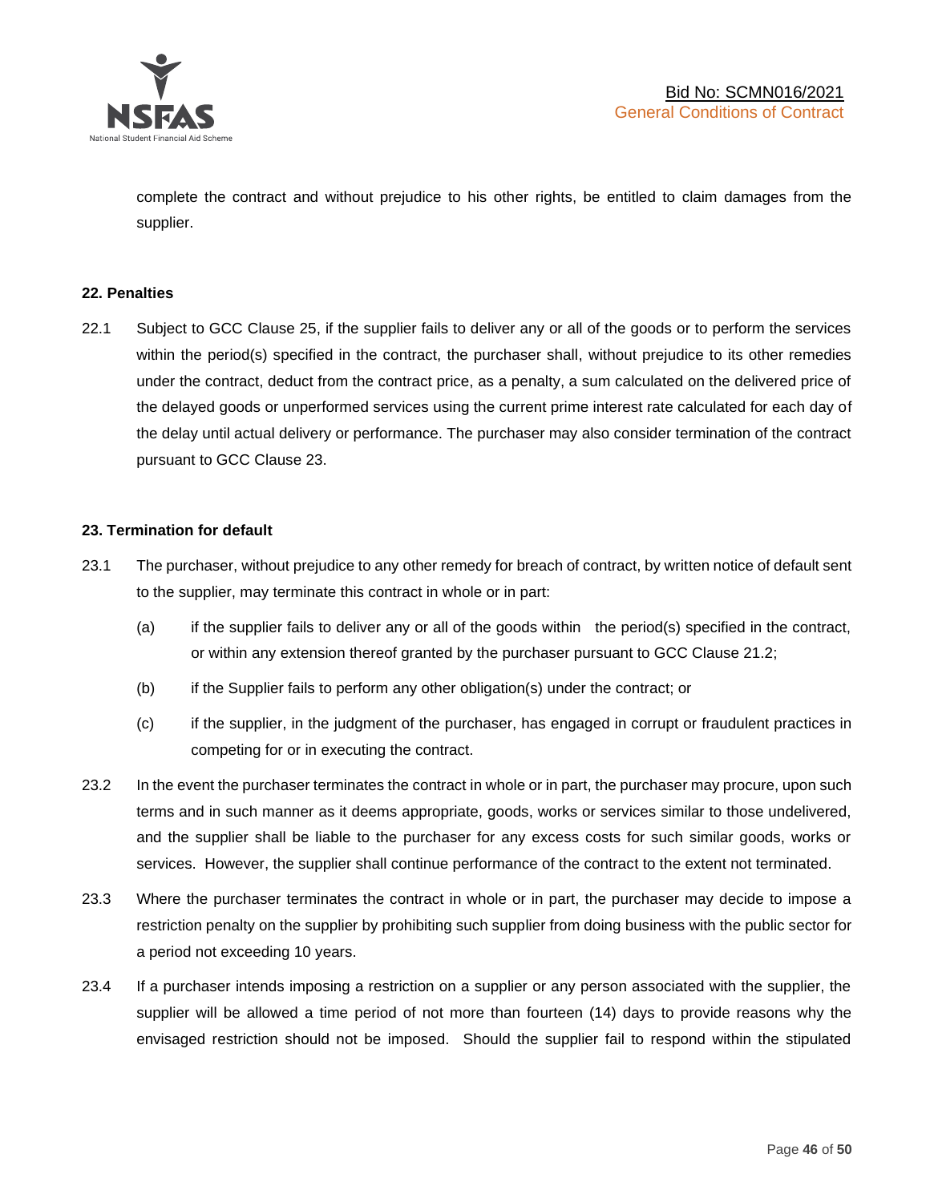complete the contract and without prejudice to his other rights, be entitled to claim damages from the supplier.

**22. Penalties**

22.1 Subject to GCC Clause 25, if the supplier fails to deliver any or all of the goods or to perform the services within the period(s) specified in the contract, the purchaser shall, without prejudice to its other remedies under the contract, deduct from the contract price, as a penalty, a sum calculated on the delivered price of the delayed goods or unperformed services using the current prime interest rate calculated for each day of the delay until actual delivery or performance. The purchaser may also consider termination of the contract pursuant to GCC Clause 23.

**23. Termination for default**

23.1 The purchaser, without prejudice to any other remedy for breach of contract, by written notice of default sent to the supplier, may terminate this contract in whole or in part:

(a) if the supplier fails to deliver any or all of the goods within the period(s) specified in the contract, or within any extension thereof granted by the purchaser pursuant to GCC Clause 21.2;

(b) if the Supplier fails to perform any other obligation(s) under the contract; or

(c) if the supplier, in the judgment of the purchaser, has engaged in corrupt or fraudulent practices in competing for or in executing the contract.

23.2 In the event the purchaser terminates the contract in whole or in part, the purchaser may procure, upon such terms and in such manner as it deems appropriate, goods, works or services similar to those undelivered, and the supplier shall be liable to the purchaser for any excess costs for such similar goods, works or services. However, the supplier shall continue performance of the contract to the extent not terminated.

23.3 Where the purchaser terminates the contract in whole or in part, the purchaser may decide to impose a restriction penalty on the supplier by prohibiting such supplier from doing business with the public sector for a period not exceeding 10 years.

23.4 If a purchaser intends imposing a restriction on a supplier or any person associated with the supplier, the supplier will be allowed a time period of not more than fourteen (14) days to provide reasons why the envisaged restriction should not be imposed. Should the supplier fail to respond within the stipulated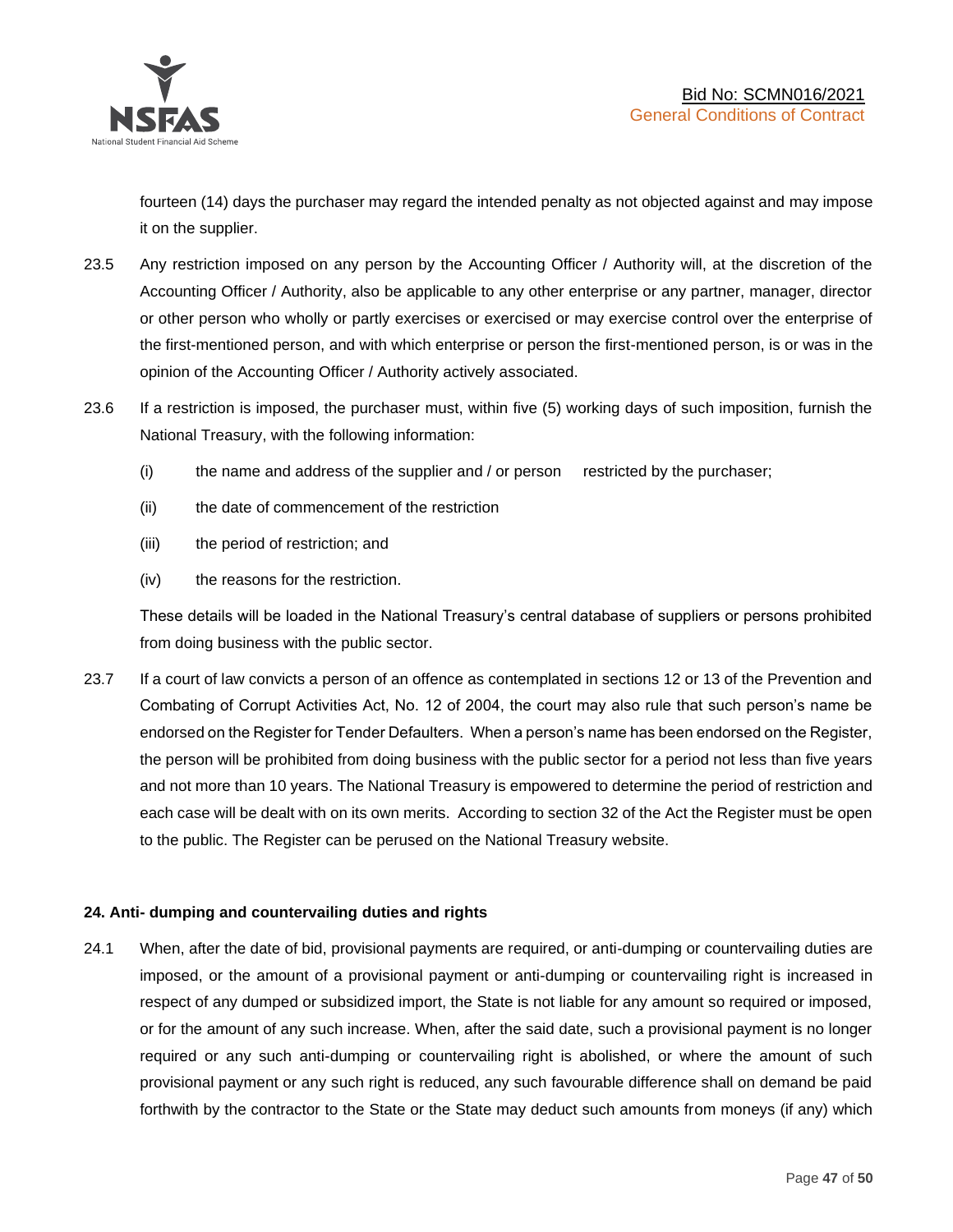fourteen (14) days the purchaser may regard the intended penalty as not objected against and may impose it on the supplier.

23.5 Any restriction imposed on any person by the Accounting Officer / Authority will, at the discretion of the Accounting Officer / Authority, also be applicable to any other enterprise or any partner, manager, director or other person who wholly or partly exercises or exercised or may exercise control over the enterprise of the first-mentioned person, and with which enterprise or person the first-mentioned person, is or was in the opinion of the Accounting Officer / Authority actively associated.

23.6 If a restriction is imposed, the purchaser must, within five (5) working days of such imposition, furnish the National Treasury, with the following information:

(i) the name and address of the supplier and / or person restricted by the purchaser;

(ii) the date of commencement of the restriction

(iii) the period of restriction; and

(iv) the reasons for the restriction.

These details will be loaded in the National Treasury's central database of suppliers or persons prohibited from doing business with the public sector.

23.7 If a court of law convicts a person of an offence as contemplated in sections 12 or 13 of the Prevention and Combating of Corrupt Activities Act, No. 12 of 2004, the court may also rule that such person's name be endorsed on the Register for Tender Defaulters. When a person's name has been endorsed on the Register, the person will be prohibited from doing business with the public sector for a period not less than five years and not more than 10 years. The National Treasury is empowered to determine the period of restriction and each case will be dealt with on its own merits. According to section 32 of the Act the Register must be open to the public. The Register can be perused on the National Treasury website.

**24. Anti- dumping and countervailing duties and rights**

24.1 When, after the date of bid, provisional payments are required, or anti-dumping or countervailing duties are imposed, or the amount of a provisional payment or anti-dumping or countervailing right is increased in respect of any dumped or subsidized import, the State is not liable for any amount so required or imposed, or for the amount of any such increase. When, after the said date, such a provisional payment is no longer required or any such anti-dumping or countervailing right is abolished, or where the amount of such provisional payment or any such right is reduced, any such favourable difference shall on demand be paid forthwith by the contractor to the State or the State may deduct such amounts from moneys (if any) which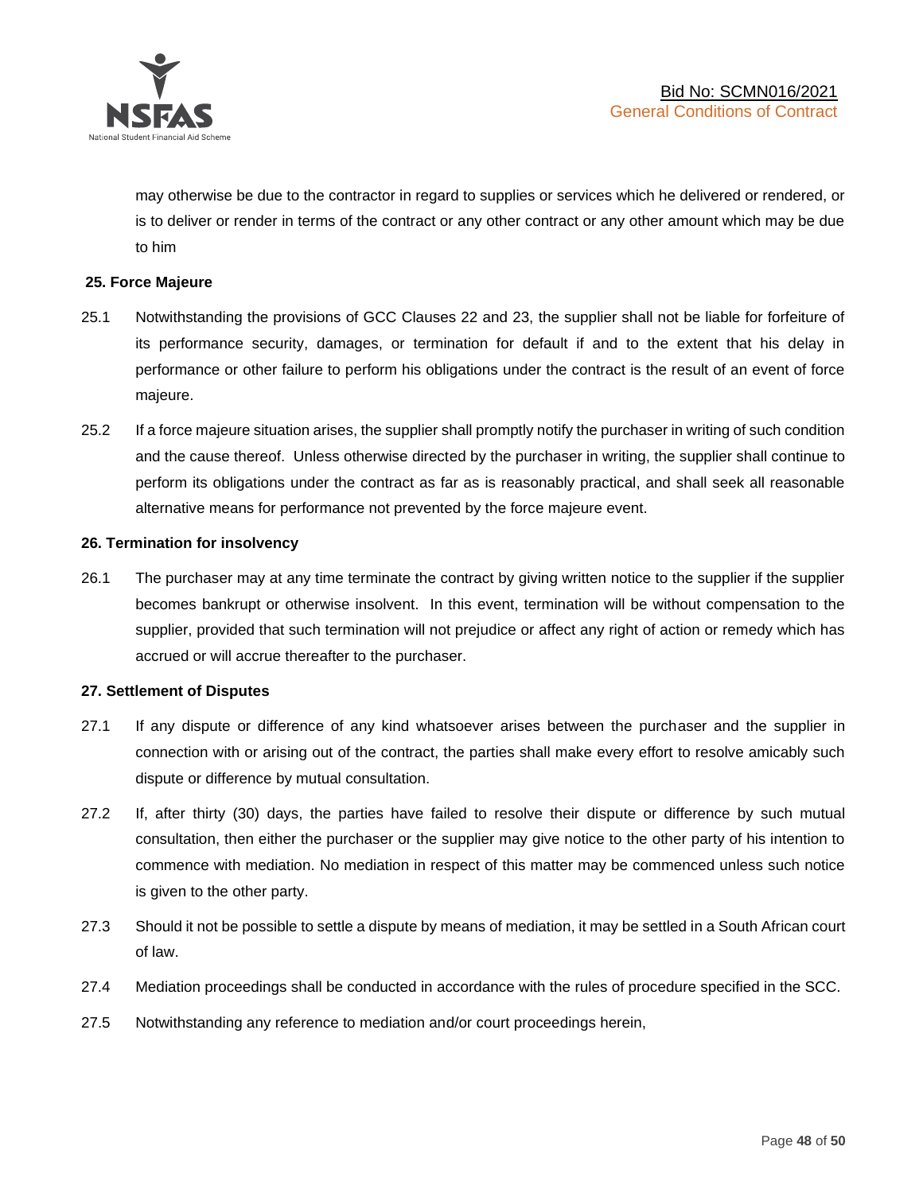may otherwise be due to the contractor in regard to supplies or services which he delivered or rendered, or is to deliver or render in terms of the contract or any other contract or any other amount which may be due to him

**25. Force Majeure**

25.1 Notwithstanding the provisions of GCC Clauses 22 and 23, the supplier shall not be liable for forfeiture of its performance security, damages, or termination for default if and to the extent that his delay in performance or other failure to perform his obligations under the contract is the result of an event of force majeure.

25.2 If a force majeure situation arises, the supplier shall promptly notify the purchaser in writing of such condition and the cause thereof. Unless otherwise directed by the purchaser in writing, the supplier shall continue to perform its obligations under the contract as far as is reasonably practical, and shall seek all reasonable alternative means for performance not prevented by the force majeure event.

**26. Termination for insolvency**

26.1 The purchaser may at any time terminate the contract by giving written notice to the supplier if the supplier becomes bankrupt or otherwise insolvent. In this event, termination will be without compensation to the supplier, provided that such termination will not prejudice or affect any right of action or remedy which has accrued or will accrue thereafter to the purchaser.

**27. Settlement of Disputes**

27.1 If any dispute or difference of any kind whatsoever arises between the purchaser and the supplier in connection with or arising out of the contract, the parties shall make every effort to resolve amicably such dispute or difference by mutual consultation.

27.2 If, after thirty (30) days, the parties have failed to resolve their dispute or difference by such mutual consultation, then either the purchaser or the supplier may give notice to the other party of his intention to commence with mediation. No mediation in respect of this matter may be commenced unless such notice is given to the other party.

27.3 Should it not be possible to settle a dispute by means of mediation, it may be settled in a South African court of law.

27.4 Mediation proceedings shall be conducted in accordance with the rules of procedure specified in the SCC.

27.5 Notwithstanding any reference to mediation and/or court proceedings herein,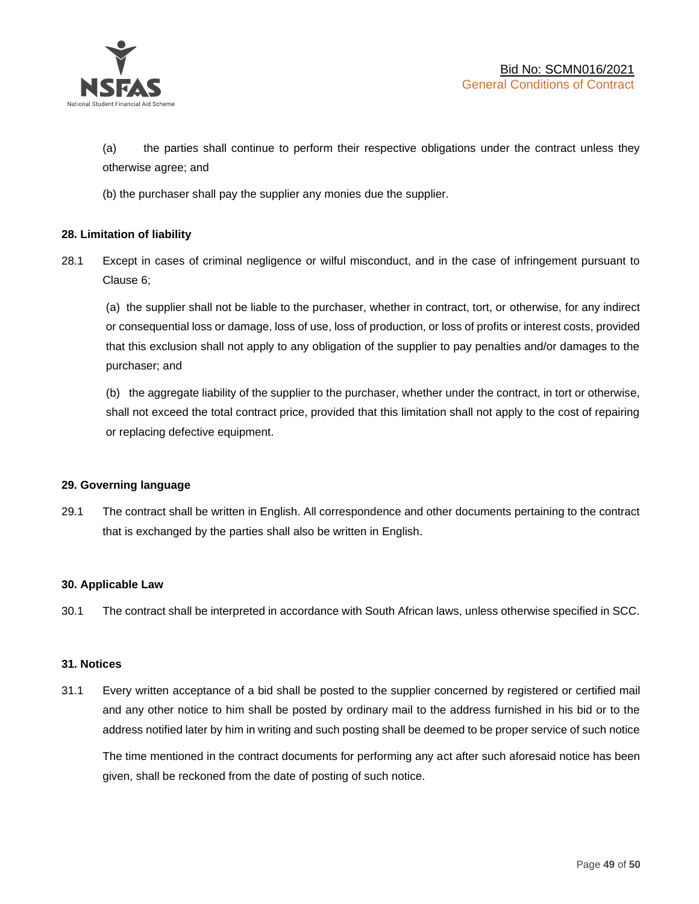(a) the parties shall continue to perform their respective obligations under the contract unless they otherwise agree; and

(b) the purchaser shall pay the supplier any monies due the supplier.

**28. Limitation of liability**

28.1 Except in cases of criminal negligence or wilful misconduct, and in the case of infringement pursuant to Clause 6;

(a) the supplier shall not be liable to the purchaser, whether in contract, tort, or otherwise, for any indirect or consequential loss or damage, loss of use, loss of production, or loss of profits or interest costs, provided that this exclusion shall not apply to any obligation of the supplier to pay penalties and/or damages to the purchaser; and

(b) the aggregate liability of the supplier to the purchaser, whether under the contract, in tort or otherwise, shall not exceed the total contract price, provided that this limitation shall not apply to the cost of repairing or replacing defective equipment.

**29. Governing language**

29.1 The contract shall be written in English. All correspondence and other documents pertaining to the contract that is exchanged by the parties shall also be written in English.

**30. Applicable Law**

30.1 The contract shall be interpreted in accordance with South African laws, unless otherwise specified in SCC.

**31. Notices**

31.1 Every written acceptance of a bid shall be posted to the supplier concerned by registered or certified mail and any other notice to him shall be posted by ordinary mail to the address furnished in his bid or to the address notified later by him in writing and such posting shall be deemed to be proper service of such notice

The time mentioned in the contract documents for performing any act after such aforesaid notice has been given, shall be reckoned from the date of posting of such notice.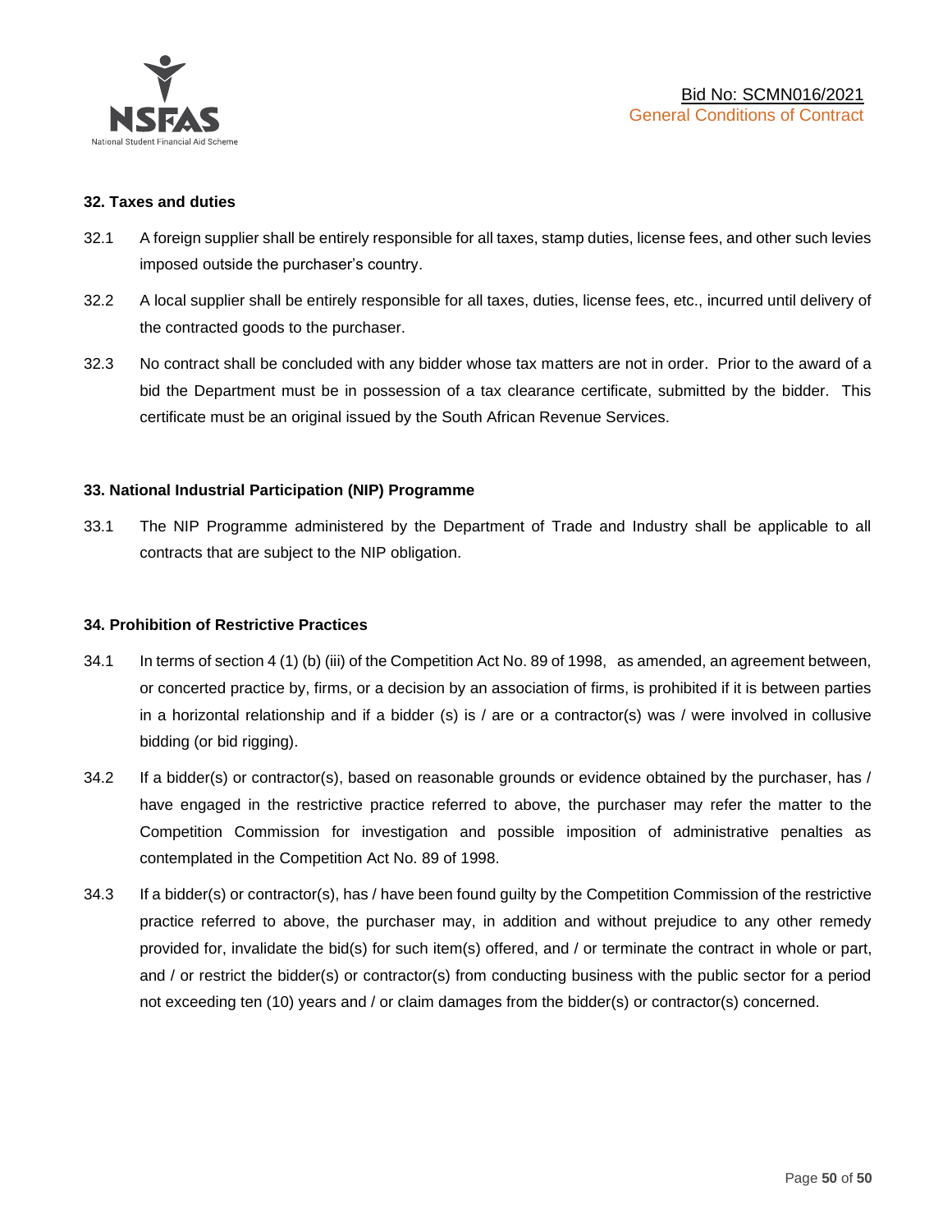### 32. Taxes and duties

32.1 A foreign supplier shall be entirely responsible for all taxes, stamp duties, license fees, and other such levies imposed outside the purchaser's country.

32.2 A local supplier shall be entirely responsible for all taxes, duties, license fees, etc., incurred until delivery of the contracted goods to the purchaser.

32.3 No contract shall be concluded with any bidder whose tax matters are not in order. Prior to the award of a bid the Department must be in possession of a tax clearance certificate, submitted by the bidder. This certificate must be an original issued by the South African Revenue Services.

### 33. National Industrial Participation (NIP) Programme

33.1 The NIP Programme administered by the Department of Trade and Industry shall be applicable to all contracts that are subject to the NIP obligation.

### 34. Prohibition of Restrictive Practices

34.1 In terms of section 4 (1) (b) (iii) of the Competition Act No. 89 of 1998, as amended, an agreement between, or concerted practice by, firms, or a decision by an association of firms, is prohibited if it is between parties in a horizontal relationship and if a bidder (s) is / are or a contractor(s) was / were involved in collusive bidding (or bid rigging).

34.2 If a bidder(s) or contractor(s), based on reasonable grounds or evidence obtained by the purchaser, has / have engaged in the restrictive practice referred to above, the purchaser may refer the matter to the Competition Commission for investigation and possible imposition of administrative penalties as contemplated in the Competition Act No. 89 of 1998.

34.3 If a bidder(s) or contractor(s), has / have been found guilty by the Competition Commission of the restrictive practice referred to above, the purchaser may, in addition and without prejudice to any other remedy provided for, invalidate the bid(s) for such item(s) offered, and / or terminate the contract in whole or part, and / or restrict the bidder(s) or contractor(s) from conducting business with the public sector for a period not exceeding ten (10) years and / or claim damages from the bidder(s) or contractor(s) concerned.